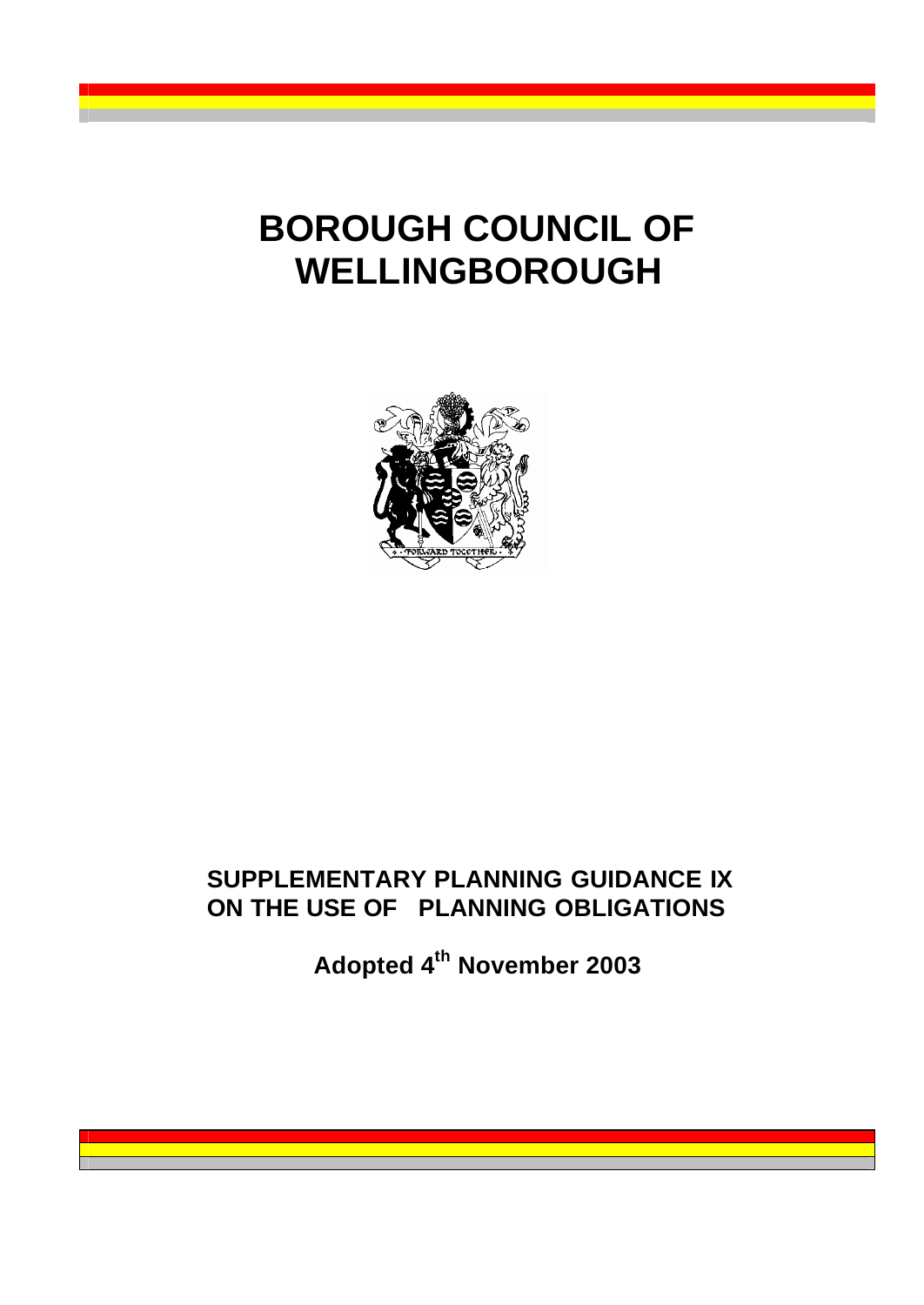# BOROUGH COUNCIL OF WELLINGBOROUGH

## SUPPLEMENTARY PLANNING GUIDANCE IX ON THE USE OF PLANNING OBLIGATIONS

**Adopted 4th November 2003**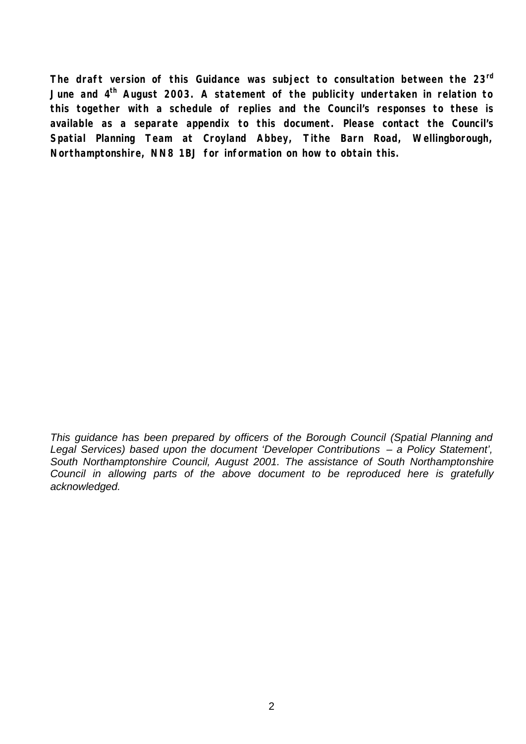**The draft version of this Guidance was subject to consultation between the 23rd June and 4th August 2003. A statement of the publicity undertaken in relation to this together with a schedule of replies and the Council's responses to these is available as a separate appendix to this document. Please contact the Council's Spatial Planning Team at Croyland Abbey, Tithe Barn Road, Wellingborough, Northamptonshire, NN8 1BJ for information on how to obtain this.**

*This guidance has been prepared by officers of the Borough Council (Spatial Planning and Legal Services) based upon the document 'Developer Contributions – a Policy Statement', South Northamptonshire Council, August 2001. The assistance of South Northamptonshire Council in allowing parts of the above document to be reproduced here is gratefully acknowledged.*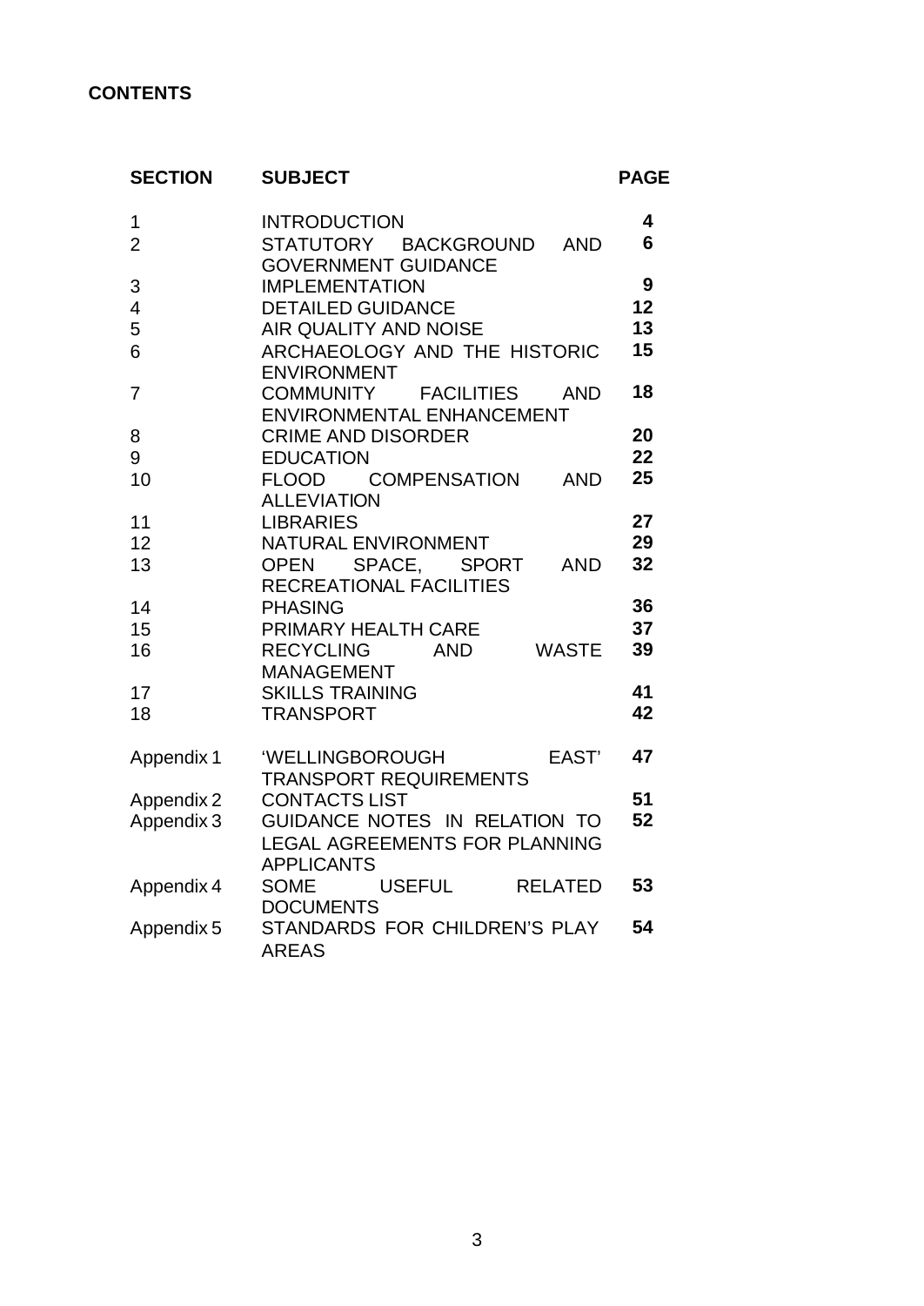**CONTENTS**

| SECTION | SUBJECT | PAGE |
| --- | --- | --- |
| 1 | INTRODUCTION | 4 |
| 2 | STATUTORY BACKGROUND AND GOVERNMENT GUIDANCE | 6 |
| 3 | IMPLEMENTATION | 9 |
| 4 | DETAILED GUIDANCE | 12 |
| 5 | AIR QUALITY AND NOISE | 13 |
| 6 | ARCHAEOLOGY AND THE HISTORIC ENVIRONMENT | 15 |
| 7 | COMMUNITY FACILITIES AND ENVIRONMENTAL ENHANCEMENT | 18 |
| 8 | CRIME AND DISORDER | 20 |
| 9 | EDUCATION | 22 |
| 10 | FLOOD COMPENSATION AND ALLEVIATION | 25 |
| 11 | LIBRARIES | 27 |
| 12 | NATURAL ENVIRONMENT | 29 |
| 13 | OPEN SPACE, SPORT AND RECREATIONAL FACILITIES | 32 |
| 14 | PHASING | 36 |
| 15 | PRIMARY HEALTH CARE | 37 |
| 16 | RECYCLING AND WASTE MANAGEMENT | 39 |
| 17 | SKILLS TRAINING | 41 |
| 18 | TRANSPORT | 42 |
| Appendix 1 | 'WELLINGBOROUGH EAST' TRANSPORT REQUIREMENTS | 47 |
| Appendix 2 | CONTACTS LIST | 51 |
| Appendix 3 | GUIDANCE NOTES IN RELATION TO LEGAL AGREEMENTS FOR PLANNING APPLICANTS | 52 |
| Appendix 4 | SOME USEFUL RELATED DOCUMENTS | 53 |
| Appendix 5 | STANDARDS FOR CHILDREN'S PLAY AREAS | 54 |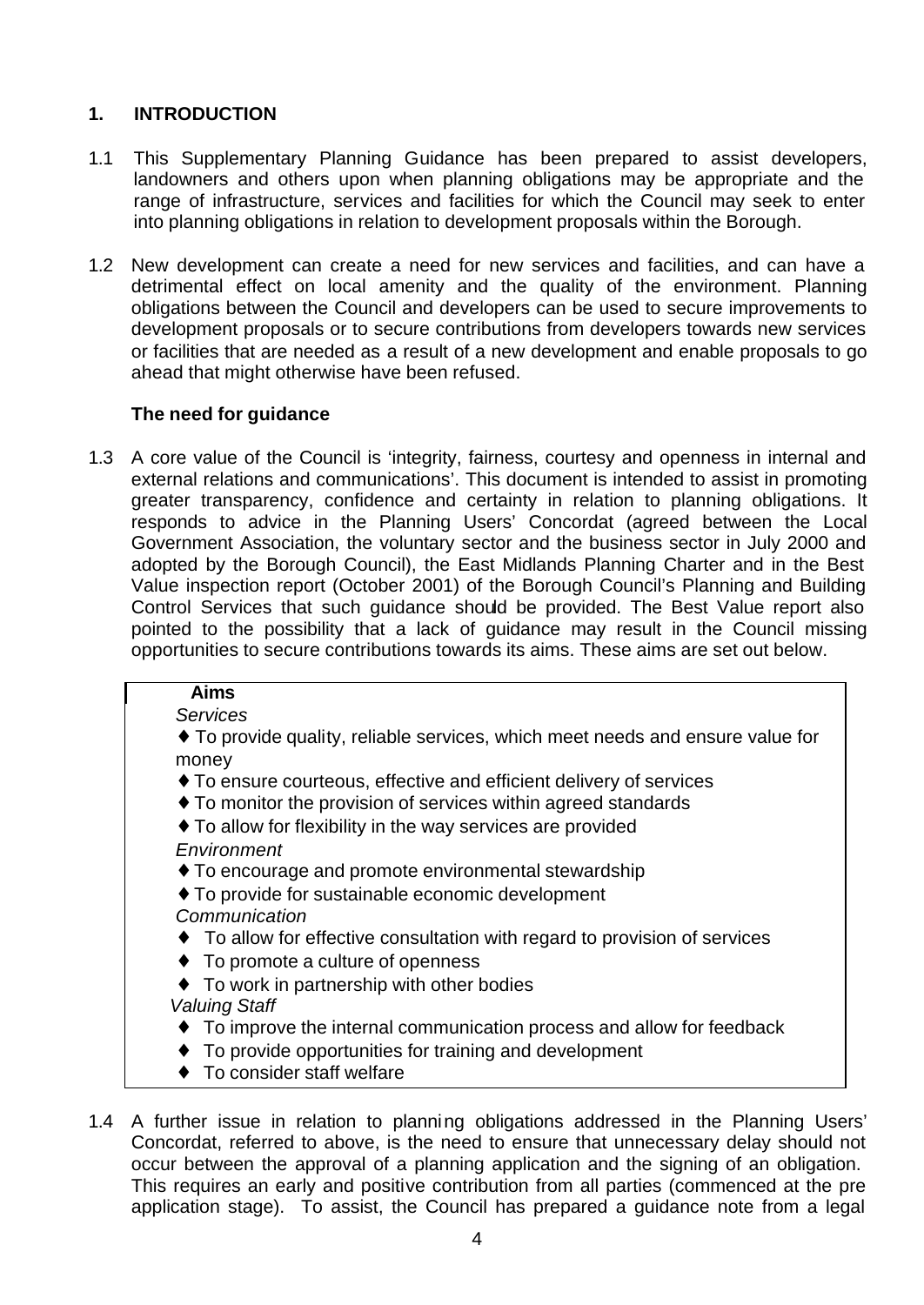## 1. INTRODUCTION

1.1 This Supplementary Planning Guidance has been prepared to assist developers, landowners and others upon when planning obligations may be appropriate and the range of infrastructure, services and facilities for which the Council may seek to enter into planning obligations in relation to development proposals within the Borough.

1.2 New development can create a need for new services and facilities, and can have a detrimental effect on local amenity and the quality of the environment. Planning obligations between the Council and developers can be used to secure improvements to development proposals or to secure contributions from developers towards new services or facilities that are needed as a result of a new development and enable proposals to go ahead that might otherwise have been refused.

### The need for guidance

1.3 A core value of the Council is 'integrity, fairness, courtesy and openness in internal and external relations and communications'. This document is intended to assist in promoting greater transparency, confidence and certainty in relation to planning obligations. It responds to advice in the Planning Users' Concordat (agreed between the Local Government Association, the voluntary sector and the business sector in July 2000 and adopted by the Borough Council), the East Midlands Planning Charter and in the Best Value inspection report (October 2001) of the Borough Council's Planning and Building Control Services that such guidance should be provided. The Best Value report also pointed to the possibility that a lack of guidance may result in the Council missing opportunities to secure contributions towards its aims. These aims are set out below.

> **Aims**
>
> *Services*
> - To provide quality, reliable services, which meet needs and ensure value for money
> - To ensure courteous, effective and efficient delivery of services
> - To monitor the provision of services within agreed standards
> - To allow for flexibility in the way services are provided
>
> *Environment*
> - To encourage and promote environmental stewardship
> - To provide for sustainable economic development
>
> *Communication*
> - To allow for effective consultation with regard to provision of services
> - To promote a culture of openness
> - To work in partnership with other bodies
>
> *Valuing Staff*
> - To improve the internal communication process and allow for feedback
> - To provide opportunities for training and development
> - To consider staff welfare

1.4 A further issue in relation to planning obligations addressed in the Planning Users' Concordat, referred to above, is the need to ensure that unnecessary delay should not occur between the approval of a planning application and the signing of an obligation. This requires an early and positive contribution from all parties (commenced at the pre application stage). To assist, the Council has prepared a guidance note from a legal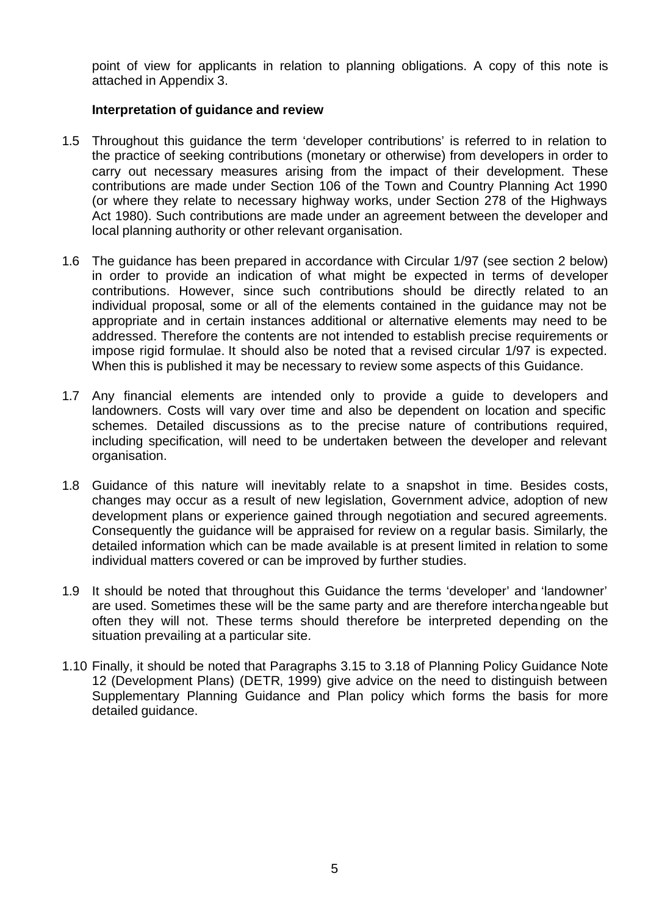point of view for applicants in relation to planning obligations. A copy of this note is attached in Appendix 3.

**Interpretation of guidance and review**

1.5 Throughout this guidance the term 'developer contributions' is referred to in relation to the practice of seeking contributions (monetary or otherwise) from developers in order to carry out necessary measures arising from the impact of their development. These contributions are made under Section 106 of the Town and Country Planning Act 1990 (or where they relate to necessary highway works, under Section 278 of the Highways Act 1980). Such contributions are made under an agreement between the developer and local planning authority or other relevant organisation.

1.6 The guidance has been prepared in accordance with Circular 1/97 (see section 2 below) in order to provide an indication of what might be expected in terms of developer contributions. However, since such contributions should be directly related to an individual proposal, some or all of the elements contained in the guidance may not be appropriate and in certain instances additional or alternative elements may need to be addressed. Therefore the contents are not intended to establish precise requirements or impose rigid formulae. It should also be noted that a revised circular 1/97 is expected. When this is published it may be necessary to review some aspects of this Guidance.

1.7 Any financial elements are intended only to provide a guide to developers and landowners. Costs will vary over time and also be dependent on location and specific schemes. Detailed discussions as to the precise nature of contributions required, including specification, will need to be undertaken between the developer and relevant organisation.

1.8 Guidance of this nature will inevitably relate to a snapshot in time. Besides costs, changes may occur as a result of new legislation, Government advice, adoption of new development plans or experience gained through negotiation and secured agreements. Consequently the guidance will be appraised for review on a regular basis. Similarly, the detailed information which can be made available is at present limited in relation to some individual matters covered or can be improved by further studies.

1.9 It should be noted that throughout this Guidance the terms 'developer' and 'landowner' are used. Sometimes these will be the same party and are therefore interchangeable but often they will not. These terms should therefore be interpreted depending on the situation prevailing at a particular site.

1.10 Finally, it should be noted that Paragraphs 3.15 to 3.18 of Planning Policy Guidance Note 12 (Development Plans) (DETR, 1999) give advice on the need to distinguish between Supplementary Planning Guidance and Plan policy which forms the basis for more detailed guidance.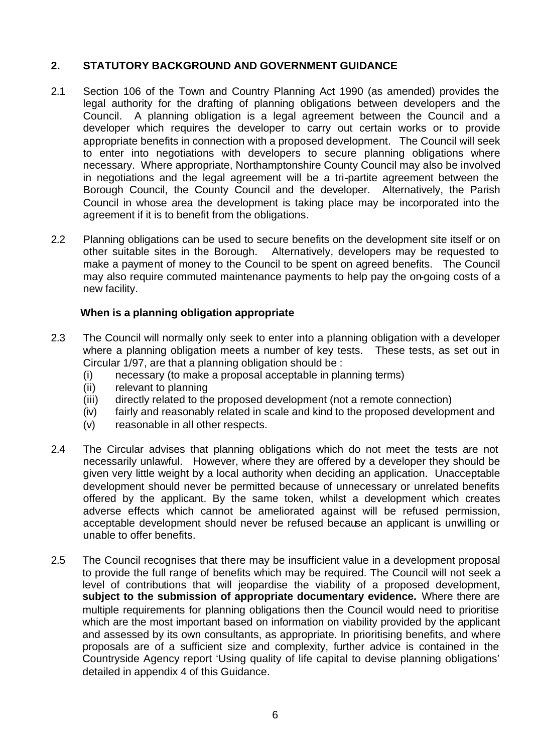## 2. STATUTORY BACKGROUND AND GOVERNMENT GUIDANCE

2.1 Section 106 of the Town and Country Planning Act 1990 (as amended) provides the legal authority for the drafting of planning obligations between developers and the Council. A planning obligation is a legal agreement between the Council and a developer which requires the developer to carry out certain works or to provide appropriate benefits in connection with a proposed development. The Council will seek to enter into negotiations with developers to secure planning obligations where necessary. Where appropriate, Northamptonshire County Council may also be involved in negotiations and the legal agreement will be a tri-partite agreement between the Borough Council, the County Council and the developer. Alternatively, the Parish Council in whose area the development is taking place may be incorporated into the agreement if it is to benefit from the obligations.

2.2 Planning obligations can be used to secure benefits on the development site itself or on other suitable sites in the Borough. Alternatively, developers may be requested to make a payment of money to the Council to be spent on agreed benefits. The Council may also require commuted maintenance payments to help pay the on-going costs of a new facility.

### When is a planning obligation appropriate

2.3 The Council will normally only seek to enter into a planning obligation with a developer where a planning obligation meets a number of key tests. These tests, as set out in Circular 1/97, are that a planning obligation should be :

- (i) necessary (to make a proposal acceptable in planning terms)
- (ii) relevant to planning
- (iii) directly related to the proposed development (not a remote connection)
- (iv) fairly and reasonably related in scale and kind to the proposed development and
- (v) reasonable in all other respects.

2.4 The Circular advises that planning obligations which do not meet the tests are not necessarily unlawful. However, where they are offered by a developer they should be given very little weight by a local authority when deciding an application. Unacceptable development should never be permitted because of unnecessary or unrelated benefits offered by the applicant. By the same token, whilst a development which creates adverse effects which cannot be ameliorated against will be refused permission, acceptable development should never be refused because an applicant is unwilling or unable to offer benefits.

2.5 The Council recognises that there may be insufficient value in a development proposal to provide the full range of benefits which may be required. The Council will not seek a level of contributions that will jeopardise the viability of a proposed development, **subject to the submission of appropriate documentary evidence.** Where there are multiple requirements for planning obligations then the Council would need to prioritise which are the most important based on information on viability provided by the applicant and assessed by its own consultants, as appropriate. In prioritising benefits, and where proposals are of a sufficient size and complexity, further advice is contained in the Countryside Agency report 'Using quality of life capital to devise planning obligations' detailed in appendix 4 of this Guidance.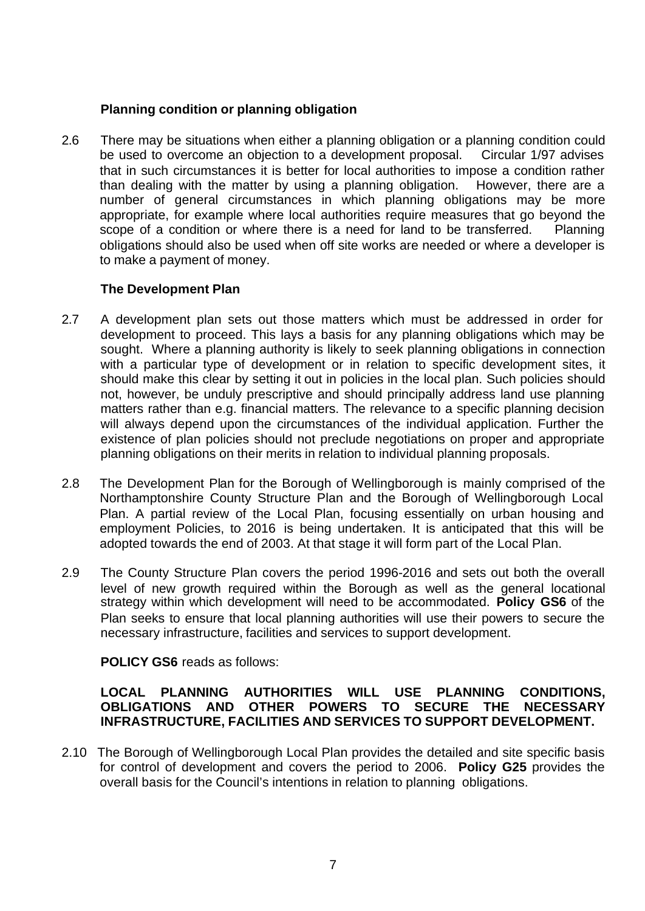### Planning condition or planning obligation

2.6 There may be situations when either a planning obligation or a planning condition could be used to overcome an objection to a development proposal. Circular 1/97 advises that in such circumstances it is better for local authorities to impose a condition rather than dealing with the matter by using a planning obligation. However, there are a number of general circumstances in which planning obligations may be more appropriate, for example where local authorities require measures that go beyond the scope of a condition or where there is a need for land to be transferred. Planning obligations should also be used when off site works are needed or where a developer is to make a payment of money.

### The Development Plan

2.7 A development plan sets out those matters which must be addressed in order for development to proceed. This lays a basis for any planning obligations which may be sought. Where a planning authority is likely to seek planning obligations in connection with a particular type of development or in relation to specific development sites, it should make this clear by setting it out in policies in the local plan. Such policies should not, however, be unduly prescriptive and should principally address land use planning matters rather than e.g. financial matters. The relevance to a specific planning decision will always depend upon the circumstances of the individual application. Further the existence of plan policies should not preclude negotiations on proper and appropriate planning obligations on their merits in relation to individual planning proposals.

2.8 The Development Plan for the Borough of Wellingborough is mainly comprised of the Northamptonshire County Structure Plan and the Borough of Wellingborough Local Plan. A partial review of the Local Plan, focusing essentially on urban housing and employment Policies, to 2016 is being undertaken. It is anticipated that this will be adopted towards the end of 2003. At that stage it will form part of the Local Plan.

2.9 The County Structure Plan covers the period 1996-2016 and sets out both the overall level of new growth required within the Borough as well as the general locational strategy within which development will need to be accommodated. **Policy GS6** of the Plan seeks to ensure that local planning authorities will use their powers to secure the necessary infrastructure, facilities and services to support development.

**POLICY GS6** reads as follows:

**LOCAL PLANNING AUTHORITIES WILL USE PLANNING CONDITIONS, OBLIGATIONS AND OTHER POWERS TO SECURE THE NECESSARY INFRASTRUCTURE, FACILITIES AND SERVICES TO SUPPORT DEVELOPMENT.**

2.10 The Borough of Wellingborough Local Plan provides the detailed and site specific basis for control of development and covers the period to 2006. **Policy G25** provides the overall basis for the Council's intentions in relation to planning obligations.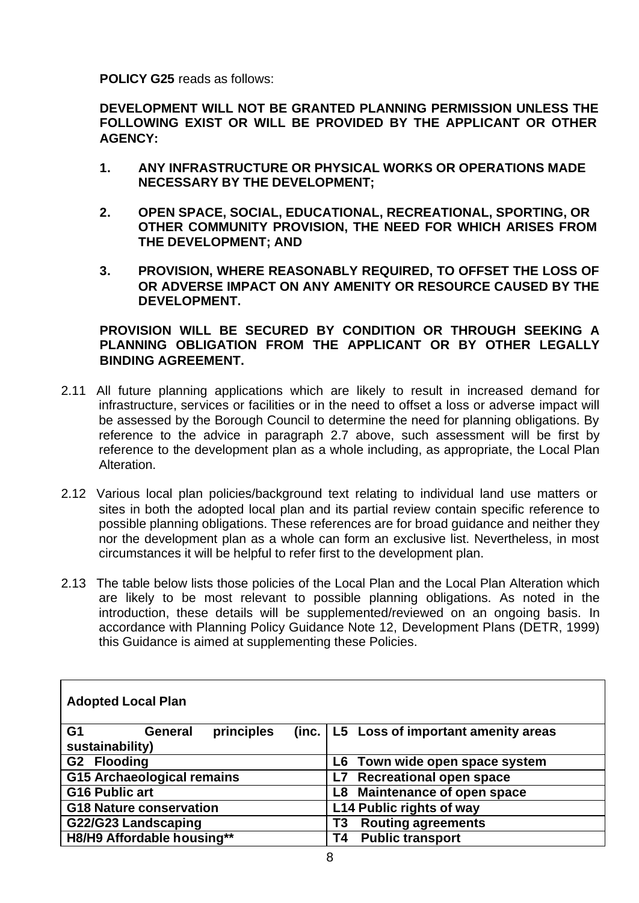**POLICY G25** reads as follows:

**DEVELOPMENT WILL NOT BE GRANTED PLANNING PERMISSION UNLESS THE FOLLOWING EXIST OR WILL BE PROVIDED BY THE APPLICANT OR OTHER AGENCY:**

1. **ANY INFRASTRUCTURE OR PHYSICAL WORKS OR OPERATIONS MADE NECESSARY BY THE DEVELOPMENT;**

2. **OPEN SPACE, SOCIAL, EDUCATIONAL, RECREATIONAL, SPORTING, OR OTHER COMMUNITY PROVISION, THE NEED FOR WHICH ARISES FROM THE DEVELOPMENT; AND**

3. **PROVISION, WHERE REASONABLY REQUIRED, TO OFFSET THE LOSS OF OR ADVERSE IMPACT ON ANY AMENITY OR RESOURCE CAUSED BY THE DEVELOPMENT.**

**PROVISION WILL BE SECURED BY CONDITION OR THROUGH SEEKING A PLANNING OBLIGATION FROM THE APPLICANT OR BY OTHER LEGALLY BINDING AGREEMENT.**

2.11 All future planning applications which are likely to result in increased demand for infrastructure, services or facilities or in the need to offset a loss or adverse impact will be assessed by the Borough Council to determine the need for planning obligations. By reference to the advice in paragraph 2.7 above, such assessment will be first by reference to the development plan as a whole including, as appropriate, the Local Plan Alteration.

2.12 Various local plan policies/background text relating to individual land use matters or sites in both the adopted local plan and its partial review contain specific reference to possible planning obligations. These references are for broad guidance and neither they nor the development plan as a whole can form an exclusive list. Nevertheless, in most circumstances it will be helpful to refer first to the development plan.

2.13 The table below lists those policies of the Local Plan and the Local Plan Alteration which are likely to be most relevant to possible planning obligations. As noted in the introduction, these details will be supplemented/reviewed on an ongoing basis. In accordance with Planning Policy Guidance Note 12, Development Plans (DETR, 1999) this Guidance is aimed at supplementing these Policies.

| **Adopted Local Plan** | |
|---|---|
| **G1 General principles (inc. sustainability)** | **L5 Loss of important amenity areas** |
| **G2 Flooding** | **L6 Town wide open space system** |
| **G15 Archaeological remains** | **L7 Recreational open space** |
| **G16 Public art** | **L8 Maintenance of open space** |
| **G18 Nature conservation** | **L14 Public rights of way** |
| **G22/G23 Landscaping** | **T3 Routing agreements** |
| **H8/H9 Affordable housing**** | **T4 Public transport** |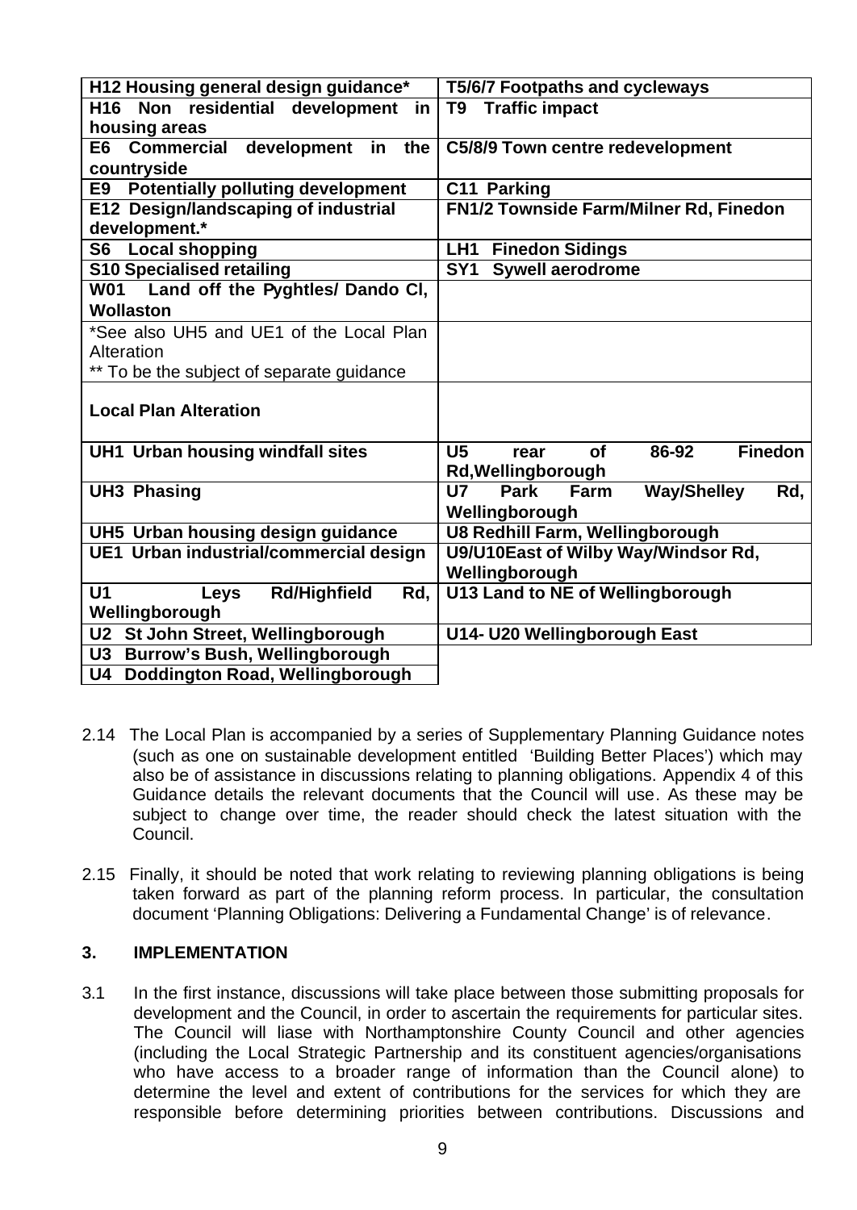| H12 Housing general design guidance* | T5/6/7 Footpaths and cycleways |
|---|---|
| H16 Non residential development in housing areas | T9 Traffic impact |
| E6 Commercial development in the countryside | C5/8/9 Town centre redevelopment |
| E9 Potentially polluting development | C11 Parking |
| E12 Design/landscaping of industrial development.* | FN1/2 Townside Farm/Milner Rd, Finedon |
| S6 Local shopping | LH1 Finedon Sidings |
| S10 Specialised retailing | SY1 Sywell aerodrome |
| W01 Land off the Pyghtles/ Dando Cl, Wollaston | |
| *See also UH5 and UE1 of the Local Plan Alteration<br>** To be the subject of separate guidance | |
| **Local Plan Alteration** | |
| UH1 Urban housing windfall sites | U5 rear of 86-92 Finedon Rd,Wellingborough |
| UH3 Phasing | U7 Park Farm Way/Shelley Rd, Wellingborough |
| UH5 Urban housing design guidance | U8 Redhill Farm, Wellingborough |
| UE1 Urban industrial/commercial design | U9/U10East of Wilby Way/Windsor Rd, Wellingborough |
| U1 Leys Rd/Highfield Rd, Wellingborough | U13 Land to NE of Wellingborough |
| U2 St John Street, Wellingborough | U14- U20 Wellingborough East |
| U3 Burrow's Bush, Wellingborough | |
| U4 Doddington Road, Wellingborough | |

2.14 The Local Plan is accompanied by a series of Supplementary Planning Guidance notes (such as one on sustainable development entitled 'Building Better Places') which may also be of assistance in discussions relating to planning obligations. Appendix 4 of this Guidance details the relevant documents that the Council will use. As these may be subject to change over time, the reader should check the latest situation with the Council.

2.15 Finally, it should be noted that work relating to reviewing planning obligations is being taken forward as part of the planning reform process. In particular, the consultation document 'Planning Obligations: Delivering a Fundamental Change' is of relevance.

## 3. IMPLEMENTATION

3.1 In the first instance, discussions will take place between those submitting proposals for development and the Council, in order to ascertain the requirements for particular sites. The Council will liase with Northamptonshire County Council and other agencies (including the Local Strategic Partnership and its constituent agencies/organisations who have access to a broader range of information than the Council alone) to determine the level and extent of contributions for the services for which they are responsible before determining priorities between contributions. Discussions and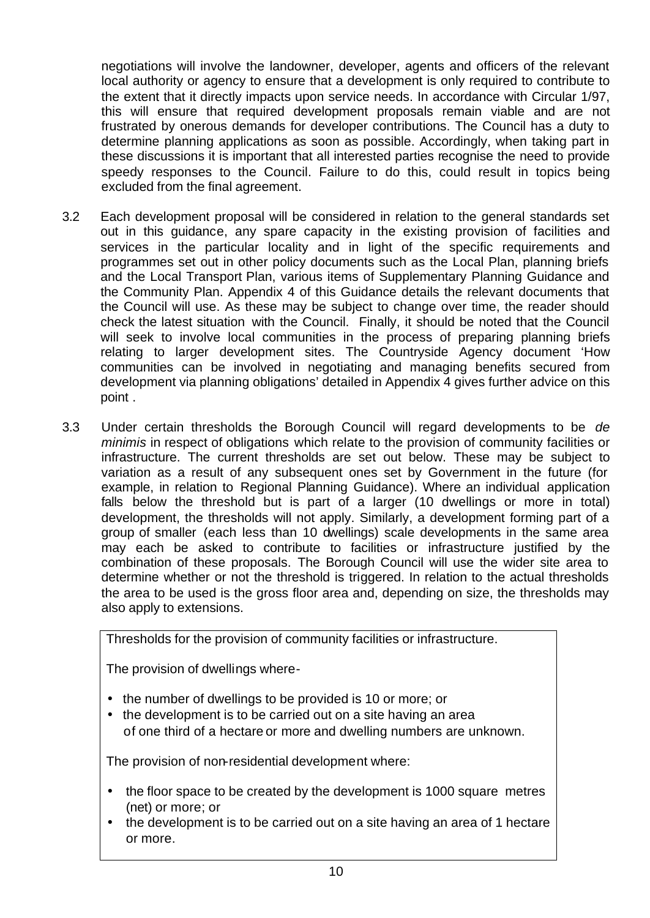negotiations will involve the landowner, developer, agents and officers of the relevant local authority or agency to ensure that a development is only required to contribute to the extent that it directly impacts upon service needs. In accordance with Circular 1/97, this will ensure that required development proposals remain viable and are not frustrated by onerous demands for developer contributions. The Council has a duty to determine planning applications as soon as possible. Accordingly, when taking part in these discussions it is important that all interested parties recognise the need to provide speedy responses to the Council. Failure to do this, could result in topics being excluded from the final agreement.

3.2 Each development proposal will be considered in relation to the general standards set out in this guidance, any spare capacity in the existing provision of facilities and services in the particular locality and in light of the specific requirements and programmes set out in other policy documents such as the Local Plan, planning briefs and the Local Transport Plan, various items of Supplementary Planning Guidance and the Community Plan. Appendix 4 of this Guidance details the relevant documents that the Council will use. As these may be subject to change over time, the reader should check the latest situation with the Council. Finally, it should be noted that the Council will seek to involve local communities in the process of preparing planning briefs relating to larger development sites. The Countryside Agency document 'How communities can be involved in negotiating and managing benefits secured from development via planning obligations' detailed in Appendix 4 gives further advice on this point .

3.3 Under certain thresholds the Borough Council will regard developments to be *de minimis* in respect of obligations which relate to the provision of community facilities or infrastructure. The current thresholds are set out below. These may be subject to variation as a result of any subsequent ones set by Government in the future (for example, in relation to Regional Planning Guidance). Where an individual application falls below the threshold but is part of a larger (10 dwellings or more in total) development, the thresholds will not apply. Similarly, a development forming part of a group of smaller (each less than 10 dwellings) scale developments in the same area may each be asked to contribute to facilities or infrastructure justified by the combination of these proposals. The Borough Council will use the wider site area to determine whether or not the threshold is triggered. In relation to the actual thresholds the area to be used is the gross floor area and, depending on size, the thresholds may also apply to extensions.

Thresholds for the provision of community facilities or infrastructure.

The provision of dwellings where-

- the number of dwellings to be provided is 10 or more; or
- the development is to be carried out on a site having an area of one third of a hectare or more and dwelling numbers are unknown.

The provision of non-residential development where:

- the floor space to be created by the development is 1000 square metres (net) or more; or
- the development is to be carried out on a site having an area of 1 hectare or more.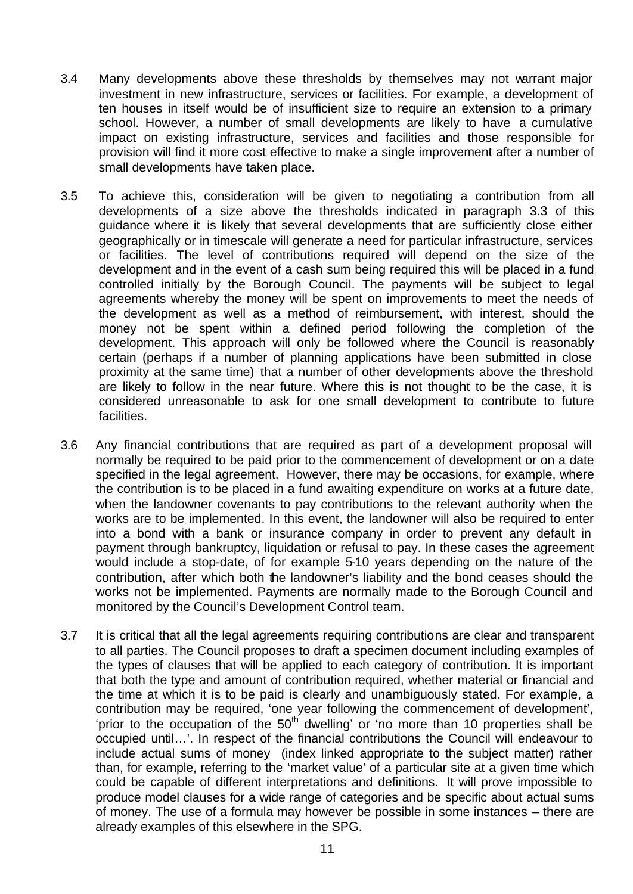3.4 Many developments above these thresholds by themselves may not warrant major investment in new infrastructure, services or facilities. For example, a development of ten houses in itself would be of insufficient size to require an extension to a primary school. However, a number of small developments are likely to have a cumulative impact on existing infrastructure, services and facilities and those responsible for provision will find it more cost effective to make a single improvement after a number of small developments have taken place.

3.5 To achieve this, consideration will be given to negotiating a contribution from all developments of a size above the thresholds indicated in paragraph 3.3 of this guidance where it is likely that several developments that are sufficiently close either geographically or in timescale will generate a need for particular infrastructure, services or facilities. The level of contributions required will depend on the size of the development and in the event of a cash sum being required this will be placed in a fund controlled initially by the Borough Council. The payments will be subject to legal agreements whereby the money will be spent on improvements to meet the needs of the development as well as a method of reimbursement, with interest, should the money not be spent within a defined period following the completion of the development. This approach will only be followed where the Council is reasonably certain (perhaps if a number of planning applications have been submitted in close proximity at the same time) that a number of other developments above the threshold are likely to follow in the near future. Where this is not thought to be the case, it is considered unreasonable to ask for one small development to contribute to future facilities.

3.6 Any financial contributions that are required as part of a development proposal will normally be required to be paid prior to the commencement of development or on a date specified in the legal agreement. However, there may be occasions, for example, where the contribution is to be placed in a fund awaiting expenditure on works at a future date, when the landowner covenants to pay contributions to the relevant authority when the works are to be implemented. In this event, the landowner will also be required to enter into a bond with a bank or insurance company in order to prevent any default in payment through bankruptcy, liquidation or refusal to pay. In these cases the agreement would include a stop-date, of for example 5-10 years depending on the nature of the contribution, after which both the landowner's liability and the bond ceases should the works not be implemented. Payments are normally made to the Borough Council and monitored by the Council's Development Control team.

3.7 It is critical that all the legal agreements requiring contributions are clear and transparent to all parties. The Council proposes to draft a specimen document including examples of the types of clauses that will be applied to each category of contribution. It is important that both the type and amount of contribution required, whether material or financial and the time at which it is to be paid is clearly and unambiguously stated. For example, a contribution may be required, 'one year following the commencement of development', 'prior to the occupation of the 50th dwelling' or 'no more than 10 properties shall be occupied until…'. In respect of the financial contributions the Council will endeavour to include actual sums of money (index linked appropriate to the subject matter) rather than, for example, referring to the 'market value' of a particular site at a given time which could be capable of different interpretations and definitions. It will prove impossible to produce model clauses for a wide range of categories and be specific about actual sums of money. The use of a formula may however be possible in some instances – there are already examples of this elsewhere in the SPG.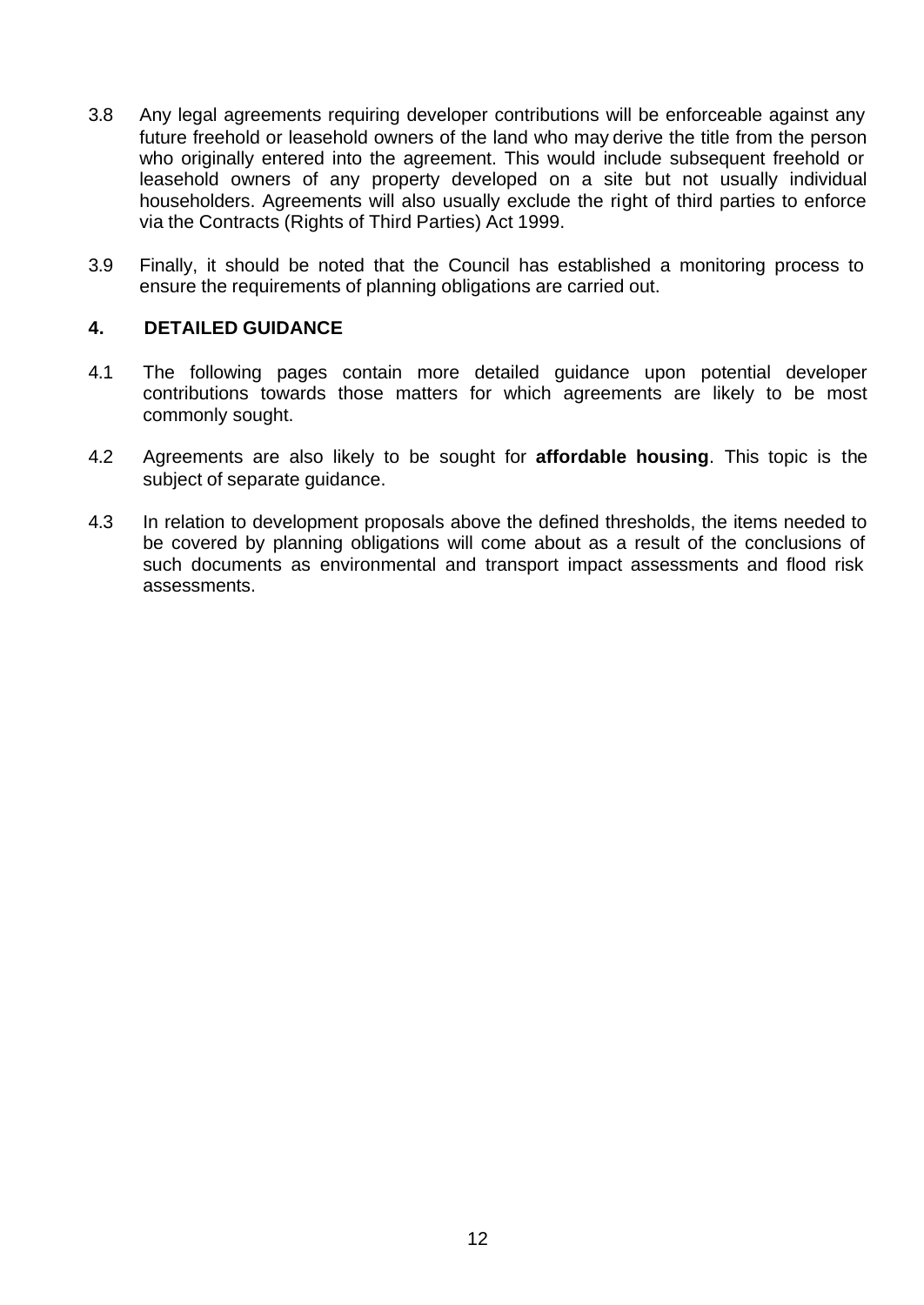3.8 Any legal agreements requiring developer contributions will be enforceable against any future freehold or leasehold owners of the land who may derive the title from the person who originally entered into the agreement. This would include subsequent freehold or leasehold owners of any property developed on a site but not usually individual householders. Agreements will also usually exclude the right of third parties to enforce via the Contracts (Rights of Third Parties) Act 1999.

3.9 Finally, it should be noted that the Council has established a monitoring process to ensure the requirements of planning obligations are carried out.

## 4. DETAILED GUIDANCE

4.1 The following pages contain more detailed guidance upon potential developer contributions towards those matters for which agreements are likely to be most commonly sought.

4.2 Agreements are also likely to be sought for **affordable housing**. This topic is the subject of separate guidance.

4.3 In relation to development proposals above the defined thresholds, the items needed to be covered by planning obligations will come about as a result of the conclusions of such documents as environmental and transport impact assessments and flood risk assessments.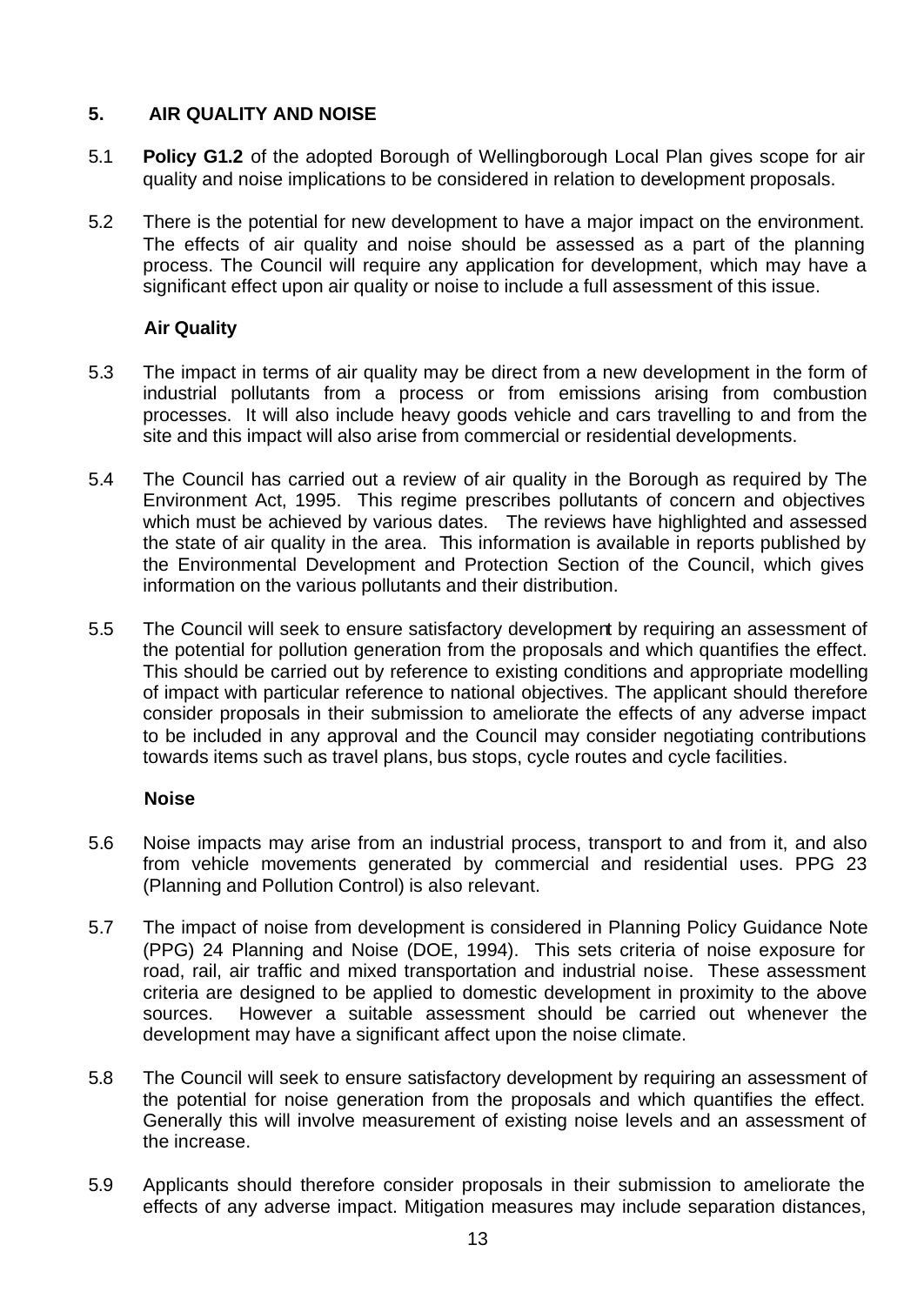## 5. AIR QUALITY AND NOISE

5.1 **Policy G1.2** of the adopted Borough of Wellingborough Local Plan gives scope for air quality and noise implications to be considered in relation to development proposals.

5.2 There is the potential for new development to have a major impact on the environment. The effects of air quality and noise should be assessed as a part of the planning process. The Council will require any application for development, which may have a significant effect upon air quality or noise to include a full assessment of this issue.

### Air Quality

5.3 The impact in terms of air quality may be direct from a new development in the form of industrial pollutants from a process or from emissions arising from combustion processes. It will also include heavy goods vehicle and cars travelling to and from the site and this impact will also arise from commercial or residential developments.

5.4 The Council has carried out a review of air quality in the Borough as required by The Environment Act, 1995. This regime prescribes pollutants of concern and objectives which must be achieved by various dates. The reviews have highlighted and assessed the state of air quality in the area. This information is available in reports published by the Environmental Development and Protection Section of the Council, which gives information on the various pollutants and their distribution.

5.5 The Council will seek to ensure satisfactory development by requiring an assessment of the potential for pollution generation from the proposals and which quantifies the effect. This should be carried out by reference to existing conditions and appropriate modelling of impact with particular reference to national objectives. The applicant should therefore consider proposals in their submission to ameliorate the effects of any adverse impact to be included in any approval and the Council may consider negotiating contributions towards items such as travel plans, bus stops, cycle routes and cycle facilities.

### Noise

5.6 Noise impacts may arise from an industrial process, transport to and from it, and also from vehicle movements generated by commercial and residential uses. PPG 23 (Planning and Pollution Control) is also relevant.

5.7 The impact of noise from development is considered in Planning Policy Guidance Note (PPG) 24 Planning and Noise (DOE, 1994). This sets criteria of noise exposure for road, rail, air traffic and mixed transportation and industrial noise. These assessment criteria are designed to be applied to domestic development in proximity to the above sources. However a suitable assessment should be carried out whenever the development may have a significant affect upon the noise climate.

5.8 The Council will seek to ensure satisfactory development by requiring an assessment of the potential for noise generation from the proposals and which quantifies the effect. Generally this will involve measurement of existing noise levels and an assessment of the increase.

5.9 Applicants should therefore consider proposals in their submission to ameliorate the effects of any adverse impact. Mitigation measures may include separation distances,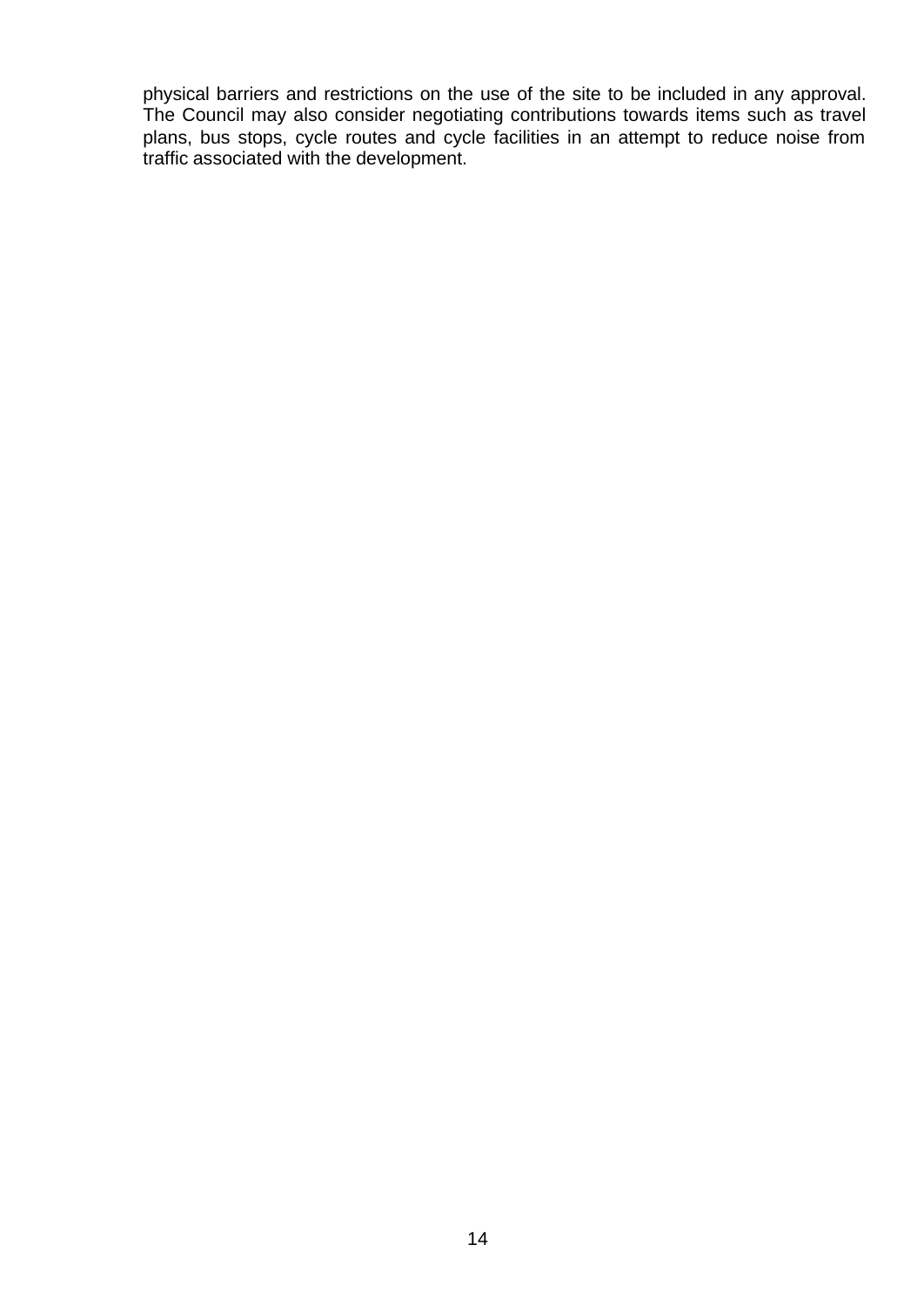physical barriers and restrictions on the use of the site to be included in any approval. The Council may also consider negotiating contributions towards items such as travel plans, bus stops, cycle routes and cycle facilities in an attempt to reduce noise from traffic associated with the development.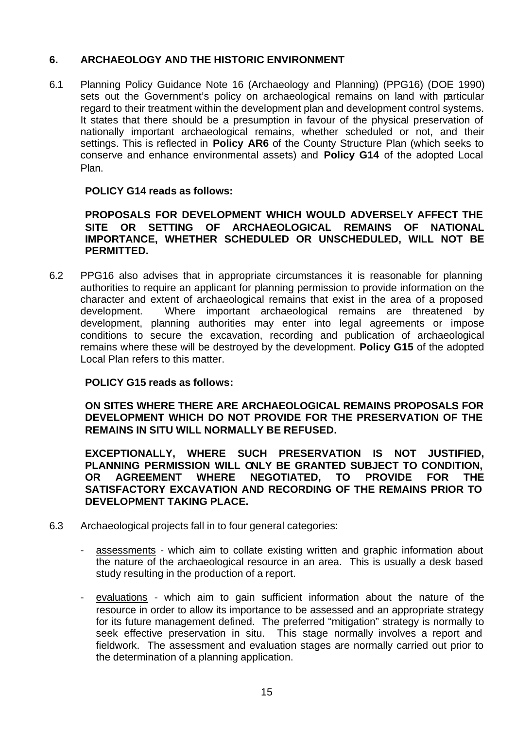## 6. ARCHAEOLOGY AND THE HISTORIC ENVIRONMENT

6.1 Planning Policy Guidance Note 16 (Archaeology and Planning) (PPG16) (DOE 1990) sets out the Government's policy on archaeological remains on land with particular regard to their treatment within the development plan and development control systems. It states that there should be a presumption in favour of the physical preservation of nationally important archaeological remains, whether scheduled or not, and their settings. This is reflected in **Policy AR6** of the County Structure Plan (which seeks to conserve and enhance environmental assets) and **Policy G14** of the adopted Local Plan.

**POLICY G14 reads as follows:**

**PROPOSALS FOR DEVELOPMENT WHICH WOULD ADVERSELY AFFECT THE SITE OR SETTING OF ARCHAEOLOGICAL REMAINS OF NATIONAL IMPORTANCE, WHETHER SCHEDULED OR UNSCHEDULED, WILL NOT BE PERMITTED.**

6.2 PPG16 also advises that in appropriate circumstances it is reasonable for planning authorities to require an applicant for planning permission to provide information on the character and extent of archaeological remains that exist in the area of a proposed development. Where important archaeological remains are threatened by development, planning authorities may enter into legal agreements or impose conditions to secure the excavation, recording and publication of archaeological remains where these will be destroyed by the development. **Policy G15** of the adopted Local Plan refers to this matter.

**POLICY G15 reads as follows:**

**ON SITES WHERE THERE ARE ARCHAEOLOGICAL REMAINS PROPOSALS FOR DEVELOPMENT WHICH DO NOT PROVIDE FOR THE PRESERVATION OF THE REMAINS IN SITU WILL NORMALLY BE REFUSED.**

**EXCEPTIONALLY, WHERE SUCH PRESERVATION IS NOT JUSTIFIED, PLANNING PERMISSION WILL ONLY BE GRANTED SUBJECT TO CONDITION, OR AGREEMENT WHERE NEGOTIATED, TO PROVIDE FOR THE SATISFACTORY EXCAVATION AND RECORDING OF THE REMAINS PRIOR TO DEVELOPMENT TAKING PLACE.**

6.3 Archaeological projects fall in to four general categories:

- assessments - which aim to collate existing written and graphic information about the nature of the archaeological resource in an area. This is usually a desk based study resulting in the production of a report.

- evaluations - which aim to gain sufficient information about the nature of the resource in order to allow its importance to be assessed and an appropriate strategy for its future management defined. The preferred "mitigation" strategy is normally to seek effective preservation in situ. This stage normally involves a report and fieldwork. The assessment and evaluation stages are normally carried out prior to the determination of a planning application.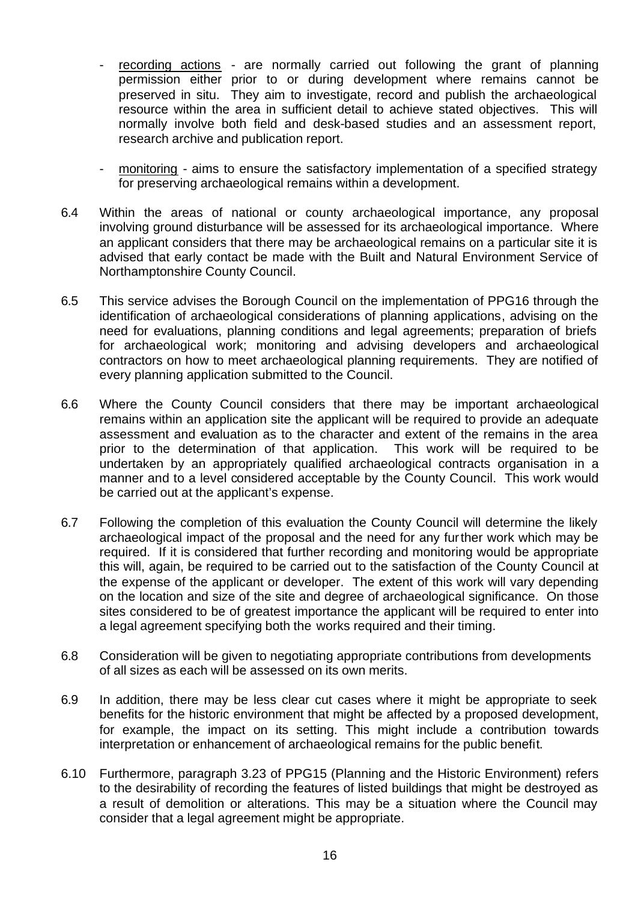- recording actions - are normally carried out following the grant of planning permission either prior to or during development where remains cannot be preserved in situ. They aim to investigate, record and publish the archaeological resource within the area in sufficient detail to achieve stated objectives. This will normally involve both field and desk-based studies and an assessment report, research archive and publication report.

- monitoring - aims to ensure the satisfactory implementation of a specified strategy for preserving archaeological remains within a development.

6.4 Within the areas of national or county archaeological importance, any proposal involving ground disturbance will be assessed for its archaeological importance. Where an applicant considers that there may be archaeological remains on a particular site it is advised that early contact be made with the Built and Natural Environment Service of Northamptonshire County Council.

6.5 This service advises the Borough Council on the implementation of PPG16 through the identification of archaeological considerations of planning applications, advising on the need for evaluations, planning conditions and legal agreements; preparation of briefs for archaeological work; monitoring and advising developers and archaeological contractors on how to meet archaeological planning requirements. They are notified of every planning application submitted to the Council.

6.6 Where the County Council considers that there may be important archaeological remains within an application site the applicant will be required to provide an adequate assessment and evaluation as to the character and extent of the remains in the area prior to the determination of that application. This work will be required to be undertaken by an appropriately qualified archaeological contracts organisation in a manner and to a level considered acceptable by the County Council. This work would be carried out at the applicant's expense.

6.7 Following the completion of this evaluation the County Council will determine the likely archaeological impact of the proposal and the need for any further work which may be required. If it is considered that further recording and monitoring would be appropriate this will, again, be required to be carried out to the satisfaction of the County Council at the expense of the applicant or developer. The extent of this work will vary depending on the location and size of the site and degree of archaeological significance. On those sites considered to be of greatest importance the applicant will be required to enter into a legal agreement specifying both the works required and their timing.

6.8 Consideration will be given to negotiating appropriate contributions from developments of all sizes as each will be assessed on its own merits.

6.9 In addition, there may be less clear cut cases where it might be appropriate to seek benefits for the historic environment that might be affected by a proposed development, for example, the impact on its setting. This might include a contribution towards interpretation or enhancement of archaeological remains for the public benefit.

6.10 Furthermore, paragraph 3.23 of PPG15 (Planning and the Historic Environment) refers to the desirability of recording the features of listed buildings that might be destroyed as a result of demolition or alterations. This may be a situation where the Council may consider that a legal agreement might be appropriate.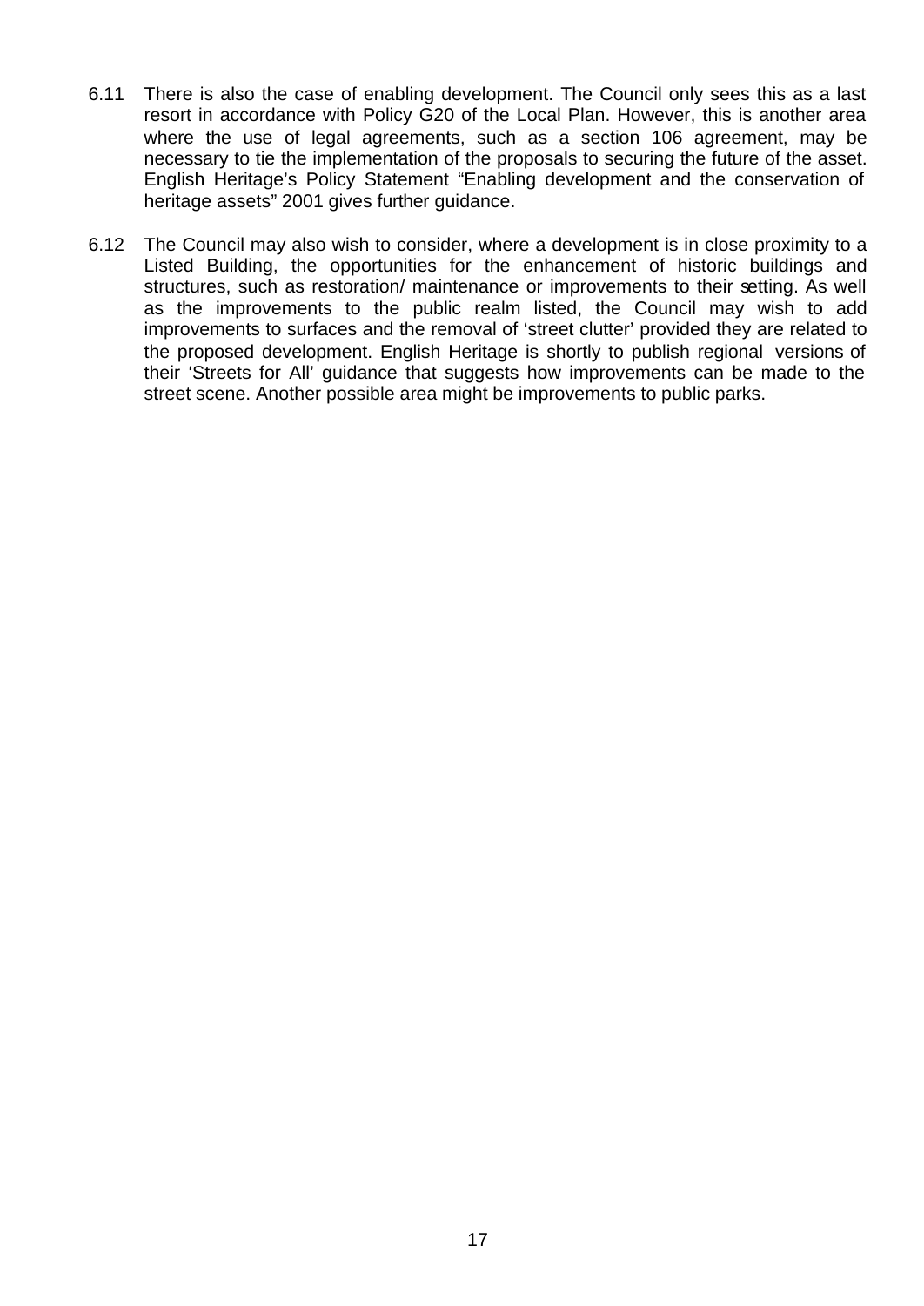6.11 There is also the case of enabling development. The Council only sees this as a last resort in accordance with Policy G20 of the Local Plan. However, this is another area where the use of legal agreements, such as a section 106 agreement, may be necessary to tie the implementation of the proposals to securing the future of the asset. English Heritage's Policy Statement "Enabling development and the conservation of heritage assets" 2001 gives further guidance.

6.12 The Council may also wish to consider, where a development is in close proximity to a Listed Building, the opportunities for the enhancement of historic buildings and structures, such as restoration/ maintenance or improvements to their setting. As well as the improvements to the public realm listed, the Council may wish to add improvements to surfaces and the removal of 'street clutter' provided they are related to the proposed development. English Heritage is shortly to publish regional versions of their 'Streets for All' guidance that suggests how improvements can be made to the street scene. Another possible area might be improvements to public parks.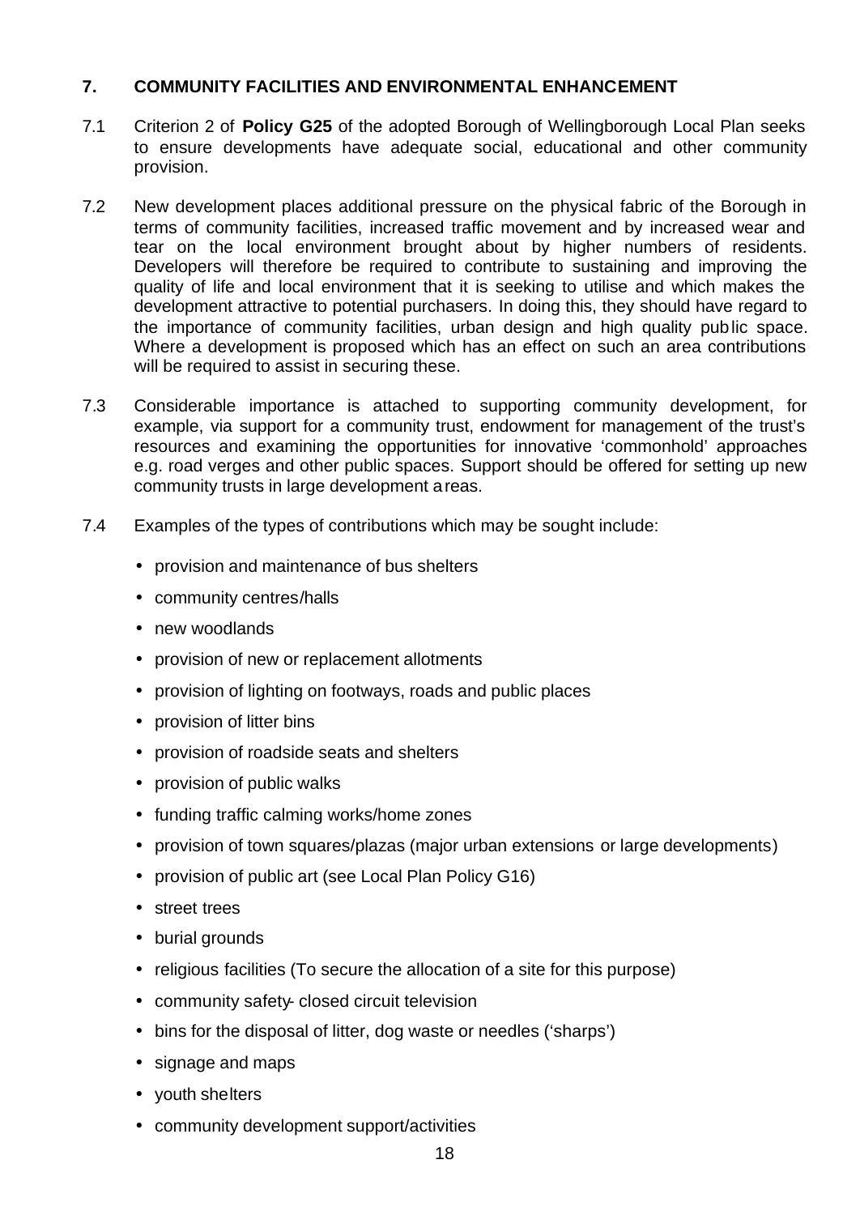## 7. COMMUNITY FACILITIES AND ENVIRONMENTAL ENHANCEMENT

7.1 Criterion 2 of **Policy G25** of the adopted Borough of Wellingborough Local Plan seeks to ensure developments have adequate social, educational and other community provision.

7.2 New development places additional pressure on the physical fabric of the Borough in terms of community facilities, increased traffic movement and by increased wear and tear on the local environment brought about by higher numbers of residents. Developers will therefore be required to contribute to sustaining and improving the quality of life and local environment that it is seeking to utilise and which makes the development attractive to potential purchasers. In doing this, they should have regard to the importance of community facilities, urban design and high quality public space. Where a development is proposed which has an effect on such an area contributions will be required to assist in securing these.

7.3 Considerable importance is attached to supporting community development, for example, via support for a community trust, endowment for management of the trust's resources and examining the opportunities for innovative 'commonhold' approaches e.g. road verges and other public spaces. Support should be offered for setting up new community trusts in large development areas.

7.4 Examples of the types of contributions which may be sought include:

- provision and maintenance of bus shelters
- community centres/halls
- new woodlands
- provision of new or replacement allotments
- provision of lighting on footways, roads and public places
- provision of litter bins
- provision of roadside seats and shelters
- provision of public walks
- funding traffic calming works/home zones
- provision of town squares/plazas (major urban extensions or large developments)
- provision of public art (see Local Plan Policy G16)
- street trees
- burial grounds
- religious facilities (To secure the allocation of a site for this purpose)
- community safety- closed circuit television
- bins for the disposal of litter, dog waste or needles ('sharps')
- signage and maps
- youth shelters
- community development support/activities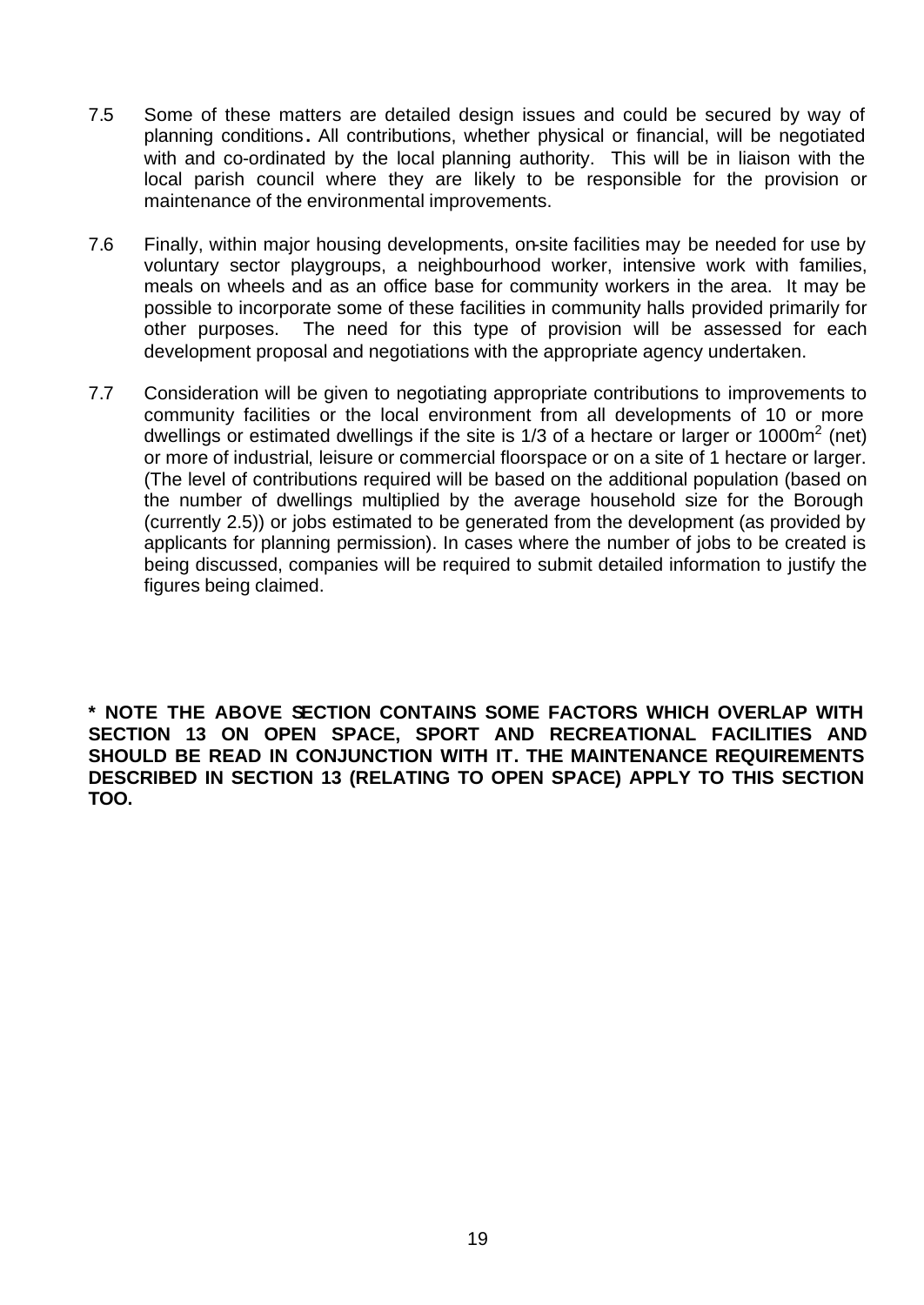7.5 Some of these matters are detailed design issues and could be secured by way of planning conditions**.** All contributions, whether physical or financial, will be negotiated with and co-ordinated by the local planning authority. This will be in liaison with the local parish council where they are likely to be responsible for the provision or maintenance of the environmental improvements.

7.6 Finally, within major housing developments, on-site facilities may be needed for use by voluntary sector playgroups, a neighbourhood worker, intensive work with families, meals on wheels and as an office base for community workers in the area. It may be possible to incorporate some of these facilities in community halls provided primarily for other purposes. The need for this type of provision will be assessed for each development proposal and negotiations with the appropriate agency undertaken.

7.7 Consideration will be given to negotiating appropriate contributions to improvements to community facilities or the local environment from all developments of 10 or more dwellings or estimated dwellings if the site is 1/3 of a hectare or larger or $1000m^2$ (net) or more of industrial, leisure or commercial floorspace or on a site of 1 hectare or larger. (The level of contributions required will be based on the additional population (based on the number of dwellings multiplied by the average household size for the Borough (currently 2.5)) or jobs estimated to be generated from the development (as provided by applicants for planning permission). In cases where the number of jobs to be created is being discussed, companies will be required to submit detailed information to justify the figures being claimed.

**\* NOTE THE ABOVE SECTION CONTAINS SOME FACTORS WHICH OVERLAP WITH SECTION 13 ON OPEN SPACE, SPORT AND RECREATIONAL FACILITIES AND SHOULD BE READ IN CONJUNCTION WITH IT. THE MAINTENANCE REQUIREMENTS DESCRIBED IN SECTION 13 (RELATING TO OPEN SPACE) APPLY TO THIS SECTION TOO.**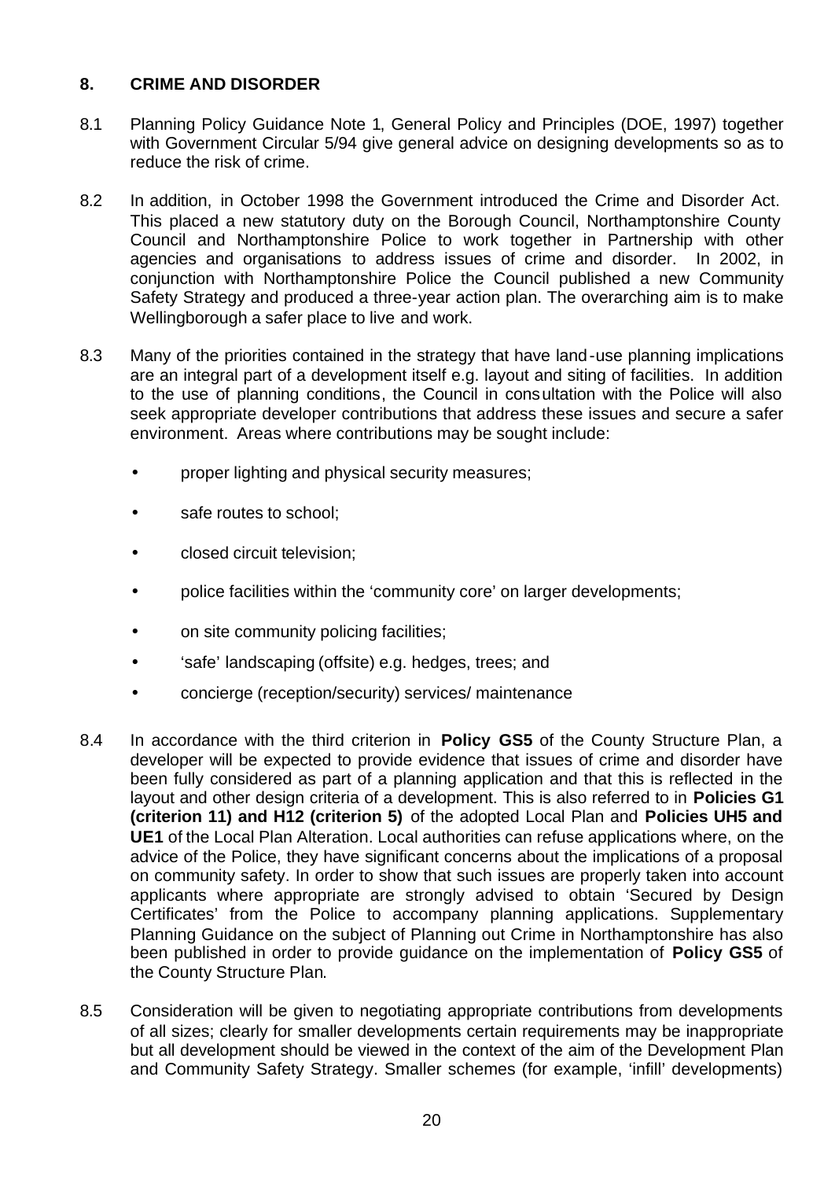## 8. CRIME AND DISORDER

8.1 Planning Policy Guidance Note 1, General Policy and Principles (DOE, 1997) together with Government Circular 5/94 give general advice on designing developments so as to reduce the risk of crime.

8.2 In addition, in October 1998 the Government introduced the Crime and Disorder Act. This placed a new statutory duty on the Borough Council, Northamptonshire County Council and Northamptonshire Police to work together in Partnership with other agencies and organisations to address issues of crime and disorder. In 2002, in conjunction with Northamptonshire Police the Council published a new Community Safety Strategy and produced a three-year action plan. The overarching aim is to make Wellingborough a safer place to live and work.

8.3 Many of the priorities contained in the strategy that have land-use planning implications are an integral part of a development itself e.g. layout and siting of facilities. In addition to the use of planning conditions, the Council in consultation with the Police will also seek appropriate developer contributions that address these issues and secure a safer environment. Areas where contributions may be sought include:

- proper lighting and physical security measures;
- safe routes to school;
- closed circuit television;
- police facilities within the 'community core' on larger developments;
- on site community policing facilities;
- 'safe' landscaping (offsite) e.g. hedges, trees; and
- concierge (reception/security) services/ maintenance

8.4 In accordance with the third criterion in **Policy GS5** of the County Structure Plan, a developer will be expected to provide evidence that issues of crime and disorder have been fully considered as part of a planning application and that this is reflected in the layout and other design criteria of a development. This is also referred to in **Policies G1 (criterion 11) and H12 (criterion 5)** of the adopted Local Plan and **Policies UH5 and UE1** of the Local Plan Alteration. Local authorities can refuse applications where, on the advice of the Police, they have significant concerns about the implications of a proposal on community safety. In order to show that such issues are properly taken into account applicants where appropriate are strongly advised to obtain 'Secured by Design Certificates' from the Police to accompany planning applications. Supplementary Planning Guidance on the subject of Planning out Crime in Northamptonshire has also been published in order to provide guidance on the implementation of **Policy GS5** of the County Structure Plan.

8.5 Consideration will be given to negotiating appropriate contributions from developments of all sizes; clearly for smaller developments certain requirements may be inappropriate but all development should be viewed in the context of the aim of the Development Plan and Community Safety Strategy. Smaller schemes (for example, 'infill' developments)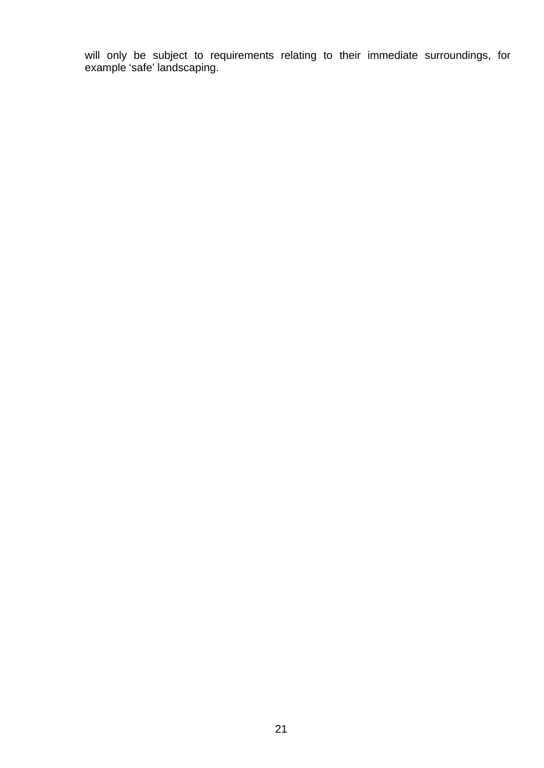will only be subject to requirements relating to their immediate surroundings, for example ‘safe’ landscaping.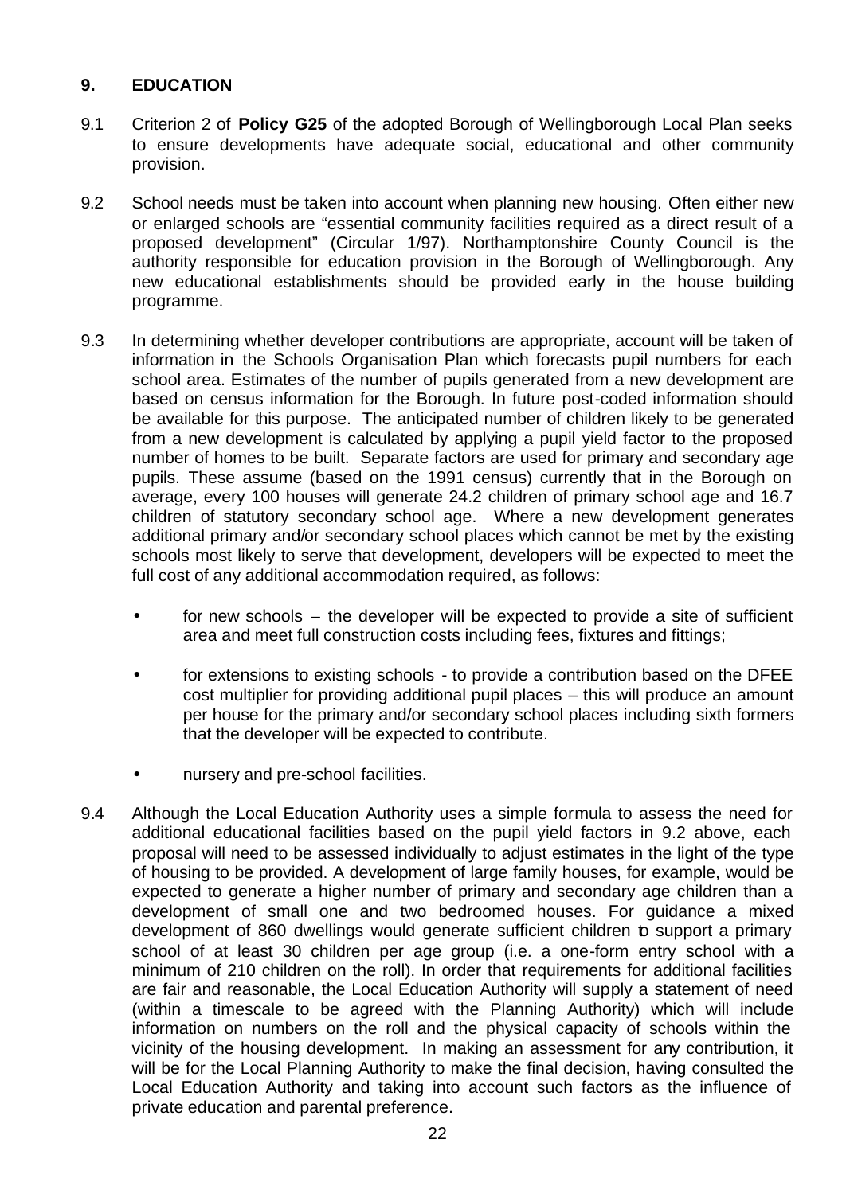## 9. EDUCATION

9.1 Criterion 2 of **Policy G25** of the adopted Borough of Wellingborough Local Plan seeks to ensure developments have adequate social, educational and other community provision.

9.2 School needs must be taken into account when planning new housing. Often either new or enlarged schools are "essential community facilities required as a direct result of a proposed development" (Circular 1/97). Northamptonshire County Council is the authority responsible for education provision in the Borough of Wellingborough. Any new educational establishments should be provided early in the house building programme.

9.3 In determining whether developer contributions are appropriate, account will be taken of information in the Schools Organisation Plan which forecasts pupil numbers for each school area. Estimates of the number of pupils generated from a new development are based on census information for the Borough. In future post-coded information should be available for this purpose. The anticipated number of children likely to be generated from a new development is calculated by applying a pupil yield factor to the proposed number of homes to be built. Separate factors are used for primary and secondary age pupils. These assume (based on the 1991 census) currently that in the Borough on average, every 100 houses will generate 24.2 children of primary school age and 16.7 children of statutory secondary school age. Where a new development generates additional primary and/or secondary school places which cannot be met by the existing schools most likely to serve that development, developers will be expected to meet the full cost of any additional accommodation required, as follows:

- for new schools – the developer will be expected to provide a site of sufficient area and meet full construction costs including fees, fixtures and fittings;
- for extensions to existing schools - to provide a contribution based on the DFEE cost multiplier for providing additional pupil places – this will produce an amount per house for the primary and/or secondary school places including sixth formers that the developer will be expected to contribute.
- nursery and pre-school facilities.

9.4 Although the Local Education Authority uses a simple formula to assess the need for additional educational facilities based on the pupil yield factors in 9.2 above, each proposal will need to be assessed individually to adjust estimates in the light of the type of housing to be provided. A development of large family houses, for example, would be expected to generate a higher number of primary and secondary age children than a development of small one and two bedroomed houses. For guidance a mixed development of 860 dwellings would generate sufficient children to support a primary school of at least 30 children per age group (i.e. a one-form entry school with a minimum of 210 children on the roll). In order that requirements for additional facilities are fair and reasonable, the Local Education Authority will supply a statement of need (within a timescale to be agreed with the Planning Authority) which will include information on numbers on the roll and the physical capacity of schools within the vicinity of the housing development. In making an assessment for any contribution, it will be for the Local Planning Authority to make the final decision, having consulted the Local Education Authority and taking into account such factors as the influence of private education and parental preference.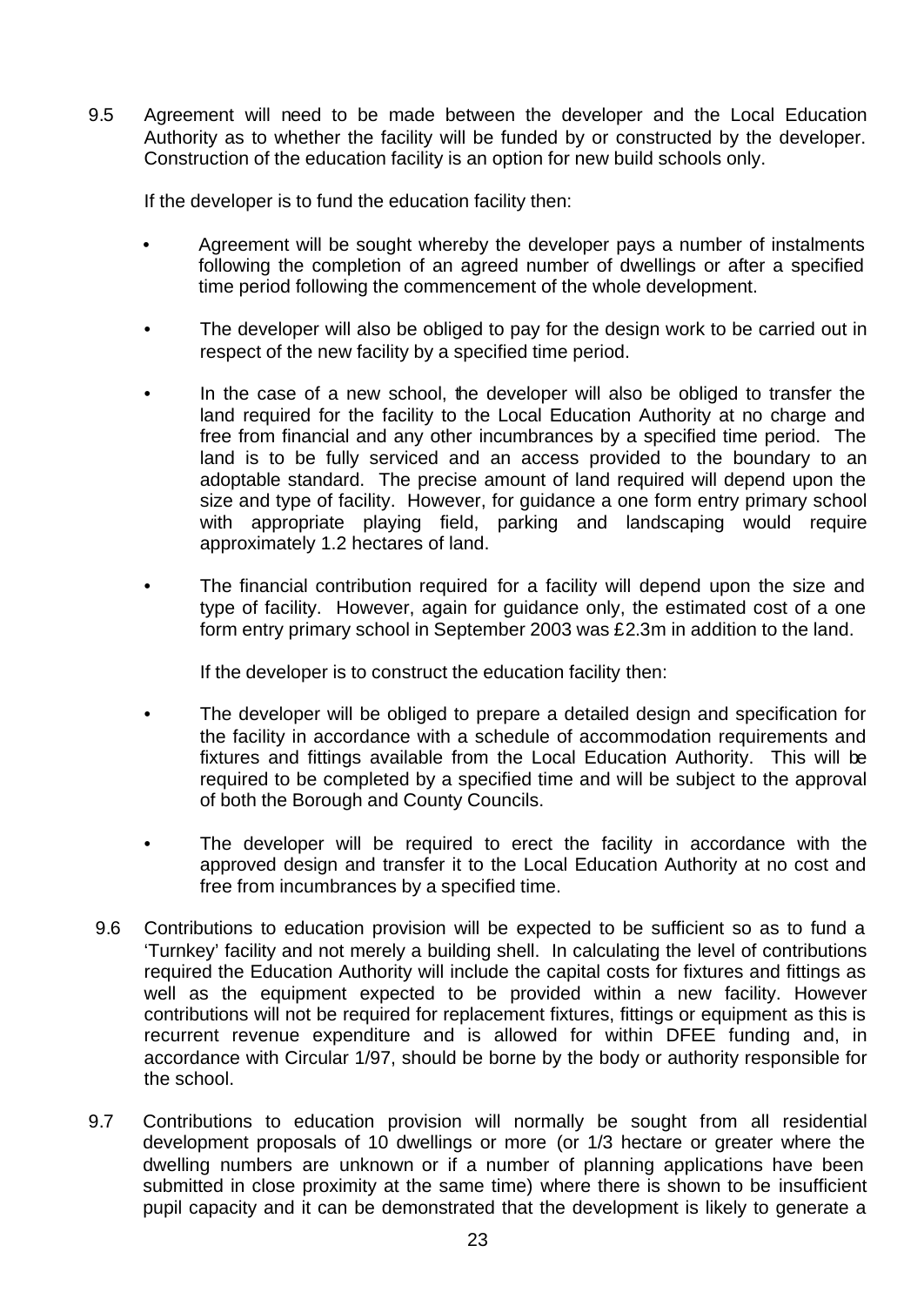9.5 Agreement will need to be made between the developer and the Local Education Authority as to whether the facility will be funded by or constructed by the developer. Construction of the education facility is an option for new build schools only.

If the developer is to fund the education facility then:

- Agreement will be sought whereby the developer pays a number of instalments following the completion of an agreed number of dwellings or after a specified time period following the commencement of the whole development.
- The developer will also be obliged to pay for the design work to be carried out in respect of the new facility by a specified time period.
- In the case of a new school, the developer will also be obliged to transfer the land required for the facility to the Local Education Authority at no charge and free from financial and any other incumbrances by a specified time period. The land is to be fully serviced and an access provided to the boundary to an adoptable standard. The precise amount of land required will depend upon the size and type of facility. However, for guidance a one form entry primary school with appropriate playing field, parking and landscaping would require approximately 1.2 hectares of land.
- The financial contribution required for a facility will depend upon the size and type of facility. However, again for guidance only, the estimated cost of a one form entry primary school in September 2003 was £2.3m in addition to the land.

If the developer is to construct the education facility then:

- The developer will be obliged to prepare a detailed design and specification for the facility in accordance with a schedule of accommodation requirements and fixtures and fittings available from the Local Education Authority. This will be required to be completed by a specified time and will be subject to the approval of both the Borough and County Councils.
- The developer will be required to erect the facility in accordance with the approved design and transfer it to the Local Education Authority at no cost and free from incumbrances by a specified time.

9.6 Contributions to education provision will be expected to be sufficient so as to fund a 'Turnkey' facility and not merely a building shell. In calculating the level of contributions required the Education Authority will include the capital costs for fixtures and fittings as well as the equipment expected to be provided within a new facility. However contributions will not be required for replacement fixtures, fittings or equipment as this is recurrent revenue expenditure and is allowed for within DFEE funding and, in accordance with Circular 1/97, should be borne by the body or authority responsible for the school.

9.7 Contributions to education provision will normally be sought from all residential development proposals of 10 dwellings or more (or 1/3 hectare or greater where the dwelling numbers are unknown or if a number of planning applications have been submitted in close proximity at the same time) where there is shown to be insufficient pupil capacity and it can be demonstrated that the development is likely to generate a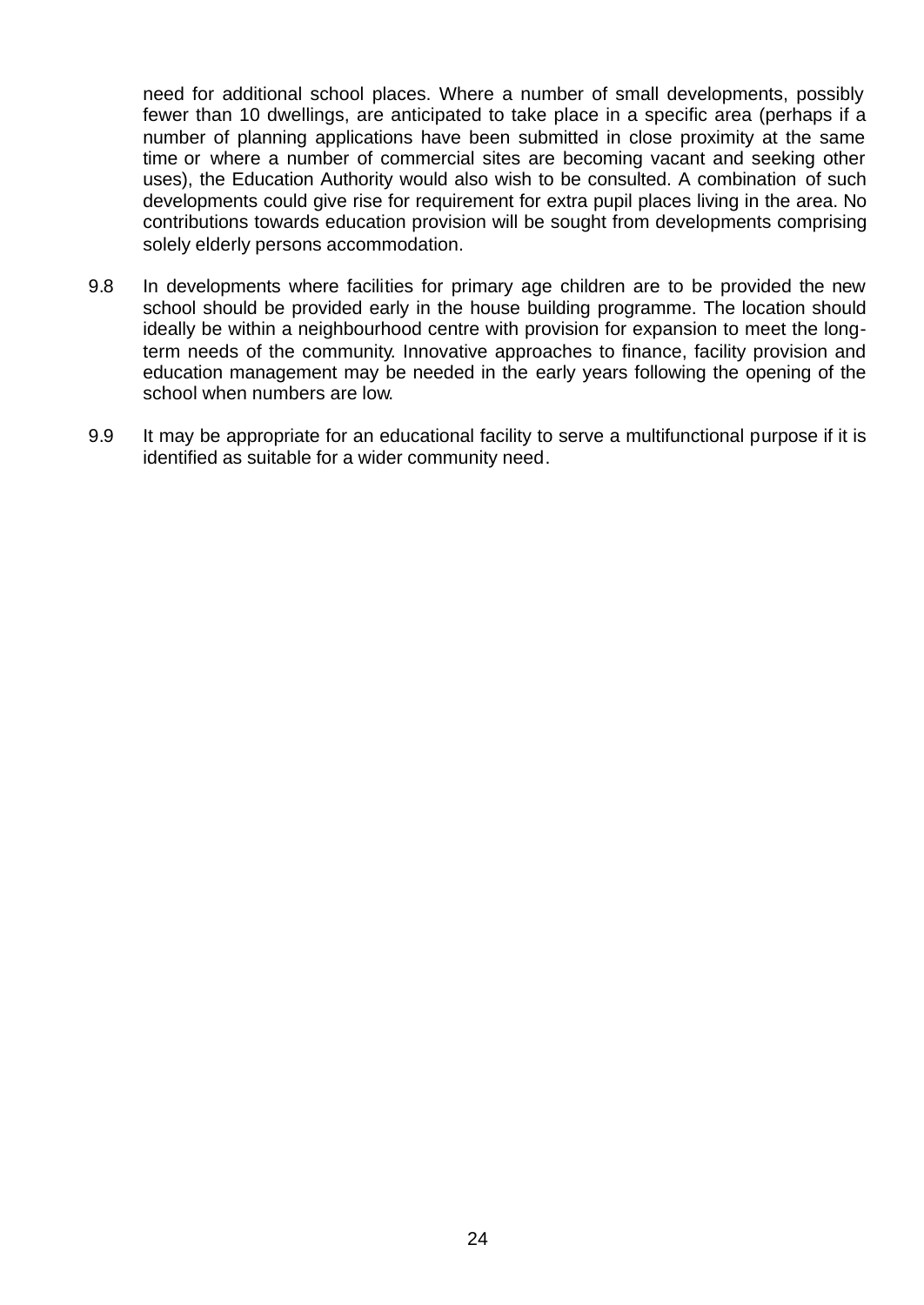need for additional school places. Where a number of small developments, possibly fewer than 10 dwellings, are anticipated to take place in a specific area (perhaps if a number of planning applications have been submitted in close proximity at the same time or where a number of commercial sites are becoming vacant and seeking other uses), the Education Authority would also wish to be consulted. A combination of such developments could give rise for requirement for extra pupil places living in the area. No contributions towards education provision will be sought from developments comprising solely elderly persons accommodation.

9.8 In developments where facilities for primary age children are to be provided the new school should be provided early in the house building programme. The location should ideally be within a neighbourhood centre with provision for expansion to meet the long-term needs of the community. Innovative approaches to finance, facility provision and education management may be needed in the early years following the opening of the school when numbers are low.

9.9 It may be appropriate for an educational facility to serve a multifunctional purpose if it is identified as suitable for a wider community need.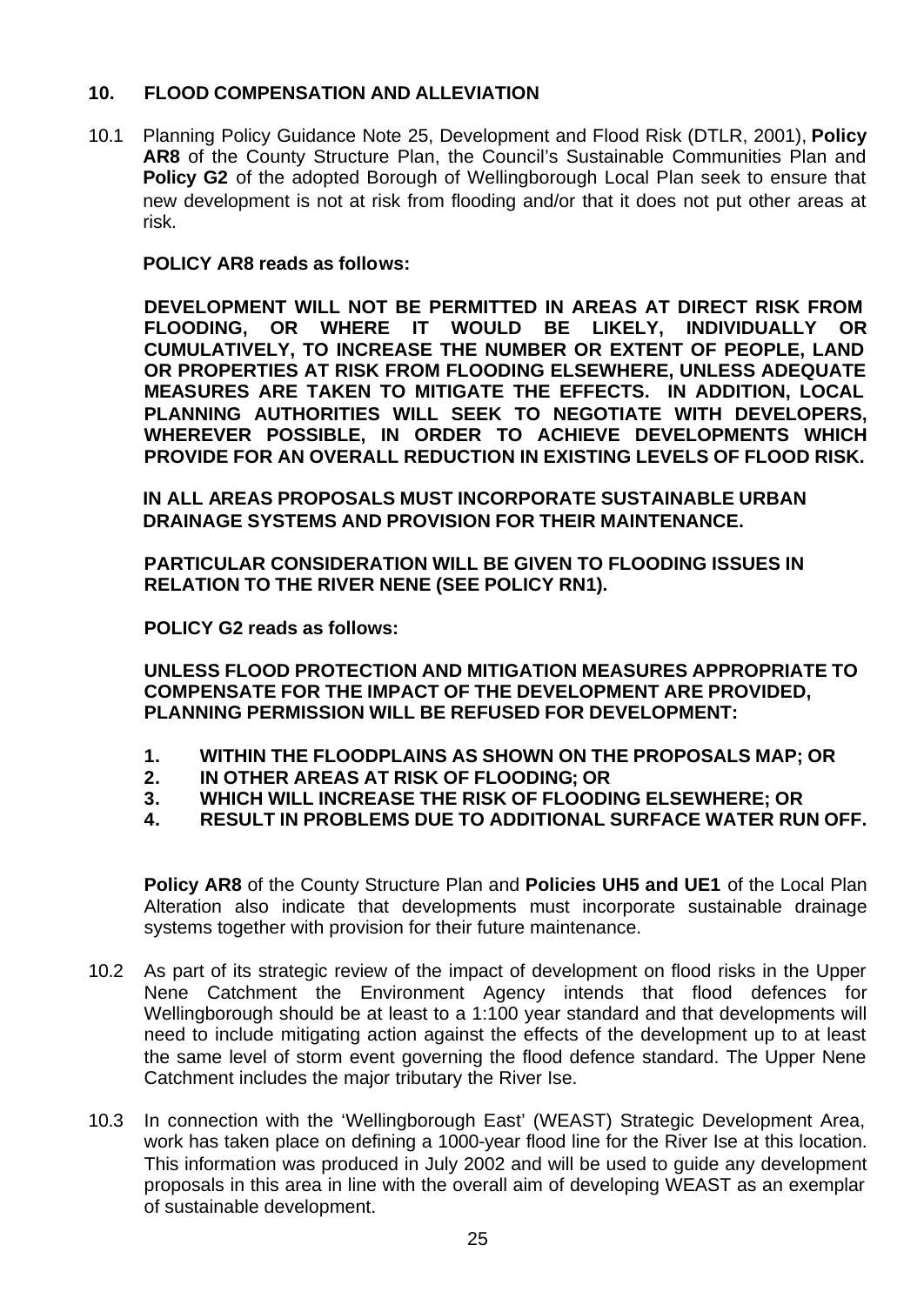## 10. FLOOD COMPENSATION AND ALLEVIATION

10.1 Planning Policy Guidance Note 25, Development and Flood Risk (DTLR, 2001), **Policy AR8** of the County Structure Plan, the Council's Sustainable Communities Plan and **Policy G2** of the adopted Borough of Wellingborough Local Plan seek to ensure that new development is not at risk from flooding and/or that it does not put other areas at risk.

**POLICY AR8 reads as follows:**

**DEVELOPMENT WILL NOT BE PERMITTED IN AREAS AT DIRECT RISK FROM FLOODING, OR WHERE IT WOULD BE LIKELY, INDIVIDUALLY OR CUMULATIVELY, TO INCREASE THE NUMBER OR EXTENT OF PEOPLE, LAND OR PROPERTIES AT RISK FROM FLOODING ELSEWHERE, UNLESS ADEQUATE MEASURES ARE TAKEN TO MITIGATE THE EFFECTS. IN ADDITION, LOCAL PLANNING AUTHORITIES WILL SEEK TO NEGOTIATE WITH DEVELOPERS, WHEREVER POSSIBLE, IN ORDER TO ACHIEVE DEVELOPMENTS WHICH PROVIDE FOR AN OVERALL REDUCTION IN EXISTING LEVELS OF FLOOD RISK.**

**IN ALL AREAS PROPOSALS MUST INCORPORATE SUSTAINABLE URBAN DRAINAGE SYSTEMS AND PROVISION FOR THEIR MAINTENANCE.**

**PARTICULAR CONSIDERATION WILL BE GIVEN TO FLOODING ISSUES IN RELATION TO THE RIVER NENE (SEE POLICY RN1).**

**POLICY G2 reads as follows:**

**UNLESS FLOOD PROTECTION AND MITIGATION MEASURES APPROPRIATE TO COMPENSATE FOR THE IMPACT OF THE DEVELOPMENT ARE PROVIDED, PLANNING PERMISSION WILL BE REFUSED FOR DEVELOPMENT:**

1. **WITHIN THE FLOODPLAINS AS SHOWN ON THE PROPOSALS MAP; OR**
2. **IN OTHER AREAS AT RISK OF FLOODING; OR**
3. **WHICH WILL INCREASE THE RISK OF FLOODING ELSEWHERE; OR**
4. **RESULT IN PROBLEMS DUE TO ADDITIONAL SURFACE WATER RUN OFF.**

**Policy AR8** of the County Structure Plan and **Policies UH5 and UE1** of the Local Plan Alteration also indicate that developments must incorporate sustainable drainage systems together with provision for their future maintenance.

10.2 As part of its strategic review of the impact of development on flood risks in the Upper Nene Catchment the Environment Agency intends that flood defences for Wellingborough should be at least to a 1:100 year standard and that developments will need to include mitigating action against the effects of the development up to at least the same level of storm event governing the flood defence standard. The Upper Nene Catchment includes the major tributary the River Ise.

10.3 In connection with the 'Wellingborough East' (WEAST) Strategic Development Area, work has taken place on defining a 1000-year flood line for the River Ise at this location. This information was produced in July 2002 and will be used to guide any development proposals in this area in line with the overall aim of developing WEAST as an exemplar of sustainable development.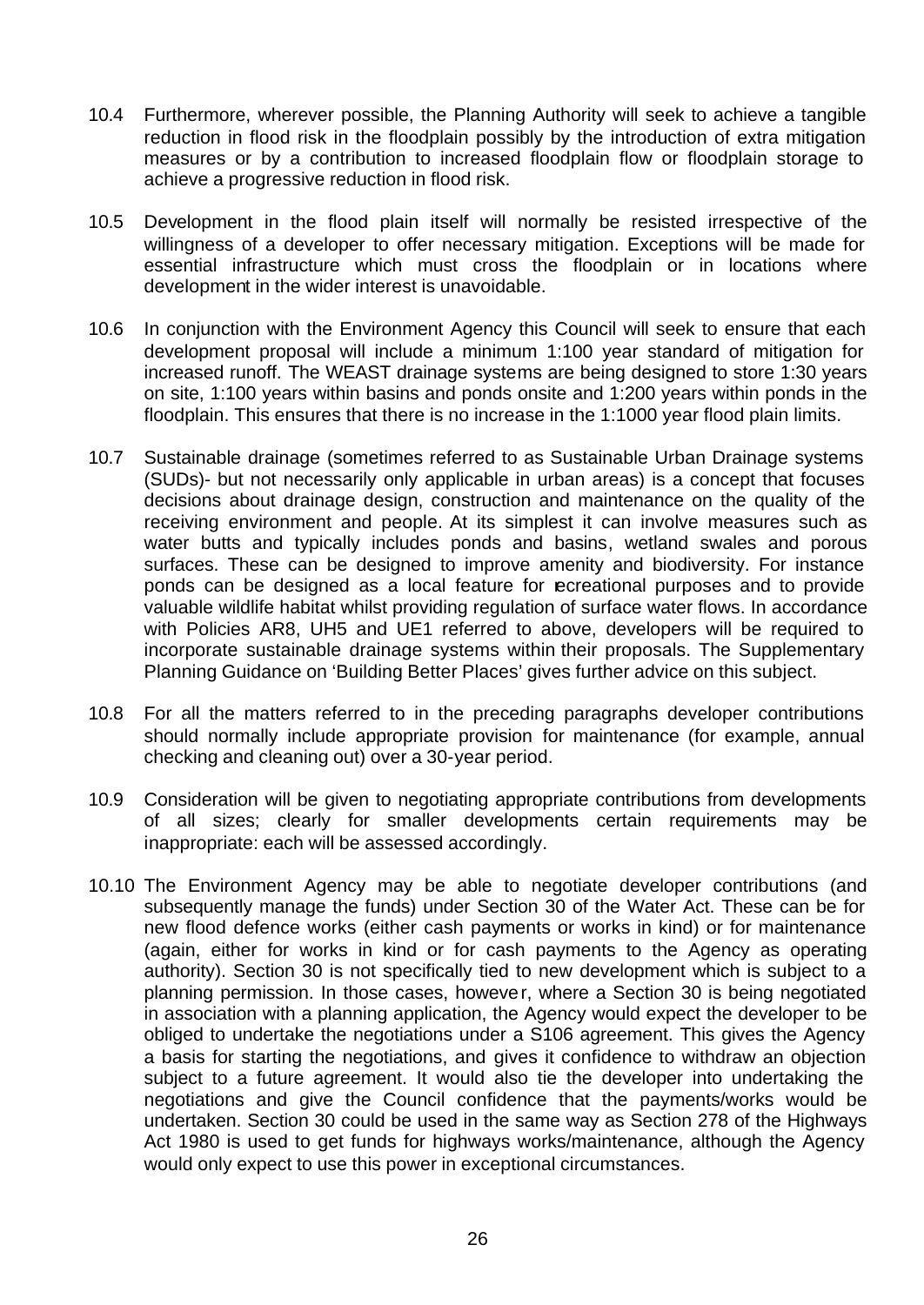10.4 Furthermore, wherever possible, the Planning Authority will seek to achieve a tangible reduction in flood risk in the floodplain possibly by the introduction of extra mitigation measures or by a contribution to increased floodplain flow or floodplain storage to achieve a progressive reduction in flood risk.

10.5 Development in the flood plain itself will normally be resisted irrespective of the willingness of a developer to offer necessary mitigation. Exceptions will be made for essential infrastructure which must cross the floodplain or in locations where development in the wider interest is unavoidable.

10.6 In conjunction with the Environment Agency this Council will seek to ensure that each development proposal will include a minimum 1:100 year standard of mitigation for increased runoff. The WEAST drainage systems are being designed to store 1:30 years on site, 1:100 years within basins and ponds onsite and 1:200 years within ponds in the floodplain. This ensures that there is no increase in the 1:1000 year flood plain limits.

10.7 Sustainable drainage (sometimes referred to as Sustainable Urban Drainage systems (SUDs)- but not necessarily only applicable in urban areas) is a concept that focuses decisions about drainage design, construction and maintenance on the quality of the receiving environment and people. At its simplest it can involve measures such as water butts and typically includes ponds and basins, wetland swales and porous surfaces. These can be designed to improve amenity and biodiversity. For instance ponds can be designed as a local feature for recreational purposes and to provide valuable wildlife habitat whilst providing regulation of surface water flows. In accordance with Policies AR8, UH5 and UE1 referred to above, developers will be required to incorporate sustainable drainage systems within their proposals. The Supplementary Planning Guidance on 'Building Better Places' gives further advice on this subject.

10.8 For all the matters referred to in the preceding paragraphs developer contributions should normally include appropriate provision for maintenance (for example, annual checking and cleaning out) over a 30-year period.

10.9 Consideration will be given to negotiating appropriate contributions from developments of all sizes; clearly for smaller developments certain requirements may be inappropriate: each will be assessed accordingly.

10.10 The Environment Agency may be able to negotiate developer contributions (and subsequently manage the funds) under Section 30 of the Water Act. These can be for new flood defence works (either cash payments or works in kind) or for maintenance (again, either for works in kind or for cash payments to the Agency as operating authority). Section 30 is not specifically tied to new development which is subject to a planning permission. In those cases, however, where a Section 30 is being negotiated in association with a planning application, the Agency would expect the developer to be obliged to undertake the negotiations under a S106 agreement. This gives the Agency a basis for starting the negotiations, and gives it confidence to withdraw an objection subject to a future agreement. It would also tie the developer into undertaking the negotiations and give the Council confidence that the payments/works would be undertaken. Section 30 could be used in the same way as Section 278 of the Highways Act 1980 is used to get funds for highways works/maintenance, although the Agency would only expect to use this power in exceptional circumstances.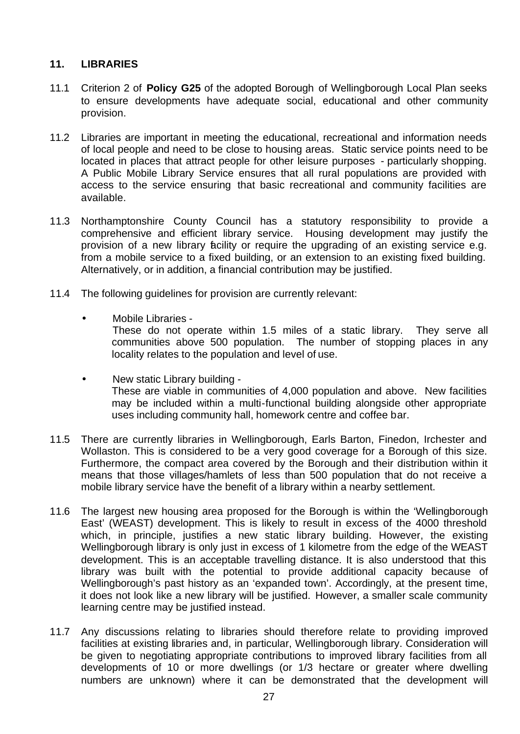## 11. LIBRARIES

11.1 Criterion 2 of **Policy G25** of the adopted Borough of Wellingborough Local Plan seeks to ensure developments have adequate social, educational and other community provision.

11.2 Libraries are important in meeting the educational, recreational and information needs of local people and need to be close to housing areas. Static service points need to be located in places that attract people for other leisure purposes - particularly shopping. A Public Mobile Library Service ensures that all rural populations are provided with access to the service ensuring that basic recreational and community facilities are available.

11.3 Northamptonshire County Council has a statutory responsibility to provide a comprehensive and efficient library service. Housing development may justify the provision of a new library facility or require the upgrading of an existing service e.g. from a mobile service to a fixed building, or an extension to an existing fixed building. Alternatively, or in addition, a financial contribution may be justified.

11.4 The following guidelines for provision are currently relevant:

- Mobile Libraries -
  These do not operate within 1.5 miles of a static library. They serve all communities above 500 population. The number of stopping places in any locality relates to the population and level of use.

- New static Library building -
  These are viable in communities of 4,000 population and above. New facilities may be included within a multi-functional building alongside other appropriate uses including community hall, homework centre and coffee bar.

11.5 There are currently libraries in Wellingborough, Earls Barton, Finedon, Irchester and Wollaston. This is considered to be a very good coverage for a Borough of this size. Furthermore, the compact area covered by the Borough and their distribution within it means that those villages/hamlets of less than 500 population that do not receive a mobile library service have the benefit of a library within a nearby settlement.

11.6 The largest new housing area proposed for the Borough is within the 'Wellingborough East' (WEAST) development. This is likely to result in excess of the 4000 threshold which, in principle, justifies a new static library building. However, the existing Wellingborough library is only just in excess of 1 kilometre from the edge of the WEAST development. This is an acceptable travelling distance. It is also understood that this library was built with the potential to provide additional capacity because of Wellingborough's past history as an 'expanded town'. Accordingly, at the present time, it does not look like a new library will be justified. However, a smaller scale community learning centre may be justified instead.

11.7 Any discussions relating to libraries should therefore relate to providing improved facilities at existing libraries and, in particular, Wellingborough library. Consideration will be given to negotiating appropriate contributions to improved library facilities from all developments of 10 or more dwellings (or 1/3 hectare or greater where dwelling numbers are unknown) where it can be demonstrated that the development will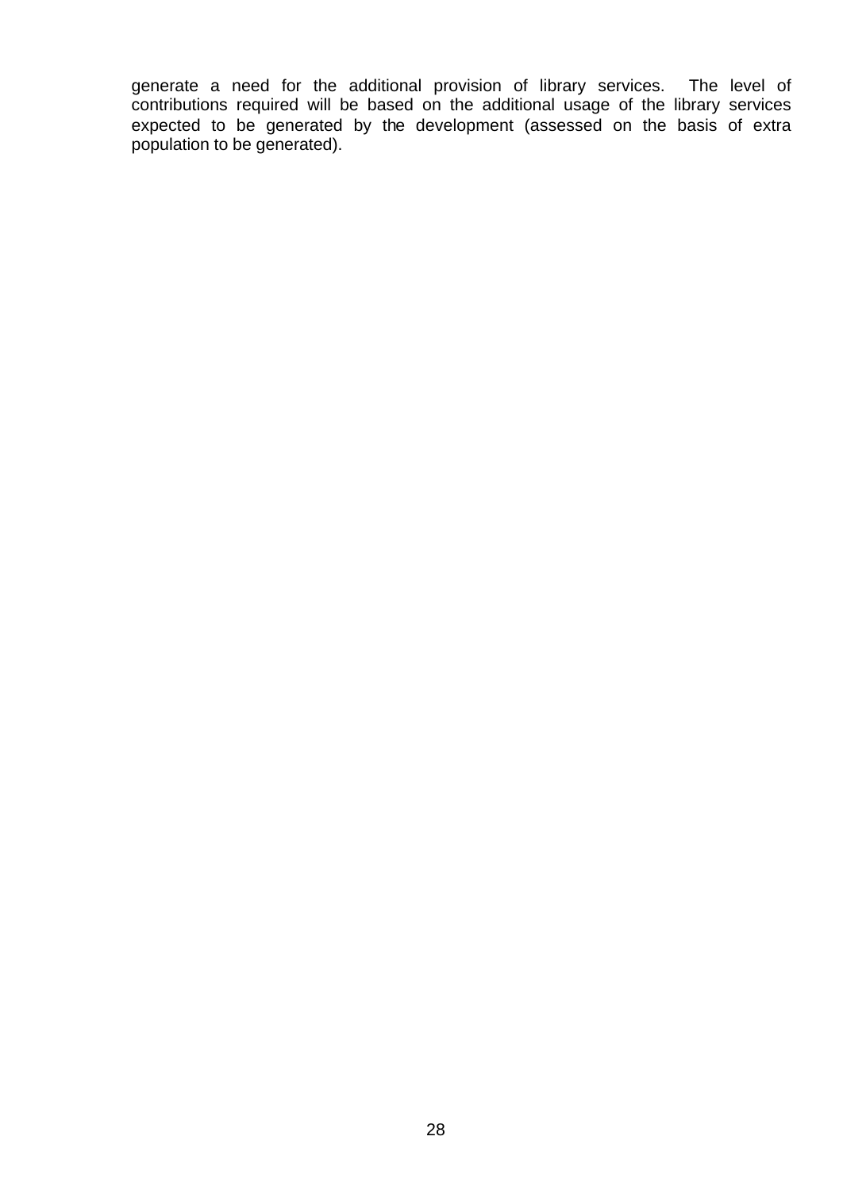generate a need for the additional provision of library services. The level of contributions required will be based on the additional usage of the library services expected to be generated by the development (assessed on the basis of extra population to be generated).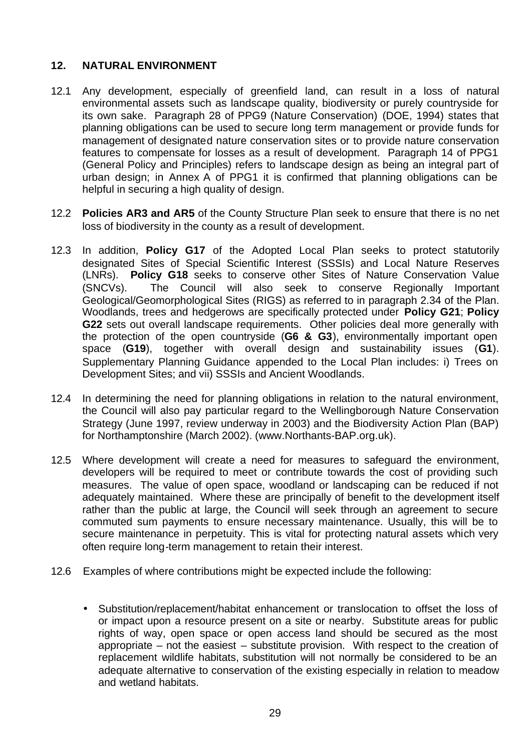## 12. NATURAL ENVIRONMENT

12.1 Any development, especially of greenfield land, can result in a loss of natural environmental assets such as landscape quality, biodiversity or purely countryside for its own sake. Paragraph 28 of PPG9 (Nature Conservation) (DOE, 1994) states that planning obligations can be used to secure long term management or provide funds for management of designated nature conservation sites or to provide nature conservation features to compensate for losses as a result of development. Paragraph 14 of PPG1 (General Policy and Principles) refers to landscape design as being an integral part of urban design; in Annex A of PPG1 it is confirmed that planning obligations can be helpful in securing a high quality of design.

12.2 **Policies AR3 and AR5** of the County Structure Plan seek to ensure that there is no net loss of biodiversity in the county as a result of development.

12.3 In addition, **Policy G17** of the Adopted Local Plan seeks to protect statutorily designated Sites of Special Scientific Interest (SSSIs) and Local Nature Reserves (LNRs). **Policy G18** seeks to conserve other Sites of Nature Conservation Value (SNCVs). The Council will also seek to conserve Regionally Important Geological/Geomorphological Sites (RIGS) as referred to in paragraph 2.34 of the Plan. Woodlands, trees and hedgerows are specifically protected under **Policy G21**; **Policy G22** sets out overall landscape requirements. Other policies deal more generally with the protection of the open countryside (**G6 & G3**), environmentally important open space (**G19**), together with overall design and sustainability issues (**G1**). Supplementary Planning Guidance appended to the Local Plan includes: i) Trees on Development Sites; and vii) SSSIs and Ancient Woodlands.

12.4 In determining the need for planning obligations in relation to the natural environment, the Council will also pay particular regard to the Wellingborough Nature Conservation Strategy (June 1997, review underway in 2003) and the Biodiversity Action Plan (BAP) for Northamptonshire (March 2002). (www.Northants-BAP.org.uk).

12.5 Where development will create a need for measures to safeguard the environment, developers will be required to meet or contribute towards the cost of providing such measures. The value of open space, woodland or landscaping can be reduced if not adequately maintained. Where these are principally of benefit to the development itself rather than the public at large, the Council will seek through an agreement to secure commuted sum payments to ensure necessary maintenance. Usually, this will be to secure maintenance in perpetuity. This is vital for protecting natural assets which very often require long-term management to retain their interest.

12.6 Examples of where contributions might be expected include the following:

- Substitution/replacement/habitat enhancement or translocation to offset the loss of or impact upon a resource present on a site or nearby. Substitute areas for public rights of way, open space or open access land should be secured as the most appropriate – not the easiest – substitute provision. With respect to the creation of replacement wildlife habitats, substitution will not normally be considered to be an adequate alternative to conservation of the existing especially in relation to meadow and wetland habitats.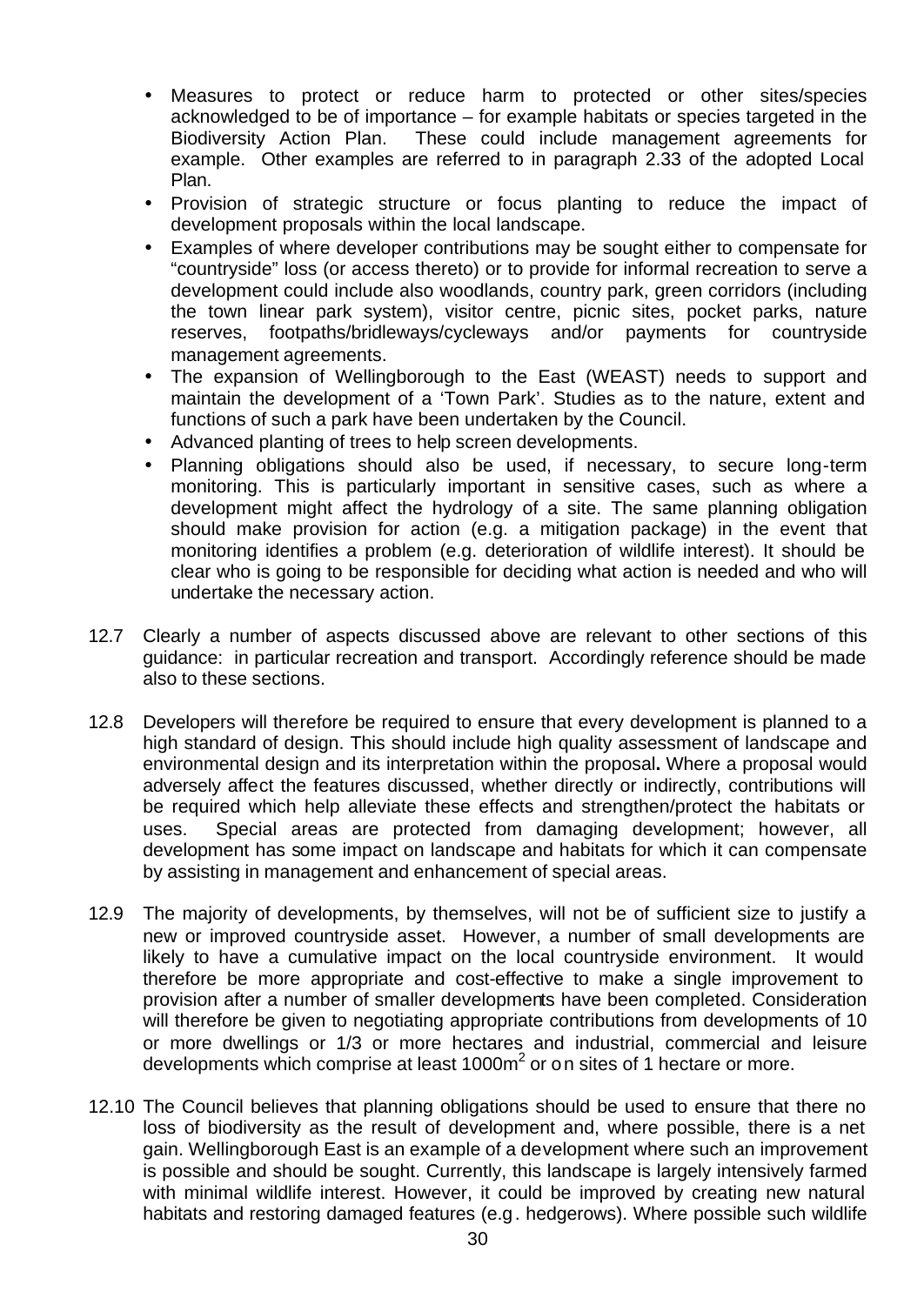- Measures to protect or reduce harm to protected or other sites/species acknowledged to be of importance – for example habitats or species targeted in the Biodiversity Action Plan. These could include management agreements for example. Other examples are referred to in paragraph 2.33 of the adopted Local Plan.
- Provision of strategic structure or focus planting to reduce the impact of development proposals within the local landscape.
- Examples of where developer contributions may be sought either to compensate for "countryside" loss (or access thereto) or to provide for informal recreation to serve a development could include also woodlands, country park, green corridors (including the town linear park system), visitor centre, picnic sites, pocket parks, nature reserves, footpaths/bridleways/cycleways and/or payments for countryside management agreements.
- The expansion of Wellingborough to the East (WEAST) needs to support and maintain the development of a 'Town Park'. Studies as to the nature, extent and functions of such a park have been undertaken by the Council.
- Advanced planting of trees to help screen developments.
- Planning obligations should also be used, if necessary, to secure long-term monitoring. This is particularly important in sensitive cases, such as where a development might affect the hydrology of a site. The same planning obligation should make provision for action (e.g. a mitigation package) in the event that monitoring identifies a problem (e.g. deterioration of wildlife interest). It should be clear who is going to be responsible for deciding what action is needed and who will undertake the necessary action.

12.7 Clearly a number of aspects discussed above are relevant to other sections of this guidance: in particular recreation and transport. Accordingly reference should be made also to these sections.

12.8 Developers will therefore be required to ensure that every development is planned to a high standard of design. This should include high quality assessment of landscape and environmental design and its interpretation within the proposal**.** Where a proposal would adversely affect the features discussed, whether directly or indirectly, contributions will be required which help alleviate these effects and strengthen/protect the habitats or uses. Special areas are protected from damaging development; however, all development has some impact on landscape and habitats for which it can compensate by assisting in management and enhancement of special areas.

12.9 The majority of developments, by themselves, will not be of sufficient size to justify a new or improved countryside asset. However, a number of small developments are likely to have a cumulative impact on the local countryside environment. It would therefore be more appropriate and cost-effective to make a single improvement to provision after a number of smaller developments have been completed. Consideration will therefore be given to negotiating appropriate contributions from developments of 10 or more dwellings or 1/3 or more hectares and industrial, commercial and leisure developments which comprise at least 1000m$^2$ or on sites of 1 hectare or more.

12.10 The Council believes that planning obligations should be used to ensure that there no loss of biodiversity as the result of development and, where possible, there is a net gain. Wellingborough East is an example of a development where such an improvement is possible and should be sought. Currently, this landscape is largely intensively farmed with minimal wildlife interest. However, it could be improved by creating new natural habitats and restoring damaged features (e.g. hedgerows). Where possible such wildlife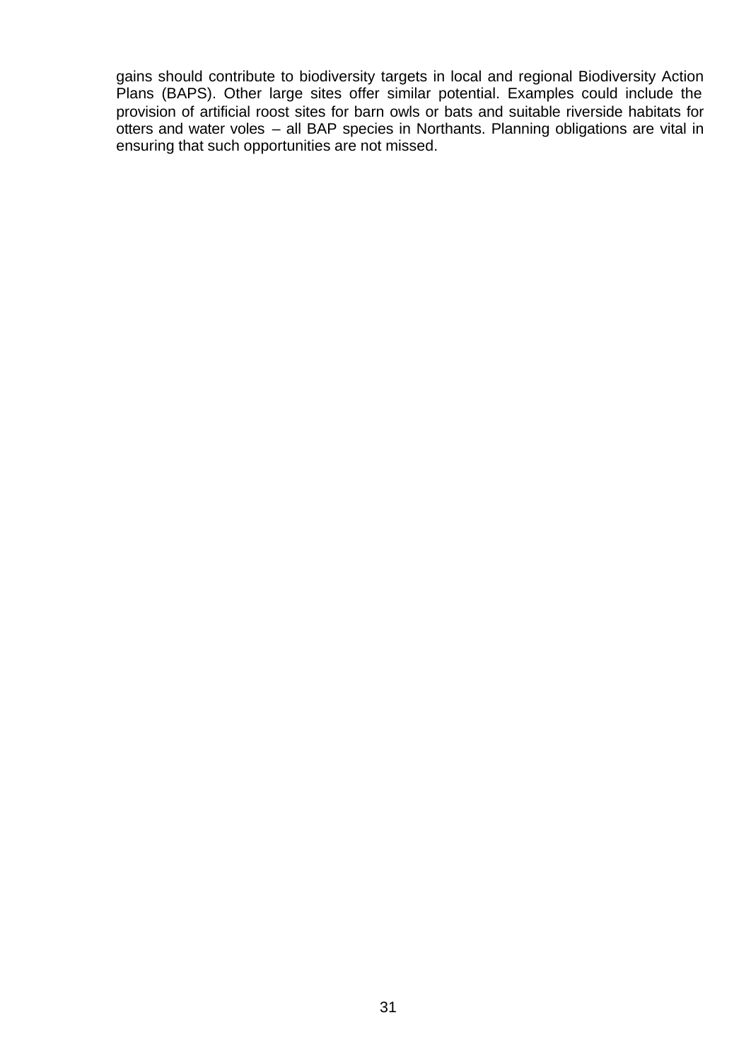gains should contribute to biodiversity targets in local and regional Biodiversity Action Plans (BAPS). Other large sites offer similar potential. Examples could include the provision of artificial roost sites for barn owls or bats and suitable riverside habitats for otters and water voles – all BAP species in Northants. Planning obligations are vital in ensuring that such opportunities are not missed.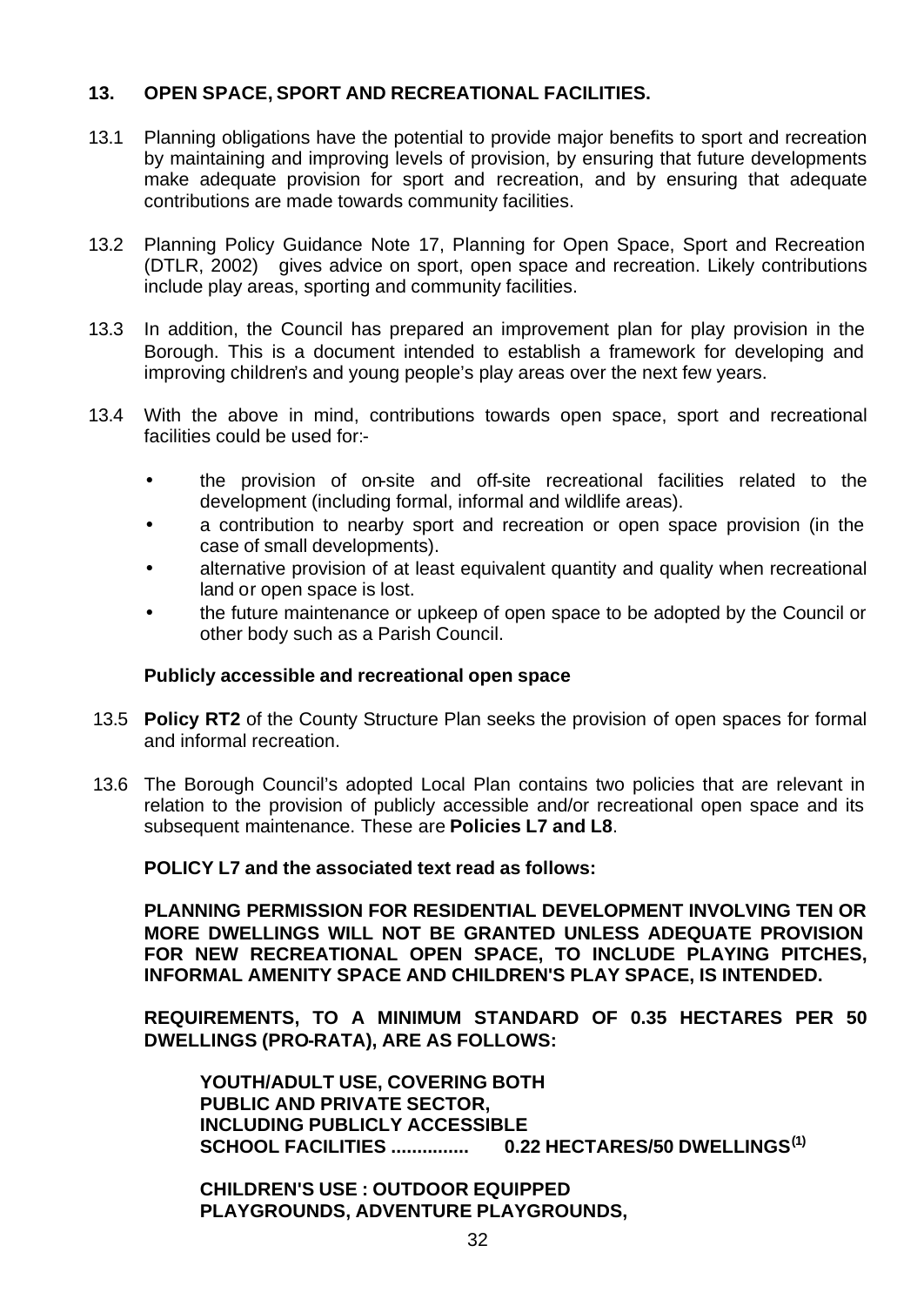## 13. OPEN SPACE, SPORT AND RECREATIONAL FACILITIES.

13.1 Planning obligations have the potential to provide major benefits to sport and recreation by maintaining and improving levels of provision, by ensuring that future developments make adequate provision for sport and recreation, and by ensuring that adequate contributions are made towards community facilities.

13.2 Planning Policy Guidance Note 17, Planning for Open Space, Sport and Recreation (DTLR, 2002) gives advice on sport, open space and recreation. Likely contributions include play areas, sporting and community facilities.

13.3 In addition, the Council has prepared an improvement plan for play provision in the Borough. This is a document intended to establish a framework for developing and improving children's and young people's play areas over the next few years.

13.4 With the above in mind, contributions towards open space, sport and recreational facilities could be used for:-

- the provision of on-site and off-site recreational facilities related to the development (including formal, informal and wildlife areas).
- a contribution to nearby sport and recreation or open space provision (in the case of small developments).
- alternative provision of at least equivalent quantity and quality when recreational land or open space is lost.
- the future maintenance or upkeep of open space to be adopted by the Council or other body such as a Parish Council.

**Publicly accessible and recreational open space**

13.5 **Policy RT2** of the County Structure Plan seeks the provision of open spaces for formal and informal recreation.

13.6 The Borough Council's adopted Local Plan contains two policies that are relevant in relation to the provision of publicly accessible and/or recreational open space and its subsequent maintenance. These are **Policies L7 and L8**.

**POLICY L7 and the associated text read as follows:**

**PLANNING PERMISSION FOR RESIDENTIAL DEVELOPMENT INVOLVING TEN OR MORE DWELLINGS WILL NOT BE GRANTED UNLESS ADEQUATE PROVISION FOR NEW RECREATIONAL OPEN SPACE, TO INCLUDE PLAYING PITCHES, INFORMAL AMENITY SPACE AND CHILDREN'S PLAY SPACE, IS INTENDED.**

**REQUIREMENTS, TO A MINIMUM STANDARD OF 0.35 HECTARES PER 50 DWELLINGS (PRO-RATA), ARE AS FOLLOWS:**

**YOUTH/ADULT USE, COVERING BOTH PUBLIC AND PRIVATE SECTOR, INCLUDING PUBLICLY ACCESSIBLE SCHOOL FACILITIES ............... 0.22 HECTARES/50 DWELLINGS[(1)]**

**CHILDREN'S USE : OUTDOOR EQUIPPED PLAYGROUNDS, ADVENTURE PLAYGROUNDS,**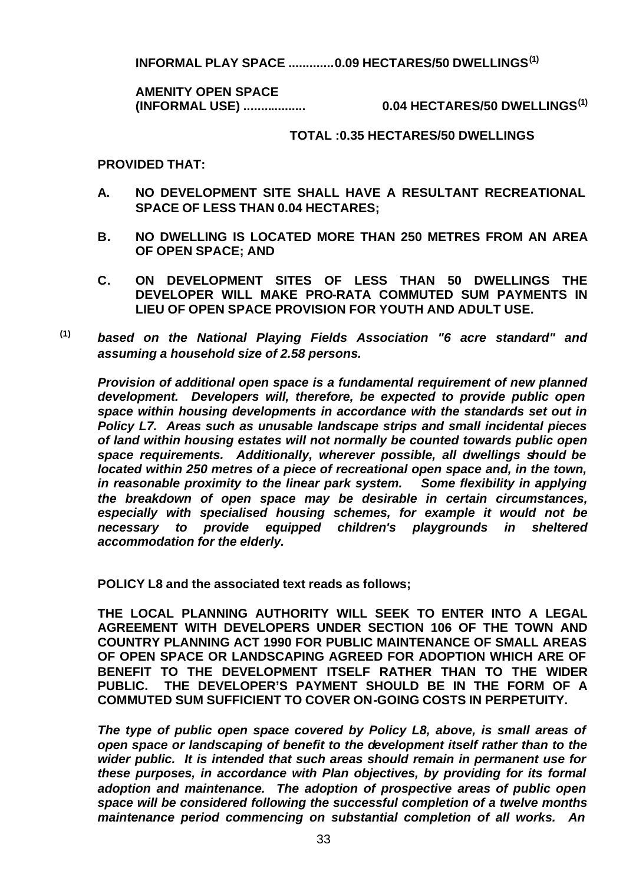**INFORMAL PLAY SPACE .............0.09 HECTARES/50 DWELLINGS[(1)]**

**AMENITY OPEN SPACE (INFORMAL USE) .................. 0.04 HECTARES/50 DWELLINGS[(1)]**

**TOTAL :0.35 HECTARES/50 DWELLINGS**

**PROVIDED THAT:**

**A. NO DEVELOPMENT SITE SHALL HAVE A RESULTANT RECREATIONAL SPACE OF LESS THAN 0.04 HECTARES;**

**B. NO DWELLING IS LOCATED MORE THAN 250 METRES FROM AN AREA OF OPEN SPACE; AND**

**C. ON DEVELOPMENT SITES OF LESS THAN 50 DWELLINGS THE DEVELOPER WILL MAKE PRO-RATA COMMUTED SUM PAYMENTS IN LIEU OF OPEN SPACE PROVISION FOR YOUTH AND ADULT USE.**

[(1)] ***based on the National Playing Fields Association "6 acre standard" and assuming a household size of 2.58 persons.***

***Provision of additional open space is a fundamental requirement of new planned development. Developers will, therefore, be expected to provide public open space within housing developments in accordance with the standards set out in Policy L7. Areas such as unusable landscape strips and small incidental pieces of land within housing estates will not normally be counted towards public open space requirements. Additionally, wherever possible, all dwellings should be located within 250 metres of a piece of recreational open space and, in the town, in reasonable proximity to the linear park system. Some flexibility in applying the breakdown of open space may be desirable in certain circumstances, especially with specialised housing schemes, for example it would not be necessary to provide equipped children's playgrounds in sheltered accommodation for the elderly.***

**POLICY L8 and the associated text reads as follows;**

**THE LOCAL PLANNING AUTHORITY WILL SEEK TO ENTER INTO A LEGAL AGREEMENT WITH DEVELOPERS UNDER SECTION 106 OF THE TOWN AND COUNTRY PLANNING ACT 1990 FOR PUBLIC MAINTENANCE OF SMALL AREAS OF OPEN SPACE OR LANDSCAPING AGREED FOR ADOPTION WHICH ARE OF BENEFIT TO THE DEVELOPMENT ITSELF RATHER THAN TO THE WIDER PUBLIC. THE DEVELOPER'S PAYMENT SHOULD BE IN THE FORM OF A COMMUTED SUM SUFFICIENT TO COVER ON-GOING COSTS IN PERPETUITY.**

***The type of public open space covered by Policy L8, above, is small areas of open space or landscaping of benefit to the development itself rather than to the wider public. It is intended that such areas should remain in permanent use for these purposes, in accordance with Plan objectives, by providing for its formal adoption and maintenance. The adoption of prospective areas of public open space will be considered following the successful completion of a twelve months maintenance period commencing on substantial completion of all works. An***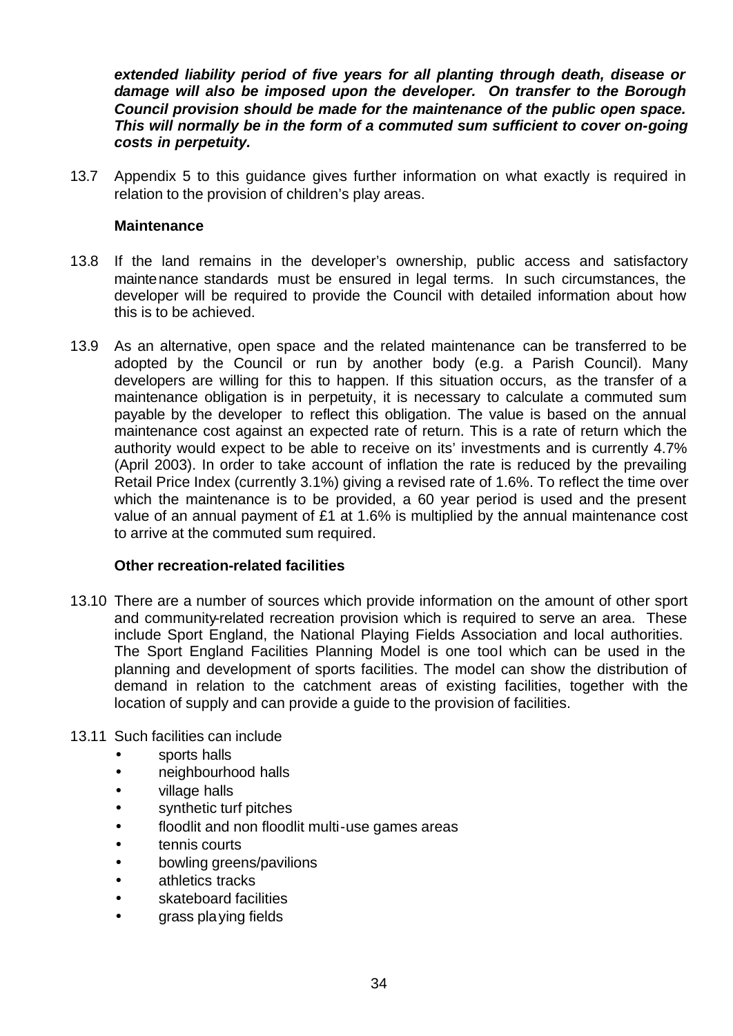***extended liability period of five years for all planting through death, disease or damage will also be imposed upon the developer. On transfer to the Borough Council provision should be made for the maintenance of the public open space. This will normally be in the form of a commuted sum sufficient to cover on-going costs in perpetuity.***

13.7 Appendix 5 to this guidance gives further information on what exactly is required in relation to the provision of children's play areas.

**Maintenance**

13.8 If the land remains in the developer's ownership, public access and satisfactory maintenance standards must be ensured in legal terms. In such circumstances, the developer will be required to provide the Council with detailed information about how this is to be achieved.

13.9 As an alternative, open space and the related maintenance can be transferred to be adopted by the Council or run by another body (e.g. a Parish Council). Many developers are willing for this to happen. If this situation occurs, as the transfer of a maintenance obligation is in perpetuity, it is necessary to calculate a commuted sum payable by the developer to reflect this obligation. The value is based on the annual maintenance cost against an expected rate of return. This is a rate of return which the authority would expect to be able to receive on its' investments and is currently 4.7% (April 2003). In order to take account of inflation the rate is reduced by the prevailing Retail Price Index (currently 3.1%) giving a revised rate of 1.6%. To reflect the time over which the maintenance is to be provided, a 60 year period is used and the present value of an annual payment of £1 at 1.6% is multiplied by the annual maintenance cost to arrive at the commuted sum required.

**Other recreation-related facilities**

13.10 There are a number of sources which provide information on the amount of other sport and community-related recreation provision which is required to serve an area. These include Sport England, the National Playing Fields Association and local authorities. The Sport England Facilities Planning Model is one tool which can be used in the planning and development of sports facilities. The model can show the distribution of demand in relation to the catchment areas of existing facilities, together with the location of supply and can provide a guide to the provision of facilities.

13.11 Such facilities can include

- sports halls
- neighbourhood halls
- village halls
- synthetic turf pitches
- floodlit and non floodlit multi-use games areas
- tennis courts
- bowling greens/pavilions
- athletics tracks
- skateboard facilities
- grass playing fields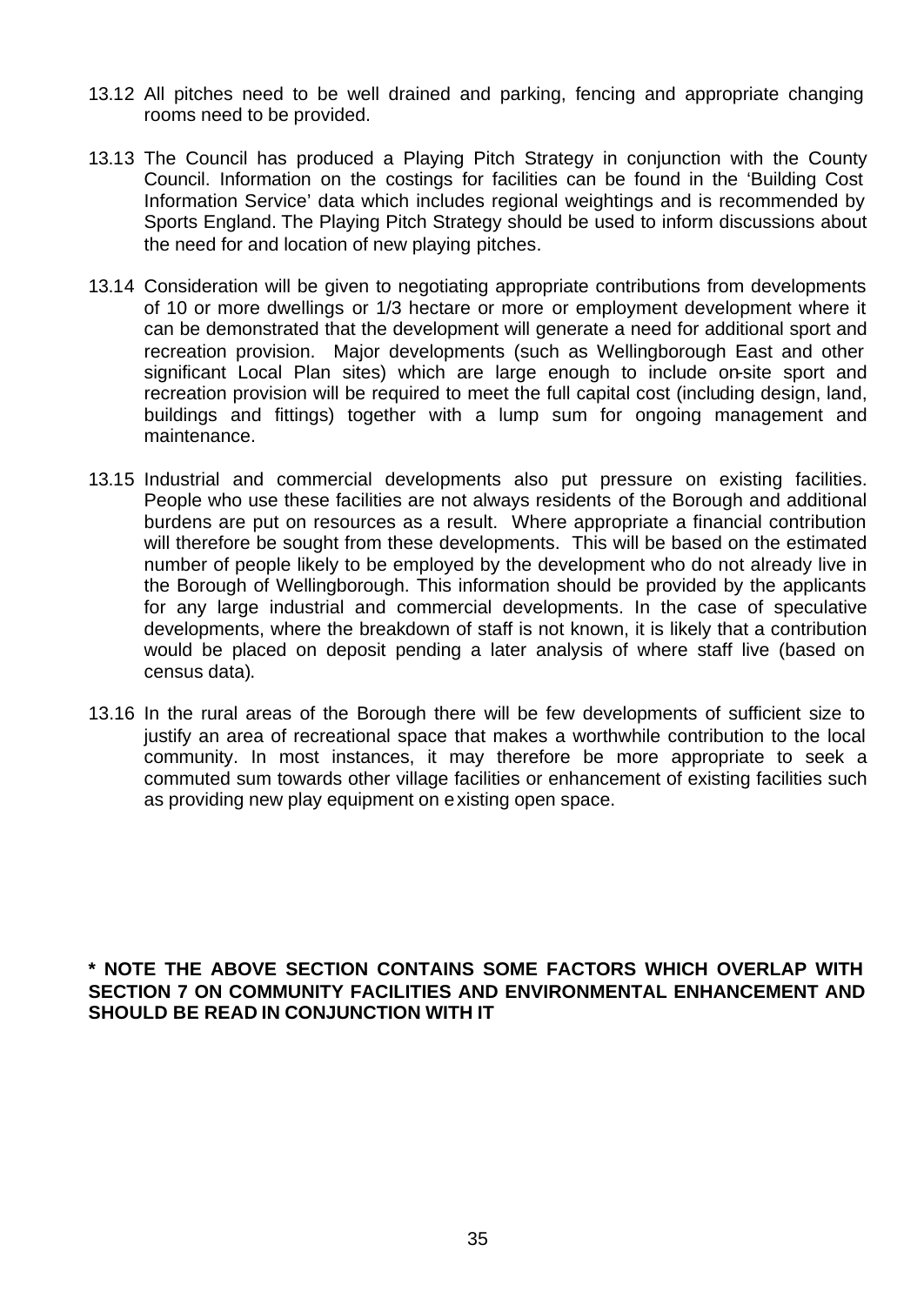13.12 All pitches need to be well drained and parking, fencing and appropriate changing rooms need to be provided.

13.13 The Council has produced a Playing Pitch Strategy in conjunction with the County Council. Information on the costings for facilities can be found in the 'Building Cost Information Service' data which includes regional weightings and is recommended by Sports England. The Playing Pitch Strategy should be used to inform discussions about the need for and location of new playing pitches.

13.14 Consideration will be given to negotiating appropriate contributions from developments of 10 or more dwellings or 1/3 hectare or more or employment development where it can be demonstrated that the development will generate a need for additional sport and recreation provision. Major developments (such as Wellingborough East and other significant Local Plan sites) which are large enough to include on-site sport and recreation provision will be required to meet the full capital cost (including design, land, buildings and fittings) together with a lump sum for ongoing management and maintenance.

13.15 Industrial and commercial developments also put pressure on existing facilities. People who use these facilities are not always residents of the Borough and additional burdens are put on resources as a result. Where appropriate a financial contribution will therefore be sought from these developments. This will be based on the estimated number of people likely to be employed by the development who do not already live in the Borough of Wellingborough. This information should be provided by the applicants for any large industrial and commercial developments. In the case of speculative developments, where the breakdown of staff is not known, it is likely that a contribution would be placed on deposit pending a later analysis of where staff live (based on census data).

13.16 In the rural areas of the Borough there will be few developments of sufficient size to justify an area of recreational space that makes a worthwhile contribution to the local community. In most instances, it may therefore be more appropriate to seek a commuted sum towards other village facilities or enhancement of existing facilities such as providing new play equipment on existing open space.

**\* NOTE THE ABOVE SECTION CONTAINS SOME FACTORS WHICH OVERLAP WITH SECTION 7 ON COMMUNITY FACILITIES AND ENVIRONMENTAL ENHANCEMENT AND SHOULD BE READ IN CONJUNCTION WITH IT**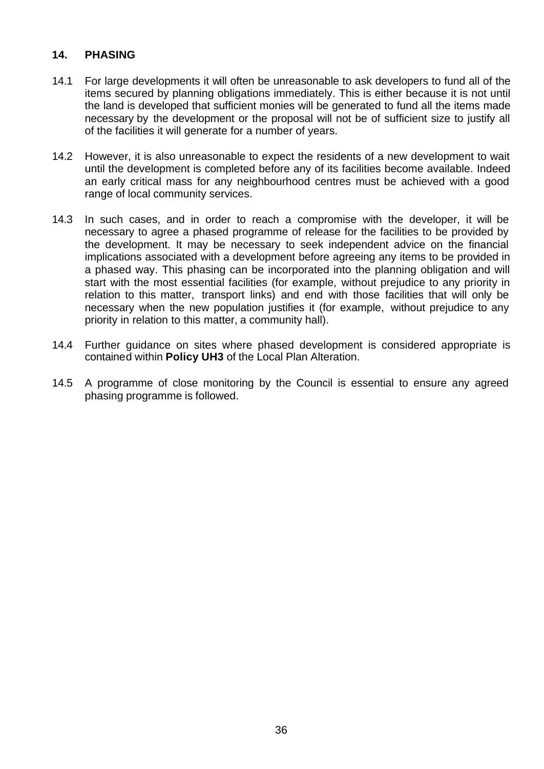## 14. PHASING

14.1 For large developments it will often be unreasonable to ask developers to fund all of the items secured by planning obligations immediately. This is either because it is not until the land is developed that sufficient monies will be generated to fund all the items made necessary by the development or the proposal will not be of sufficient size to justify all of the facilities it will generate for a number of years.

14.2 However, it is also unreasonable to expect the residents of a new development to wait until the development is completed before any of its facilities become available. Indeed an early critical mass for any neighbourhood centres must be achieved with a good range of local community services.

14.3 In such cases, and in order to reach a compromise with the developer, it will be necessary to agree a phased programme of release for the facilities to be provided by the development. It may be necessary to seek independent advice on the financial implications associated with a development before agreeing any items to be provided in a phased way. This phasing can be incorporated into the planning obligation and will start with the most essential facilities (for example, without prejudice to any priority in relation to this matter, transport links) and end with those facilities that will only be necessary when the new population justifies it (for example, without prejudice to any priority in relation to this matter, a community hall).

14.4 Further guidance on sites where phased development is considered appropriate is contained within **Policy UH3** of the Local Plan Alteration.

14.5 A programme of close monitoring by the Council is essential to ensure any agreed phasing programme is followed.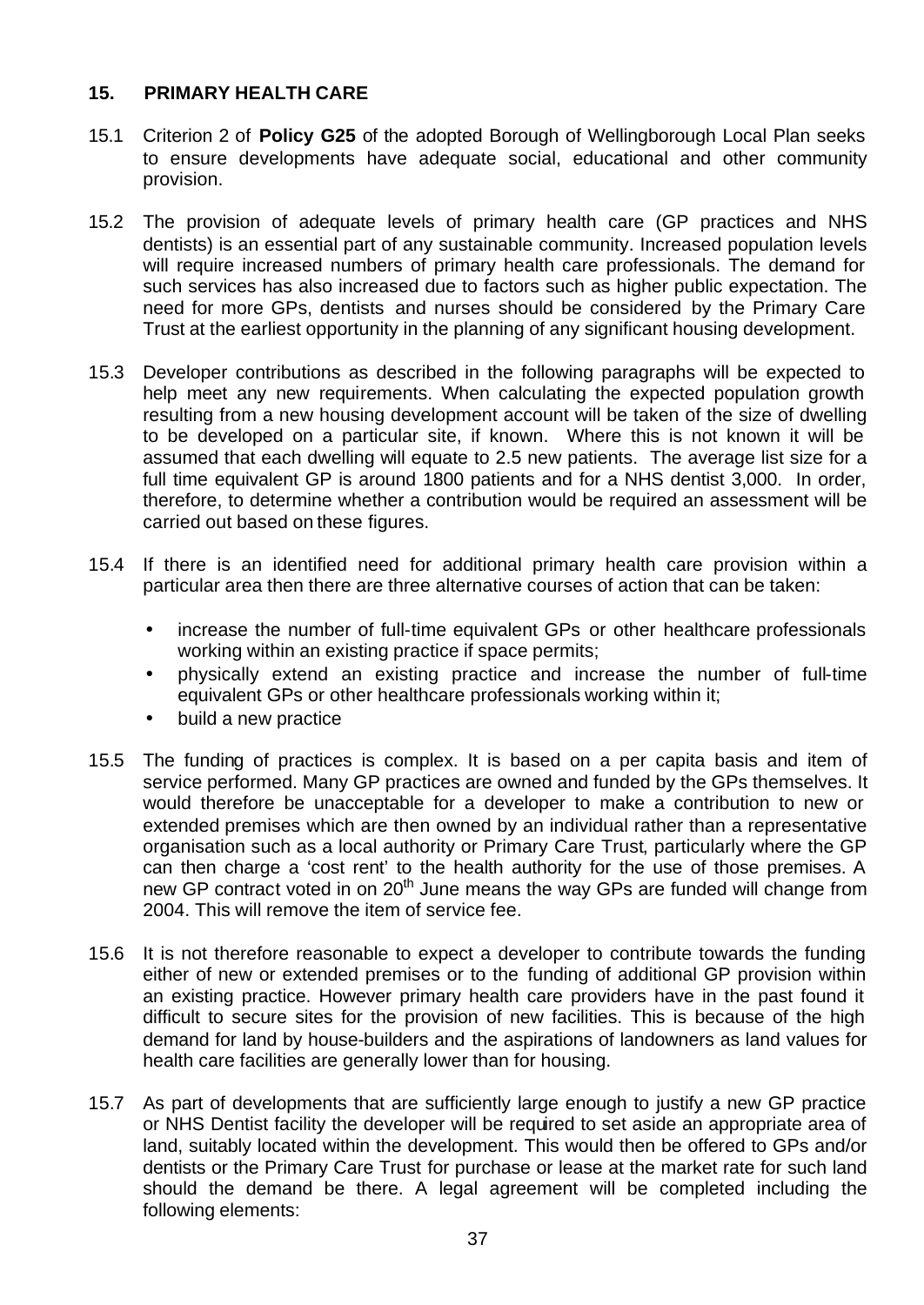## 15. PRIMARY HEALTH CARE

15.1 Criterion 2 of **Policy G25** of the adopted Borough of Wellingborough Local Plan seeks to ensure developments have adequate social, educational and other community provision.

15.2 The provision of adequate levels of primary health care (GP practices and NHS dentists) is an essential part of any sustainable community. Increased population levels will require increased numbers of primary health care professionals. The demand for such services has also increased due to factors such as higher public expectation. The need for more GPs, dentists and nurses should be considered by the Primary Care Trust at the earliest opportunity in the planning of any significant housing development.

15.3 Developer contributions as described in the following paragraphs will be expected to help meet any new requirements. When calculating the expected population growth resulting from a new housing development account will be taken of the size of dwelling to be developed on a particular site, if known. Where this is not known it will be assumed that each dwelling will equate to 2.5 new patients. The average list size for a full time equivalent GP is around 1800 patients and for a NHS dentist 3,000. In order, therefore, to determine whether a contribution would be required an assessment will be carried out based on these figures.

15.4 If there is an identified need for additional primary health care provision within a particular area then there are three alternative courses of action that can be taken:

- increase the number of full-time equivalent GPs or other healthcare professionals working within an existing practice if space permits;
- physically extend an existing practice and increase the number of full-time equivalent GPs or other healthcare professionals working within it;
- build a new practice

15.5 The funding of practices is complex. It is based on a per capita basis and item of service performed. Many GP practices are owned and funded by the GPs themselves. It would therefore be unacceptable for a developer to make a contribution to new or extended premises which are then owned by an individual rather than a representative organisation such as a local authority or Primary Care Trust, particularly where the GP can then charge a 'cost rent' to the health authority for the use of those premises. A new GP contract voted in on 20th June means the way GPs are funded will change from 2004. This will remove the item of service fee.

15.6 It is not therefore reasonable to expect a developer to contribute towards the funding either of new or extended premises or to the funding of additional GP provision within an existing practice. However primary health care providers have in the past found it difficult to secure sites for the provision of new facilities. This is because of the high demand for land by house-builders and the aspirations of landowners as land values for health care facilities are generally lower than for housing.

15.7 As part of developments that are sufficiently large enough to justify a new GP practice or NHS Dentist facility the developer will be required to set aside an appropriate area of land, suitably located within the development. This would then be offered to GPs and/or dentists or the Primary Care Trust for purchase or lease at the market rate for such land should the demand be there. A legal agreement will be completed including the following elements: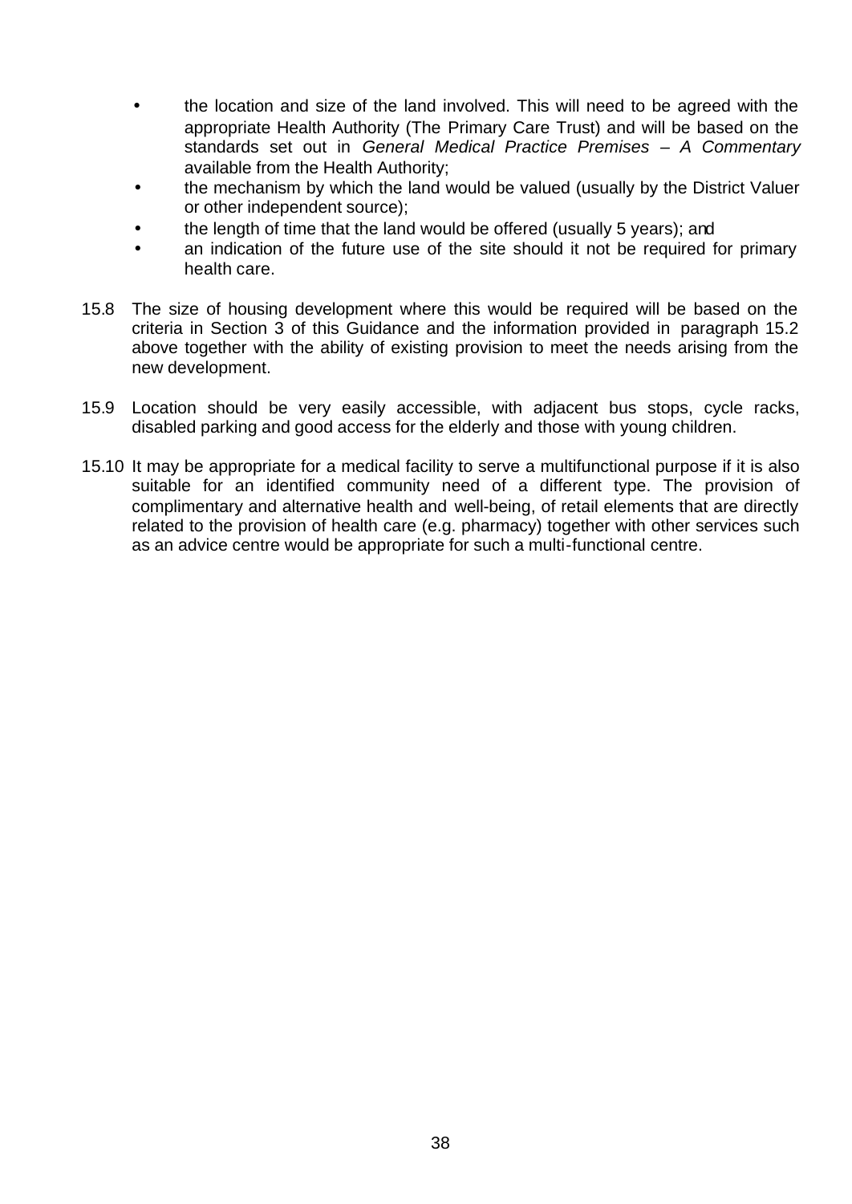- the location and size of the land involved. This will need to be agreed with the appropriate Health Authority (The Primary Care Trust) and will be based on the standards set out in *General Medical Practice Premises – A Commentary* available from the Health Authority;
- the mechanism by which the land would be valued (usually by the District Valuer or other independent source);
- the length of time that the land would be offered (usually 5 years); and
- an indication of the future use of the site should it not be required for primary health care.

15.8 The size of housing development where this would be required will be based on the criteria in Section 3 of this Guidance and the information provided in paragraph 15.2 above together with the ability of existing provision to meet the needs arising from the new development.

15.9 Location should be very easily accessible, with adjacent bus stops, cycle racks, disabled parking and good access for the elderly and those with young children.

15.10 It may be appropriate for a medical facility to serve a multifunctional purpose if it is also suitable for an identified community need of a different type. The provision of complimentary and alternative health and well-being, of retail elements that are directly related to the provision of health care (e.g. pharmacy) together with other services such as an advice centre would be appropriate for such a multi-functional centre.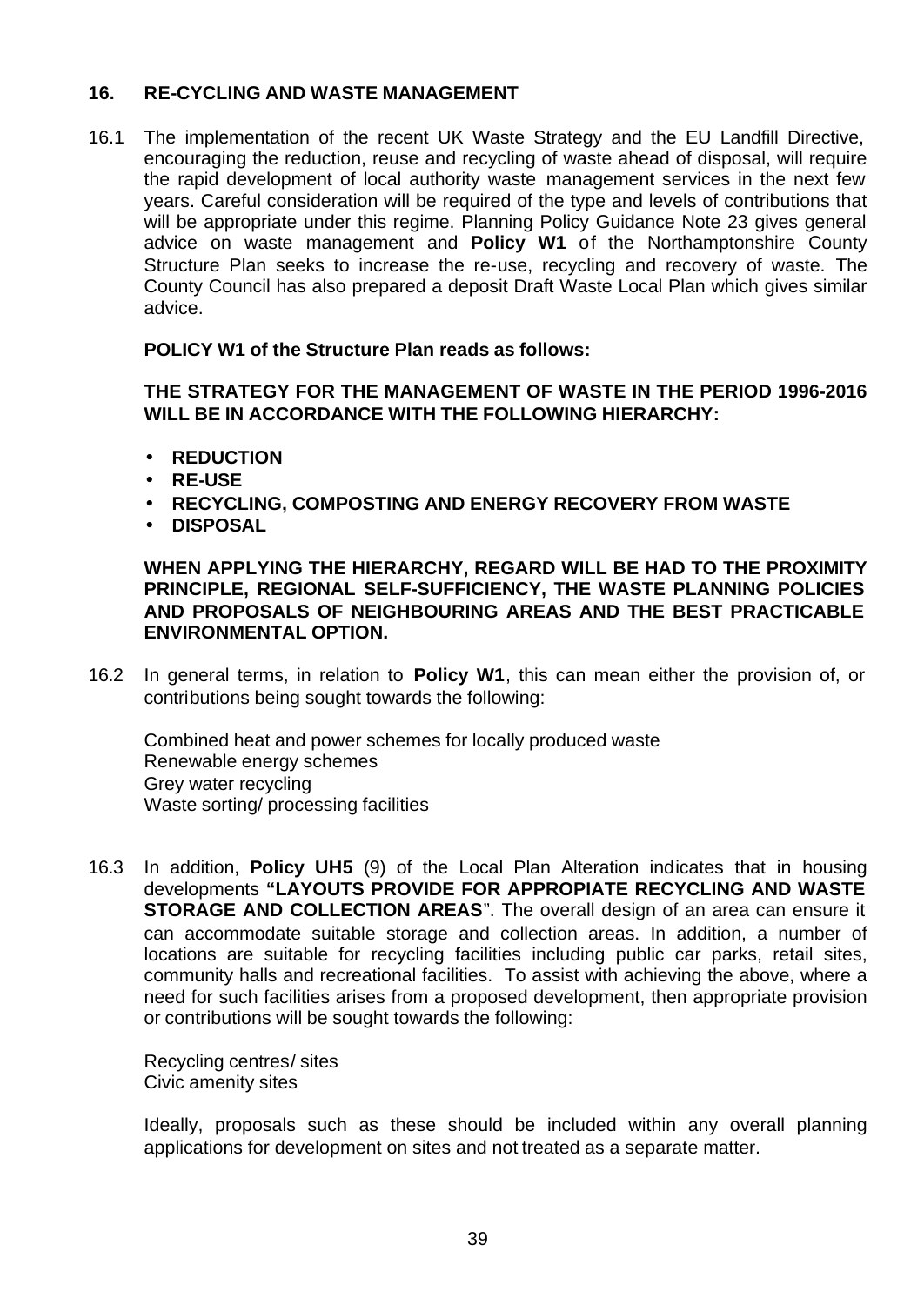## 16. RE-CYCLING AND WASTE MANAGEMENT

16.1 The implementation of the recent UK Waste Strategy and the EU Landfill Directive, encouraging the reduction, reuse and recycling of waste ahead of disposal, will require the rapid development of local authority waste management services in the next few years. Careful consideration will be required of the type and levels of contributions that will be appropriate under this regime. Planning Policy Guidance Note 23 gives general advice on waste management and **Policy W1** of the Northamptonshire County Structure Plan seeks to increase the re-use, recycling and recovery of waste. The County Council has also prepared a deposit Draft Waste Local Plan which gives similar advice.

**POLICY W1 of the Structure Plan reads as follows:**

**THE STRATEGY FOR THE MANAGEMENT OF WASTE IN THE PERIOD 1996-2016 WILL BE IN ACCORDANCE WITH THE FOLLOWING HIERARCHY:**

- **REDUCTION**
- **RE-USE**
- **RECYCLING, COMPOSTING AND ENERGY RECOVERY FROM WASTE**
- **DISPOSAL**

**WHEN APPLYING THE HIERARCHY, REGARD WILL BE HAD TO THE PROXIMITY PRINCIPLE, REGIONAL SELF-SUFFICIENCY, THE WASTE PLANNING POLICIES AND PROPOSALS OF NEIGHBOURING AREAS AND THE BEST PRACTICABLE ENVIRONMENTAL OPTION.**

16.2 In general terms, in relation to **Policy W1**, this can mean either the provision of, or contributions being sought towards the following:

Combined heat and power schemes for locally produced waste
Renewable energy schemes
Grey water recycling
Waste sorting/ processing facilities

16.3 In addition, **Policy UH5** (9) of the Local Plan Alteration indicates that in housing developments **"LAYOUTS PROVIDE FOR APPROPIATE RECYCLING AND WASTE STORAGE AND COLLECTION AREAS**". The overall design of an area can ensure it can accommodate suitable storage and collection areas. In addition, a number of locations are suitable for recycling facilities including public car parks, retail sites, community halls and recreational facilities. To assist with achieving the above, where a need for such facilities arises from a proposed development, then appropriate provision or contributions will be sought towards the following:

Recycling centres/ sites
Civic amenity sites

Ideally, proposals such as these should be included within any overall planning applications for development on sites and not treated as a separate matter.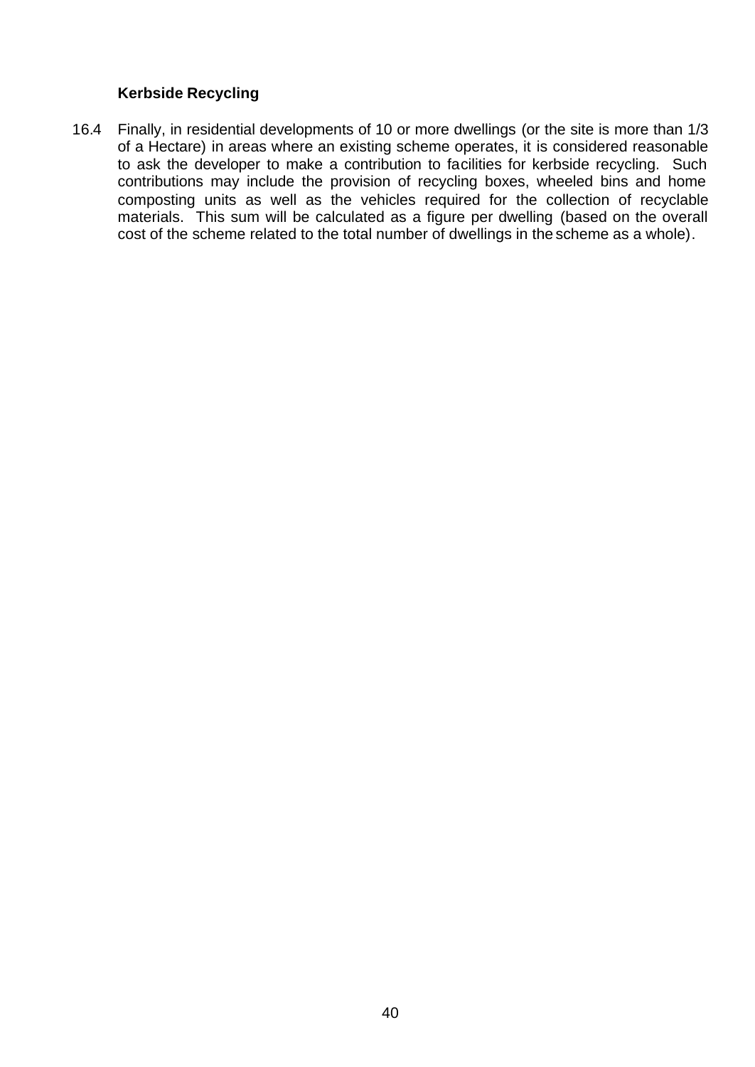### Kerbside Recycling

16.4 Finally, in residential developments of 10 or more dwellings (or the site is more than 1/3 of a Hectare) in areas where an existing scheme operates, it is considered reasonable to ask the developer to make a contribution to facilities for kerbside recycling. Such contributions may include the provision of recycling boxes, wheeled bins and home composting units as well as the vehicles required for the collection of recyclable materials. This sum will be calculated as a figure per dwelling (based on the overall cost of the scheme related to the total number of dwellings in the scheme as a whole).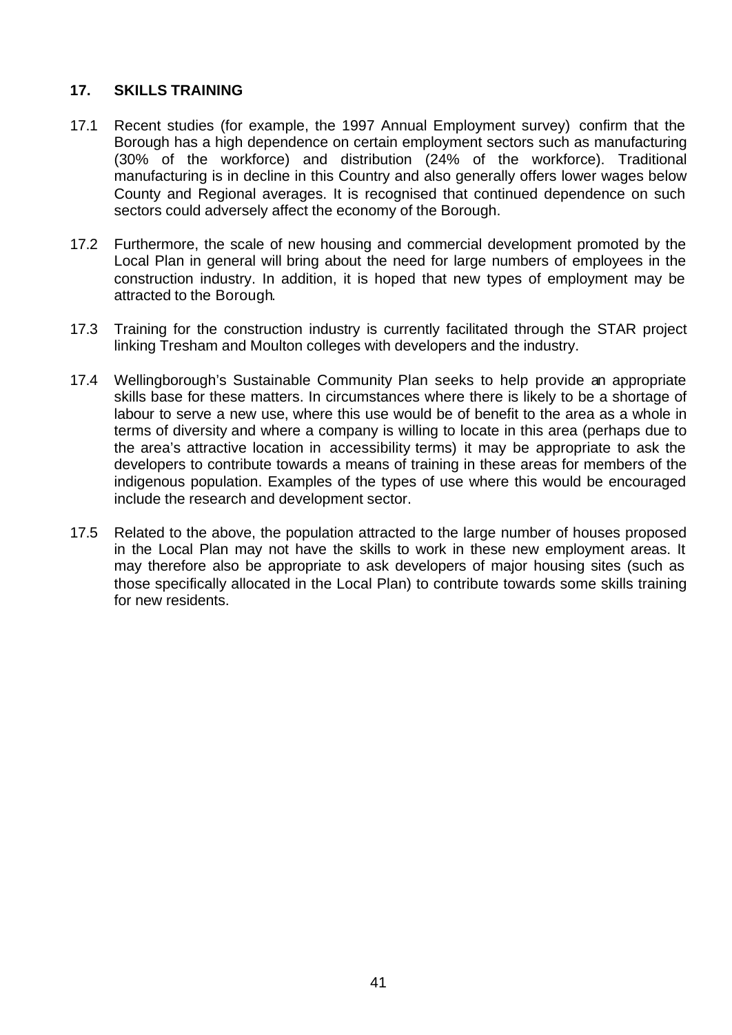## 17. SKILLS TRAINING

17.1 Recent studies (for example, the 1997 Annual Employment survey) confirm that the Borough has a high dependence on certain employment sectors such as manufacturing (30% of the workforce) and distribution (24% of the workforce). Traditional manufacturing is in decline in this Country and also generally offers lower wages below County and Regional averages. It is recognised that continued dependence on such sectors could adversely affect the economy of the Borough.

17.2 Furthermore, the scale of new housing and commercial development promoted by the Local Plan in general will bring about the need for large numbers of employees in the construction industry. In addition, it is hoped that new types of employment may be attracted to the Borough.

17.3 Training for the construction industry is currently facilitated through the STAR project linking Tresham and Moulton colleges with developers and the industry.

17.4 Wellingborough's Sustainable Community Plan seeks to help provide an appropriate skills base for these matters. In circumstances where there is likely to be a shortage of labour to serve a new use, where this use would be of benefit to the area as a whole in terms of diversity and where a company is willing to locate in this area (perhaps due to the area's attractive location in accessibility terms) it may be appropriate to ask the developers to contribute towards a means of training in these areas for members of the indigenous population. Examples of the types of use where this would be encouraged include the research and development sector.

17.5 Related to the above, the population attracted to the large number of houses proposed in the Local Plan may not have the skills to work in these new employment areas. It may therefore also be appropriate to ask developers of major housing sites (such as those specifically allocated in the Local Plan) to contribute towards some skills training for new residents.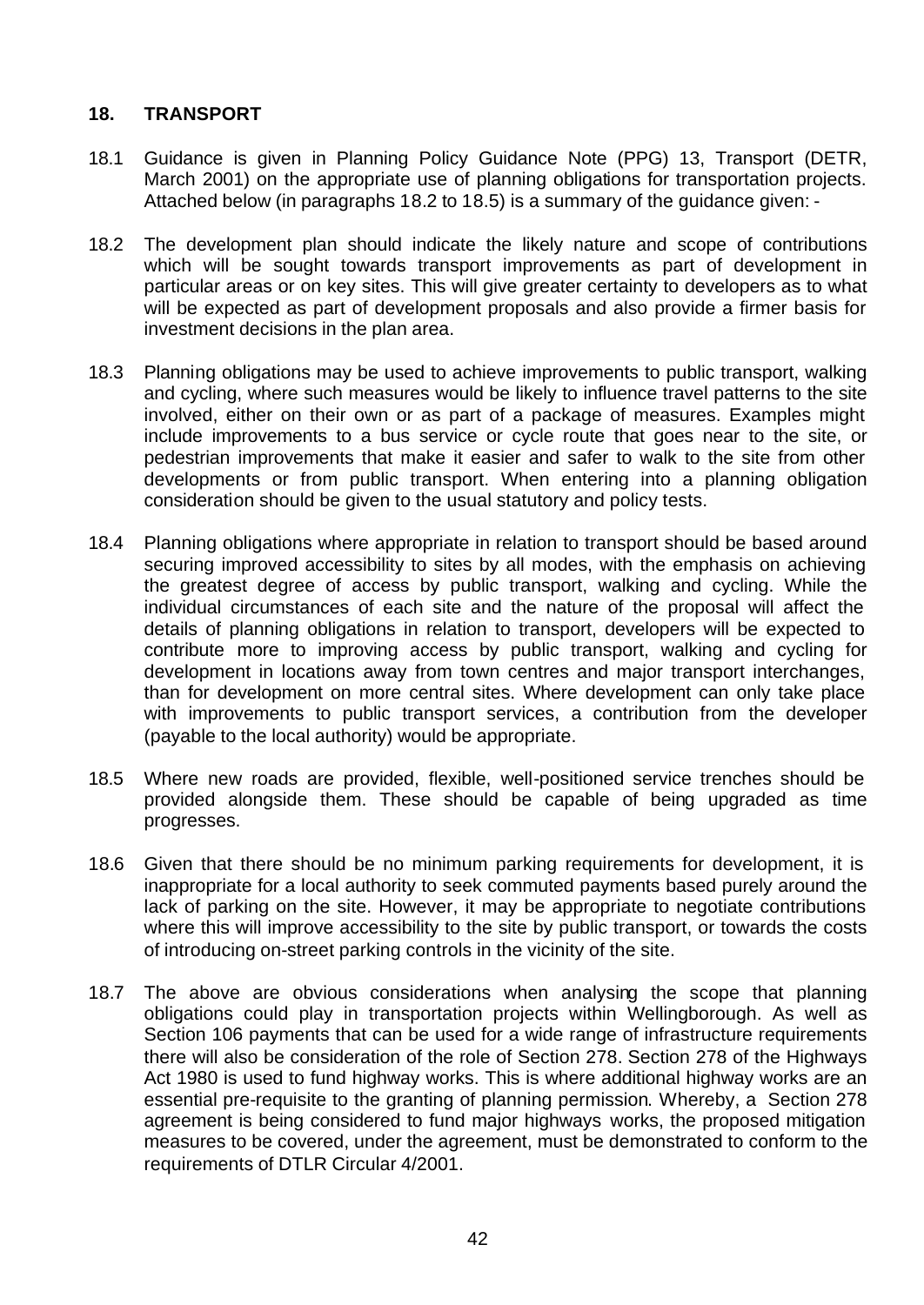## 18. TRANSPORT

18.1 Guidance is given in Planning Policy Guidance Note (PPG) 13, Transport (DETR, March 2001) on the appropriate use of planning obligations for transportation projects. Attached below (in paragraphs 18.2 to 18.5) is a summary of the guidance given: -

18.2 The development plan should indicate the likely nature and scope of contributions which will be sought towards transport improvements as part of development in particular areas or on key sites. This will give greater certainty to developers as to what will be expected as part of development proposals and also provide a firmer basis for investment decisions in the plan area.

18.3 Planning obligations may be used to achieve improvements to public transport, walking and cycling, where such measures would be likely to influence travel patterns to the site involved, either on their own or as part of a package of measures. Examples might include improvements to a bus service or cycle route that goes near to the site, or pedestrian improvements that make it easier and safer to walk to the site from other developments or from public transport. When entering into a planning obligation consideration should be given to the usual statutory and policy tests.

18.4 Planning obligations where appropriate in relation to transport should be based around securing improved accessibility to sites by all modes, with the emphasis on achieving the greatest degree of access by public transport, walking and cycling. While the individual circumstances of each site and the nature of the proposal will affect the details of planning obligations in relation to transport, developers will be expected to contribute more to improving access by public transport, walking and cycling for development in locations away from town centres and major transport interchanges, than for development on more central sites. Where development can only take place with improvements to public transport services, a contribution from the developer (payable to the local authority) would be appropriate.

18.5 Where new roads are provided, flexible, well-positioned service trenches should be provided alongside them. These should be capable of being upgraded as time progresses.

18.6 Given that there should be no minimum parking requirements for development, it is inappropriate for a local authority to seek commuted payments based purely around the lack of parking on the site. However, it may be appropriate to negotiate contributions where this will improve accessibility to the site by public transport, or towards the costs of introducing on-street parking controls in the vicinity of the site.

18.7 The above are obvious considerations when analysing the scope that planning obligations could play in transportation projects within Wellingborough. As well as Section 106 payments that can be used for a wide range of infrastructure requirements there will also be consideration of the role of Section 278. Section 278 of the Highways Act 1980 is used to fund highway works. This is where additional highway works are an essential pre-requisite to the granting of planning permission. Whereby, a Section 278 agreement is being considered to fund major highways works, the proposed mitigation measures to be covered, under the agreement, must be demonstrated to conform to the requirements of DTLR Circular 4/2001.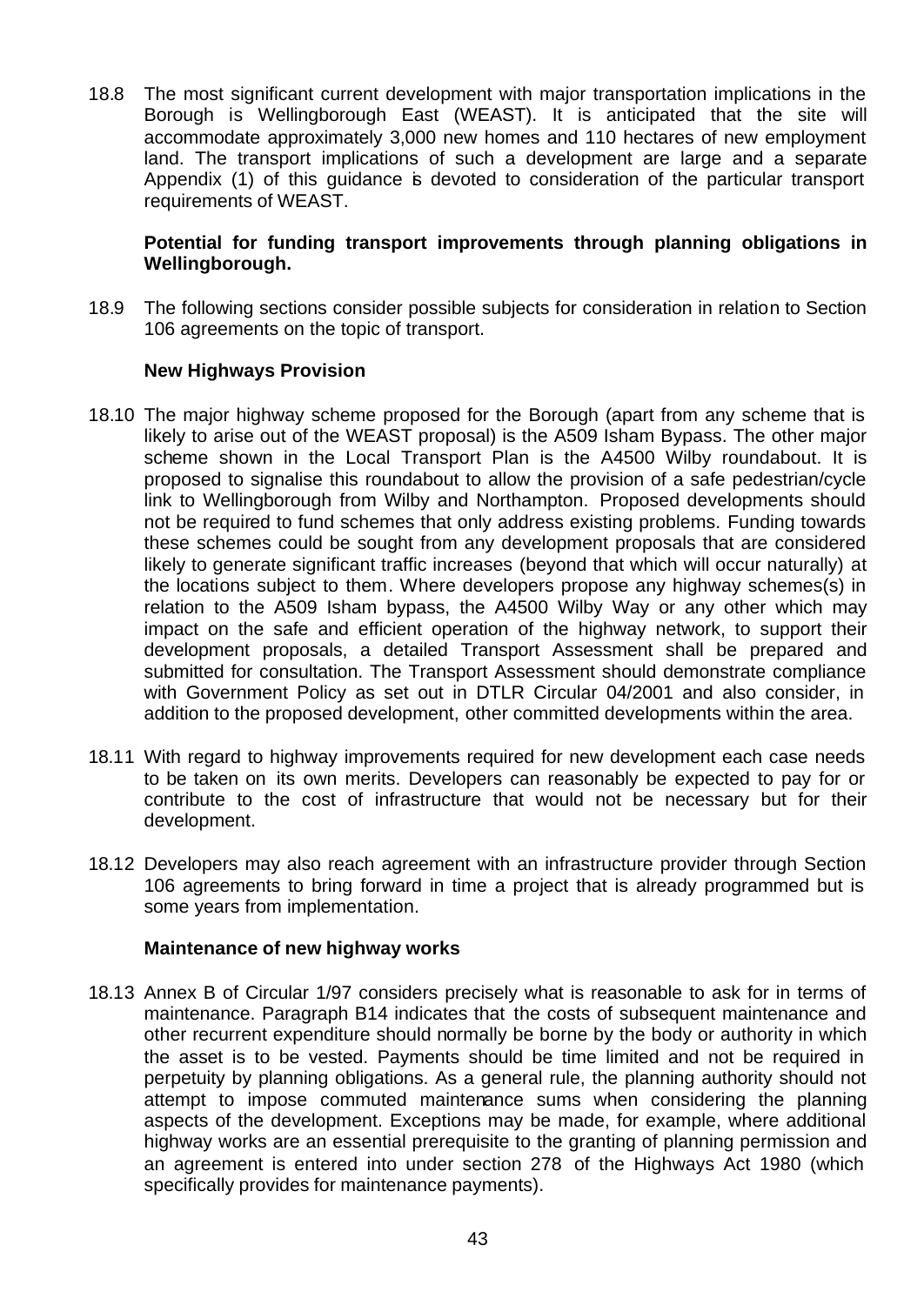18.8 The most significant current development with major transportation implications in the Borough is Wellingborough East (WEAST). It is anticipated that the site will accommodate approximately 3,000 new homes and 110 hectares of new employment land. The transport implications of such a development are large and a separate Appendix (1) of this guidance is devoted to consideration of the particular transport requirements of WEAST.

**Potential for funding transport improvements through planning obligations in Wellingborough.**

18.9 The following sections consider possible subjects for consideration in relation to Section 106 agreements on the topic of transport.

**New Highways Provision**

18.10 The major highway scheme proposed for the Borough (apart from any scheme that is likely to arise out of the WEAST proposal) is the A509 Isham Bypass. The other major scheme shown in the Local Transport Plan is the A4500 Wilby roundabout. It is proposed to signalise this roundabout to allow the provision of a safe pedestrian/cycle link to Wellingborough from Wilby and Northampton. Proposed developments should not be required to fund schemes that only address existing problems. Funding towards these schemes could be sought from any development proposals that are considered likely to generate significant traffic increases (beyond that which will occur naturally) at the locations subject to them. Where developers propose any highway schemes(s) in relation to the A509 Isham bypass, the A4500 Wilby Way or any other which may impact on the safe and efficient operation of the highway network, to support their development proposals, a detailed Transport Assessment shall be prepared and submitted for consultation. The Transport Assessment should demonstrate compliance with Government Policy as set out in DTLR Circular 04/2001 and also consider, in addition to the proposed development, other committed developments within the area.

18.11 With regard to highway improvements required for new development each case needs to be taken on its own merits. Developers can reasonably be expected to pay for or contribute to the cost of infrastructure that would not be necessary but for their development.

18.12 Developers may also reach agreement with an infrastructure provider through Section 106 agreements to bring forward in time a project that is already programmed but is some years from implementation.

**Maintenance of new highway works**

18.13 Annex B of Circular 1/97 considers precisely what is reasonable to ask for in terms of maintenance. Paragraph B14 indicates that the costs of subsequent maintenance and other recurrent expenditure should normally be borne by the body or authority in which the asset is to be vested. Payments should be time limited and not be required in perpetuity by planning obligations. As a general rule, the planning authority should not attempt to impose commuted maintenance sums when considering the planning aspects of the development. Exceptions may be made, for example, where additional highway works are an essential prerequisite to the granting of planning permission and an agreement is entered into under section 278 of the Highways Act 1980 (which specifically provides for maintenance payments).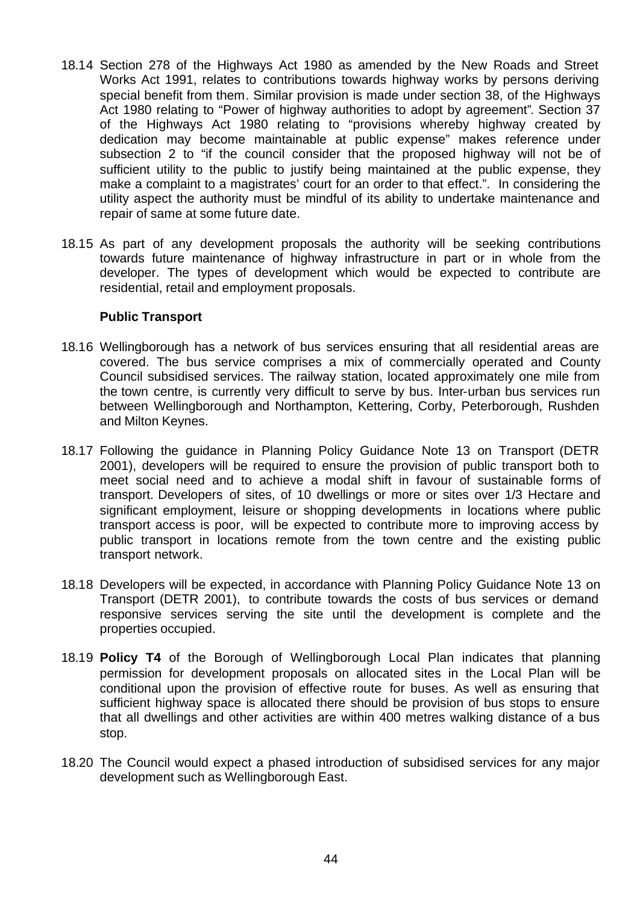18.14 Section 278 of the Highways Act 1980 as amended by the New Roads and Street Works Act 1991, relates to contributions towards highway works by persons deriving special benefit from them. Similar provision is made under section 38, of the Highways Act 1980 relating to "Power of highway authorities to adopt by agreement". Section 37 of the Highways Act 1980 relating to "provisions whereby highway created by dedication may become maintainable at public expense" makes reference under subsection 2 to "if the council consider that the proposed highway will not be of sufficient utility to the public to justify being maintained at the public expense, they make a complaint to a magistrates' court for an order to that effect.". In considering the utility aspect the authority must be mindful of its ability to undertake maintenance and repair of same at some future date.

18.15 As part of any development proposals the authority will be seeking contributions towards future maintenance of highway infrastructure in part or in whole from the developer. The types of development which would be expected to contribute are residential, retail and employment proposals.

**Public Transport**

18.16 Wellingborough has a network of bus services ensuring that all residential areas are covered. The bus service comprises a mix of commercially operated and County Council subsidised services. The railway station, located approximately one mile from the town centre, is currently very difficult to serve by bus. Inter-urban bus services run between Wellingborough and Northampton, Kettering, Corby, Peterborough, Rushden and Milton Keynes.

18.17 Following the guidance in Planning Policy Guidance Note 13 on Transport (DETR 2001), developers will be required to ensure the provision of public transport both to meet social need and to achieve a modal shift in favour of sustainable forms of transport. Developers of sites, of 10 dwellings or more or sites over 1/3 Hectare and significant employment, leisure or shopping developments in locations where public transport access is poor, will be expected to contribute more to improving access by public transport in locations remote from the town centre and the existing public transport network.

18.18 Developers will be expected, in accordance with Planning Policy Guidance Note 13 on Transport (DETR 2001), to contribute towards the costs of bus services or demand responsive services serving the site until the development is complete and the properties occupied.

18.19 **Policy T4** of the Borough of Wellingborough Local Plan indicates that planning permission for development proposals on allocated sites in the Local Plan will be conditional upon the provision of effective route for buses. As well as ensuring that sufficient highway space is allocated there should be provision of bus stops to ensure that all dwellings and other activities are within 400 metres walking distance of a bus stop.

18.20 The Council would expect a phased introduction of subsidised services for any major development such as Wellingborough East.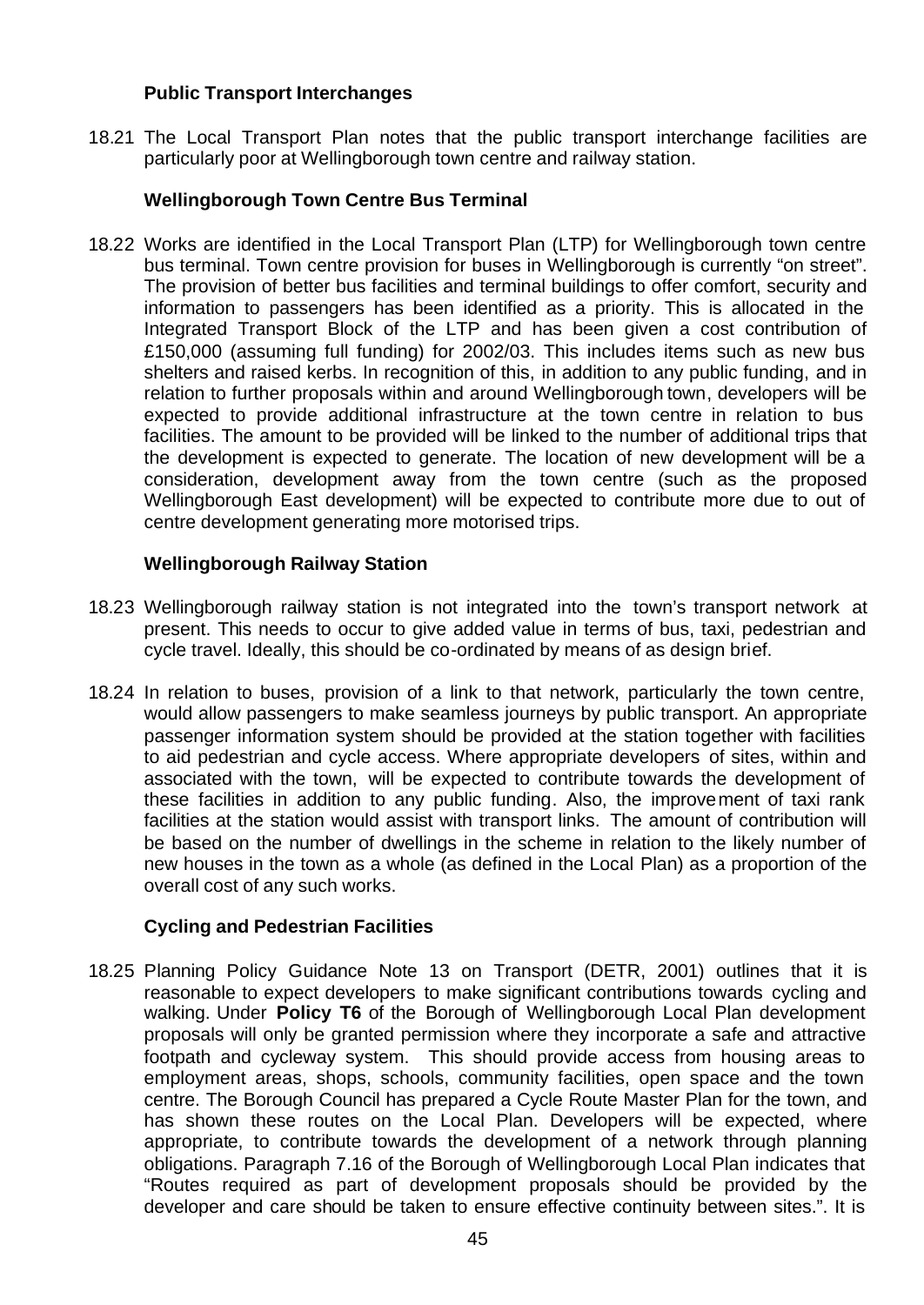**Public Transport Interchanges**

18.21 The Local Transport Plan notes that the public transport interchange facilities are particularly poor at Wellingborough town centre and railway station.

**Wellingborough Town Centre Bus Terminal**

18.22 Works are identified in the Local Transport Plan (LTP) for Wellingborough town centre bus terminal. Town centre provision for buses in Wellingborough is currently "on street". The provision of better bus facilities and terminal buildings to offer comfort, security and information to passengers has been identified as a priority. This is allocated in the Integrated Transport Block of the LTP and has been given a cost contribution of £150,000 (assuming full funding) for 2002/03. This includes items such as new bus shelters and raised kerbs. In recognition of this, in addition to any public funding, and in relation to further proposals within and around Wellingborough town, developers will be expected to provide additional infrastructure at the town centre in relation to bus facilities. The amount to be provided will be linked to the number of additional trips that the development is expected to generate. The location of new development will be a consideration, development away from the town centre (such as the proposed Wellingborough East development) will be expected to contribute more due to out of centre development generating more motorised trips.

**Wellingborough Railway Station**

18.23 Wellingborough railway station is not integrated into the town's transport network at present. This needs to occur to give added value in terms of bus, taxi, pedestrian and cycle travel. Ideally, this should be co-ordinated by means of as design brief.

18.24 In relation to buses, provision of a link to that network, particularly the town centre, would allow passengers to make seamless journeys by public transport. An appropriate passenger information system should be provided at the station together with facilities to aid pedestrian and cycle access. Where appropriate developers of sites, within and associated with the town, will be expected to contribute towards the development of these facilities in addition to any public funding. Also, the improvement of taxi rank facilities at the station would assist with transport links. The amount of contribution will be based on the number of dwellings in the scheme in relation to the likely number of new houses in the town as a whole (as defined in the Local Plan) as a proportion of the overall cost of any such works.

**Cycling and Pedestrian Facilities**

18.25 Planning Policy Guidance Note 13 on Transport (DETR, 2001) outlines that it is reasonable to expect developers to make significant contributions towards cycling and walking. Under **Policy T6** of the Borough of Wellingborough Local Plan development proposals will only be granted permission where they incorporate a safe and attractive footpath and cycleway system. This should provide access from housing areas to employment areas, shops, schools, community facilities, open space and the town centre. The Borough Council has prepared a Cycle Route Master Plan for the town, and has shown these routes on the Local Plan. Developers will be expected, where appropriate, to contribute towards the development of a network through planning obligations. Paragraph 7.16 of the Borough of Wellingborough Local Plan indicates that "Routes required as part of development proposals should be provided by the developer and care should be taken to ensure effective continuity between sites.". It is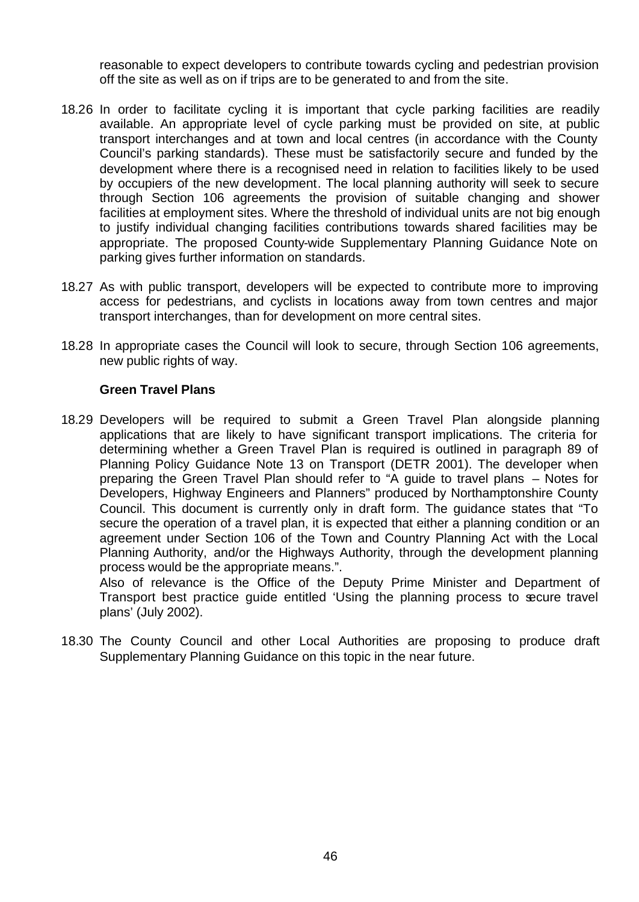reasonable to expect developers to contribute towards cycling and pedestrian provision off the site as well as on if trips are to be generated to and from the site.

18.26 In order to facilitate cycling it is important that cycle parking facilities are readily available. An appropriate level of cycle parking must be provided on site, at public transport interchanges and at town and local centres (in accordance with the County Council's parking standards). These must be satisfactorily secure and funded by the development where there is a recognised need in relation to facilities likely to be used by occupiers of the new development. The local planning authority will seek to secure through Section 106 agreements the provision of suitable changing and shower facilities at employment sites. Where the threshold of individual units are not big enough to justify individual changing facilities contributions towards shared facilities may be appropriate. The proposed County-wide Supplementary Planning Guidance Note on parking gives further information on standards.

18.27 As with public transport, developers will be expected to contribute more to improving access for pedestrians, and cyclists in locations away from town centres and major transport interchanges, than for development on more central sites.

18.28 In appropriate cases the Council will look to secure, through Section 106 agreements, new public rights of way.

**Green Travel Plans**

18.29 Developers will be required to submit a Green Travel Plan alongside planning applications that are likely to have significant transport implications. The criteria for determining whether a Green Travel Plan is required is outlined in paragraph 89 of Planning Policy Guidance Note 13 on Transport (DETR 2001). The developer when preparing the Green Travel Plan should refer to "A guide to travel plans – Notes for Developers, Highway Engineers and Planners" produced by Northamptonshire County Council. This document is currently only in draft form. The guidance states that "To secure the operation of a travel plan, it is expected that either a planning condition or an agreement under Section 106 of the Town and Country Planning Act with the Local Planning Authority, and/or the Highways Authority, through the development planning process would be the appropriate means.".
Also of relevance is the Office of the Deputy Prime Minister and Department of Transport best practice guide entitled 'Using the planning process to secure travel plans' (July 2002).

18.30 The County Council and other Local Authorities are proposing to produce draft Supplementary Planning Guidance on this topic in the near future.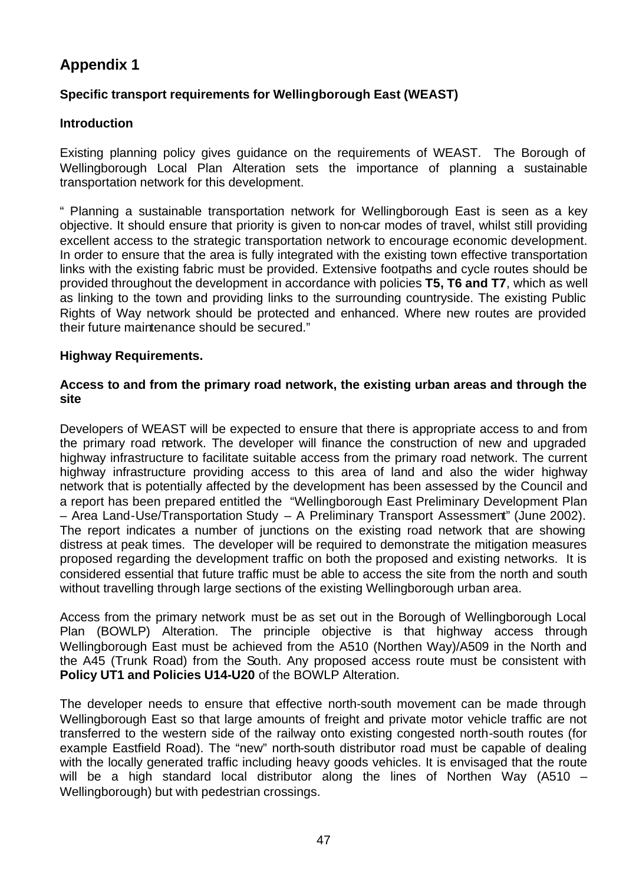# Appendix 1

**Specific transport requirements for Wellingborough East (WEAST)**

**Introduction**

Existing planning policy gives guidance on the requirements of WEAST. The Borough of Wellingborough Local Plan Alteration sets the importance of planning a sustainable transportation network for this development.

" Planning a sustainable transportation network for Wellingborough East is seen as a key objective. It should ensure that priority is given to non-car modes of travel, whilst still providing excellent access to the strategic transportation network to encourage economic development. In order to ensure that the area is fully integrated with the existing town effective transportation links with the existing fabric must be provided. Extensive footpaths and cycle routes should be provided throughout the development in accordance with policies **T5, T6 and T7**, which as well as linking to the town and providing links to the surrounding countryside. The existing Public Rights of Way network should be protected and enhanced. Where new routes are provided their future maintenance should be secured."

**Highway Requirements.**

**Access to and from the primary road network, the existing urban areas and through the site**

Developers of WEAST will be expected to ensure that there is appropriate access to and from the primary road network. The developer will finance the construction of new and upgraded highway infrastructure to facilitate suitable access from the primary road network. The current highway infrastructure providing access to this area of land and also the wider highway network that is potentially affected by the development has been assessed by the Council and a report has been prepared entitled the "Wellingborough East Preliminary Development Plan – Area Land-Use/Transportation Study – A Preliminary Transport Assessment" (June 2002). The report indicates a number of junctions on the existing road network that are showing distress at peak times. The developer will be required to demonstrate the mitigation measures proposed regarding the development traffic on both the proposed and existing networks. It is considered essential that future traffic must be able to access the site from the north and south without travelling through large sections of the existing Wellingborough urban area.

Access from the primary network must be as set out in the Borough of Wellingborough Local Plan (BOWLP) Alteration. The principle objective is that highway access through Wellingborough East must be achieved from the A510 (Northen Way)/A509 in the North and the A45 (Trunk Road) from the South. Any proposed access route must be consistent with **Policy UT1 and Policies U14-U20** of the BOWLP Alteration.

The developer needs to ensure that effective north-south movement can be made through Wellingborough East so that large amounts of freight and private motor vehicle traffic are not transferred to the western side of the railway onto existing congested north-south routes (for example Eastfield Road). The "new" north-south distributor road must be capable of dealing with the locally generated traffic including heavy goods vehicles. It is envisaged that the route will be a high standard local distributor along the lines of Northen Way (A510 – Wellingborough) but with pedestrian crossings.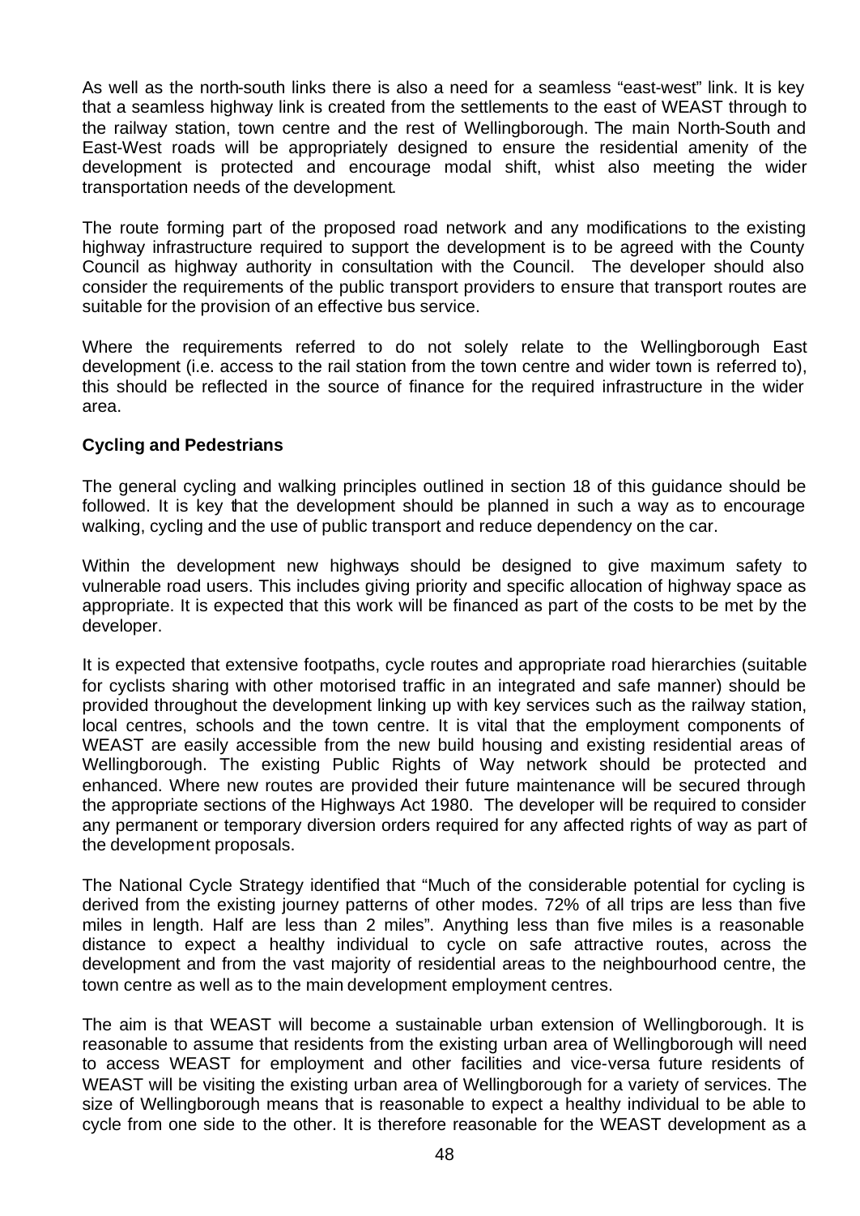As well as the north-south links there is also a need for a seamless "east-west" link. It is key that a seamless highway link is created from the settlements to the east of WEAST through to the railway station, town centre and the rest of Wellingborough. The main North-South and East-West roads will be appropriately designed to ensure the residential amenity of the development is protected and encourage modal shift, whist also meeting the wider transportation needs of the development.

The route forming part of the proposed road network and any modifications to the existing highway infrastructure required to support the development is to be agreed with the County Council as highway authority in consultation with the Council. The developer should also consider the requirements of the public transport providers to ensure that transport routes are suitable for the provision of an effective bus service.

Where the requirements referred to do not solely relate to the Wellingborough East development (i.e. access to the rail station from the town centre and wider town is referred to), this should be reflected in the source of finance for the required infrastructure in the wider area.

**Cycling and Pedestrians**

The general cycling and walking principles outlined in section 18 of this guidance should be followed. It is key that the development should be planned in such a way as to encourage walking, cycling and the use of public transport and reduce dependency on the car.

Within the development new highways should be designed to give maximum safety to vulnerable road users. This includes giving priority and specific allocation of highway space as appropriate. It is expected that this work will be financed as part of the costs to be met by the developer.

It is expected that extensive footpaths, cycle routes and appropriate road hierarchies (suitable for cyclists sharing with other motorised traffic in an integrated and safe manner) should be provided throughout the development linking up with key services such as the railway station, local centres, schools and the town centre. It is vital that the employment components of WEAST are easily accessible from the new build housing and existing residential areas of Wellingborough. The existing Public Rights of Way network should be protected and enhanced. Where new routes are provided their future maintenance will be secured through the appropriate sections of the Highways Act 1980. The developer will be required to consider any permanent or temporary diversion orders required for any affected rights of way as part of the development proposals.

The National Cycle Strategy identified that "Much of the considerable potential for cycling is derived from the existing journey patterns of other modes. 72% of all trips are less than five miles in length. Half are less than 2 miles". Anything less than five miles is a reasonable distance to expect a healthy individual to cycle on safe attractive routes, across the development and from the vast majority of residential areas to the neighbourhood centre, the town centre as well as to the main development employment centres.

The aim is that WEAST will become a sustainable urban extension of Wellingborough. It is reasonable to assume that residents from the existing urban area of Wellingborough will need to access WEAST for employment and other facilities and vice-versa future residents of WEAST will be visiting the existing urban area of Wellingborough for a variety of services. The size of Wellingborough means that is reasonable to expect a healthy individual to be able to cycle from one side to the other. It is therefore reasonable for the WEAST development as a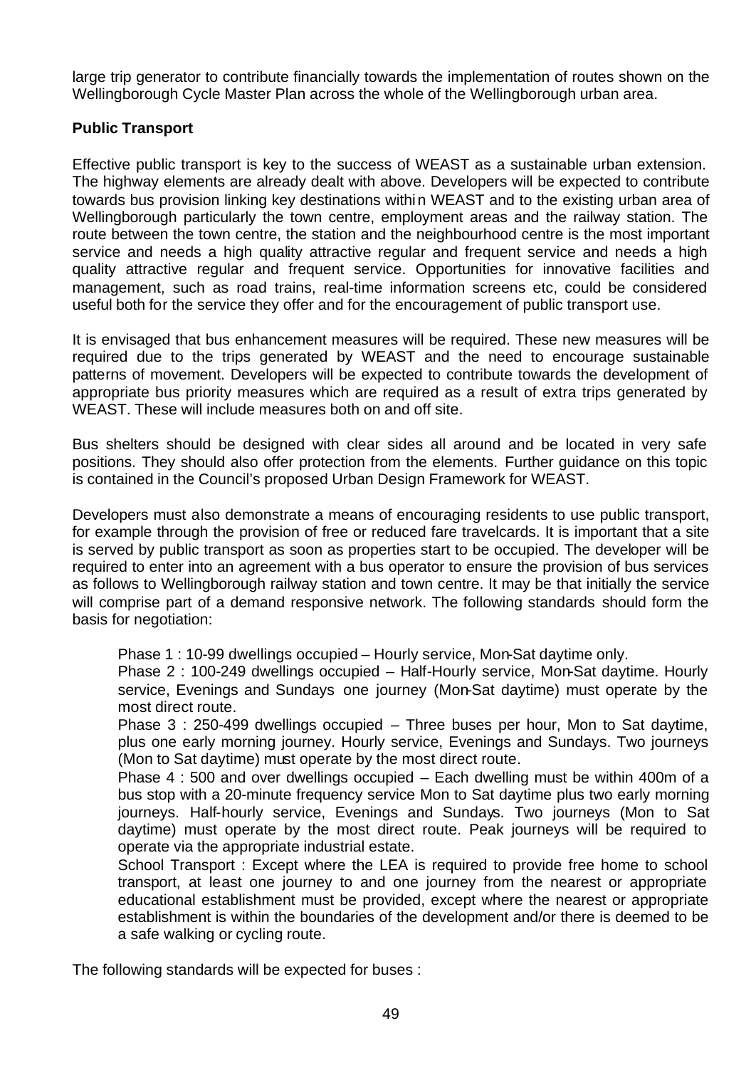large trip generator to contribute financially towards the implementation of routes shown on the Wellingborough Cycle Master Plan across the whole of the Wellingborough urban area.

**Public Transport**

Effective public transport is key to the success of WEAST as a sustainable urban extension. The highway elements are already dealt with above. Developers will be expected to contribute towards bus provision linking key destinations within WEAST and to the existing urban area of Wellingborough particularly the town centre, employment areas and the railway station. The route between the town centre, the station and the neighbourhood centre is the most important service and needs a high quality attractive regular and frequent service and needs a high quality attractive regular and frequent service. Opportunities for innovative facilities and management, such as road trains, real-time information screens etc, could be considered useful both for the service they offer and for the encouragement of public transport use.

It is envisaged that bus enhancement measures will be required. These new measures will be required due to the trips generated by WEAST and the need to encourage sustainable patterns of movement. Developers will be expected to contribute towards the development of appropriate bus priority measures which are required as a result of extra trips generated by WEAST. These will include measures both on and off site.

Bus shelters should be designed with clear sides all around and be located in very safe positions. They should also offer protection from the elements. Further guidance on this topic is contained in the Council's proposed Urban Design Framework for WEAST.

Developers must also demonstrate a means of encouraging residents to use public transport, for example through the provision of free or reduced fare travelcards. It is important that a site is served by public transport as soon as properties start to be occupied. The developer will be required to enter into an agreement with a bus operator to ensure the provision of bus services as follows to Wellingborough railway station and town centre. It may be that initially the service will comprise part of a demand responsive network. The following standards should form the basis for negotiation:

Phase 1 : 10-99 dwellings occupied – Hourly service, Mon-Sat daytime only.

Phase 2 : 100-249 dwellings occupied – Half-Hourly service, Mon-Sat daytime. Hourly service, Evenings and Sundays one journey (Mon-Sat daytime) must operate by the most direct route.

Phase 3 : 250-499 dwellings occupied – Three buses per hour, Mon to Sat daytime, plus one early morning journey. Hourly service, Evenings and Sundays. Two journeys (Mon to Sat daytime) must operate by the most direct route.

Phase 4 : 500 and over dwellings occupied – Each dwelling must be within 400m of a bus stop with a 20-minute frequency service Mon to Sat daytime plus two early morning journeys. Half-hourly service, Evenings and Sundays. Two journeys (Mon to Sat daytime) must operate by the most direct route. Peak journeys will be required to operate via the appropriate industrial estate.

School Transport : Except where the LEA is required to provide free home to school transport, at least one journey to and one journey from the nearest or appropriate educational establishment must be provided, except where the nearest or appropriate establishment is within the boundaries of the development and/or there is deemed to be a safe walking or cycling route.

The following standards will be expected for buses :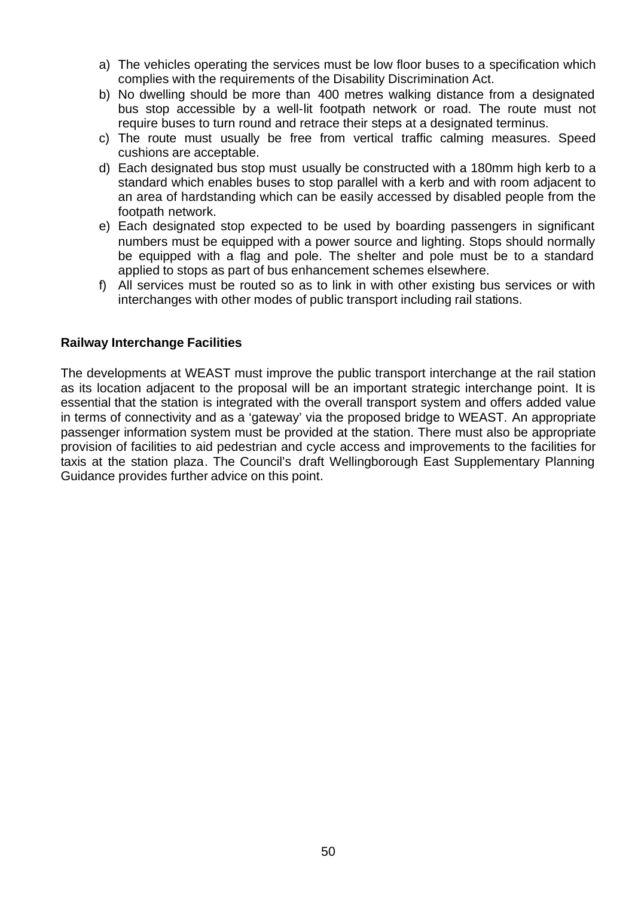a) The vehicles operating the services must be low floor buses to a specification which complies with the requirements of the Disability Discrimination Act.
b) No dwelling should be more than 400 metres walking distance from a designated bus stop accessible by a well-lit footpath network or road. The route must not require buses to turn round and retrace their steps at a designated terminus.
c) The route must usually be free from vertical traffic calming measures. Speed cushions are acceptable.
d) Each designated bus stop must usually be constructed with a 180mm high kerb to a standard which enables buses to stop parallel with a kerb and with room adjacent to an area of hardstanding which can be easily accessed by disabled people from the footpath network.
e) Each designated stop expected to be used by boarding passengers in significant numbers must be equipped with a power source and lighting. Stops should normally be equipped with a flag and pole. The shelter and pole must be to a standard applied to stops as part of bus enhancement schemes elsewhere.
f) All services must be routed so as to link in with other existing bus services or with interchanges with other modes of public transport including rail stations.

**Railway Interchange Facilities**

The developments at WEAST must improve the public transport interchange at the rail station as its location adjacent to the proposal will be an important strategic interchange point. It is essential that the station is integrated with the overall transport system and offers added value in terms of connectivity and as a 'gateway' via the proposed bridge to WEAST. An appropriate passenger information system must be provided at the station. There must also be appropriate provision of facilities to aid pedestrian and cycle access and improvements to the facilities for taxis at the station plaza. The Council's draft Wellingborough East Supplementary Planning Guidance provides further advice on this point.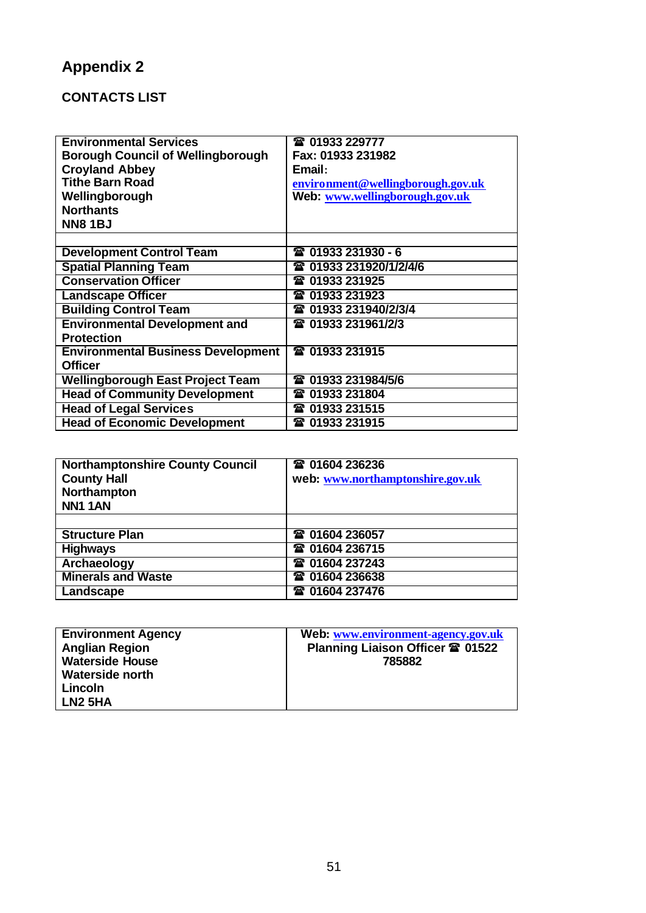# Appendix 2

## CONTACTS LIST

| | |
|---|---|
| **Environmental Services**<br>**Borough Council of Wellingborough**<br>**Croyland Abbey**<br>**Tithe Barn Road**<br>**Wellingborough**<br>**Northants**<br>**NN8 1BJ** | ☎ 01933 229777<br>Fax: 01933 231982<br>Email:<br>environment@wellingborough.gov.uk<br>Web: www.wellingborough.gov.uk |
| | |
| **Development Control Team** | ☎ 01933 231930 - 6 |
| **Spatial Planning Team** | ☎ 01933 231920/1/2/4/6 |
| **Conservation Officer** | ☎ 01933 231925 |
| **Landscape Officer** | ☎ 01933 231923 |
| **Building Control Team** | ☎ 01933 231940/2/3/4 |
| **Environmental Development and Protection** | ☎ 01933 231961/2/3 |
| **Environmental Business Development Officer** | ☎ 01933 231915 |
| **Wellingborough East Project Team** | ☎ 01933 231984/5/6 |
| **Head of Community Development** | ☎ 01933 231804 |
| **Head of Legal Services** | ☎ 01933 231515 |
| **Head of Economic Development** | ☎ 01933 231915 |

| | |
|---|---|
| **Northamptonshire County Council**<br>**County Hall**<br>**Northampton**<br>**NN1 1AN** | ☎ 01604 236236<br>web: www.northamptonshire.gov.uk |
| | |
| **Structure Plan** | ☎ 01604 236057 |
| **Highways** | ☎ 01604 236715 |
| **Archaeology** | ☎ 01604 237243 |
| **Minerals and Waste** | ☎ 01604 236638 |
| **Landscape** | ☎ 01604 237476 |

| | |
|---|---|
| **Environment Agency**<br>**Anglian Region**<br>**Waterside House**<br>**Waterside north**<br>**Lincoln**<br>**LN2 5HA** | Web: www.environment-agency.gov.uk<br>Planning Liaison Officer ☎ 01522 785882 |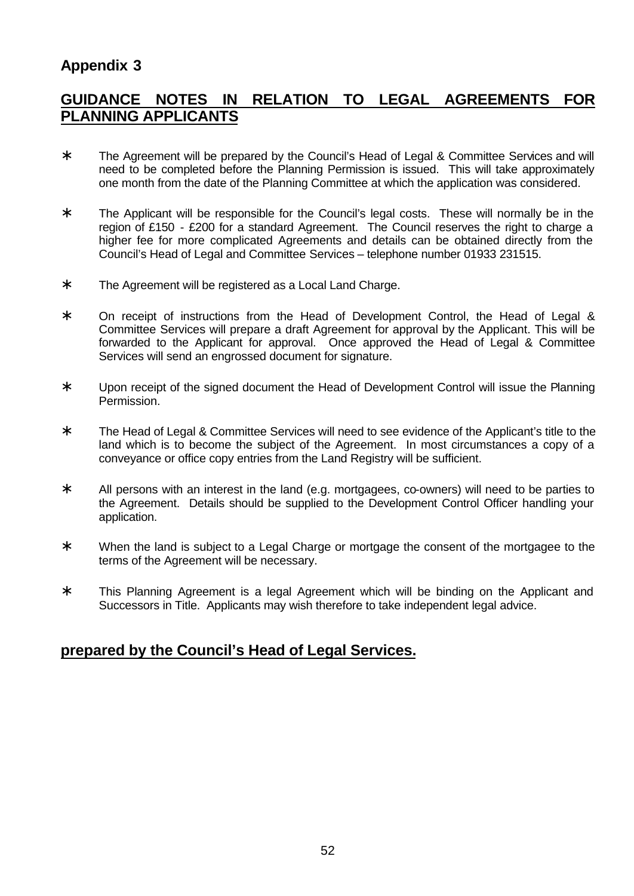## Appendix 3

## GUIDANCE NOTES IN RELATION TO LEGAL AGREEMENTS FOR PLANNING APPLICANTS

* The Agreement will be prepared by the Council's Head of Legal & Committee Services and will need to be completed before the Planning Permission is issued. This will take approximately one month from the date of the Planning Committee at which the application was considered.

* The Applicant will be responsible for the Council's legal costs. These will normally be in the region of £150 - £200 for a standard Agreement. The Council reserves the right to charge a higher fee for more complicated Agreements and details can be obtained directly from the Council's Head of Legal and Committee Services – telephone number 01933 231515.

* The Agreement will be registered as a Local Land Charge.

* On receipt of instructions from the Head of Development Control, the Head of Legal & Committee Services will prepare a draft Agreement for approval by the Applicant. This will be forwarded to the Applicant for approval. Once approved the Head of Legal & Committee Services will send an engrossed document for signature.

* Upon receipt of the signed document the Head of Development Control will issue the Planning Permission.

* The Head of Legal & Committee Services will need to see evidence of the Applicant's title to the land which is to become the subject of the Agreement. In most circumstances a copy of a conveyance or office copy entries from the Land Registry will be sufficient.

* All persons with an interest in the land (e.g. mortgagees, co-owners) will need to be parties to the Agreement. Details should be supplied to the Development Control Officer handling your application.

* When the land is subject to a Legal Charge or mortgage the consent of the mortgagee to the terms of the Agreement will be necessary.

* This Planning Agreement is a legal Agreement which will be binding on the Applicant and Successors in Title. Applicants may wish therefore to take independent legal advice.

## prepared by the Council's Head of Legal Services.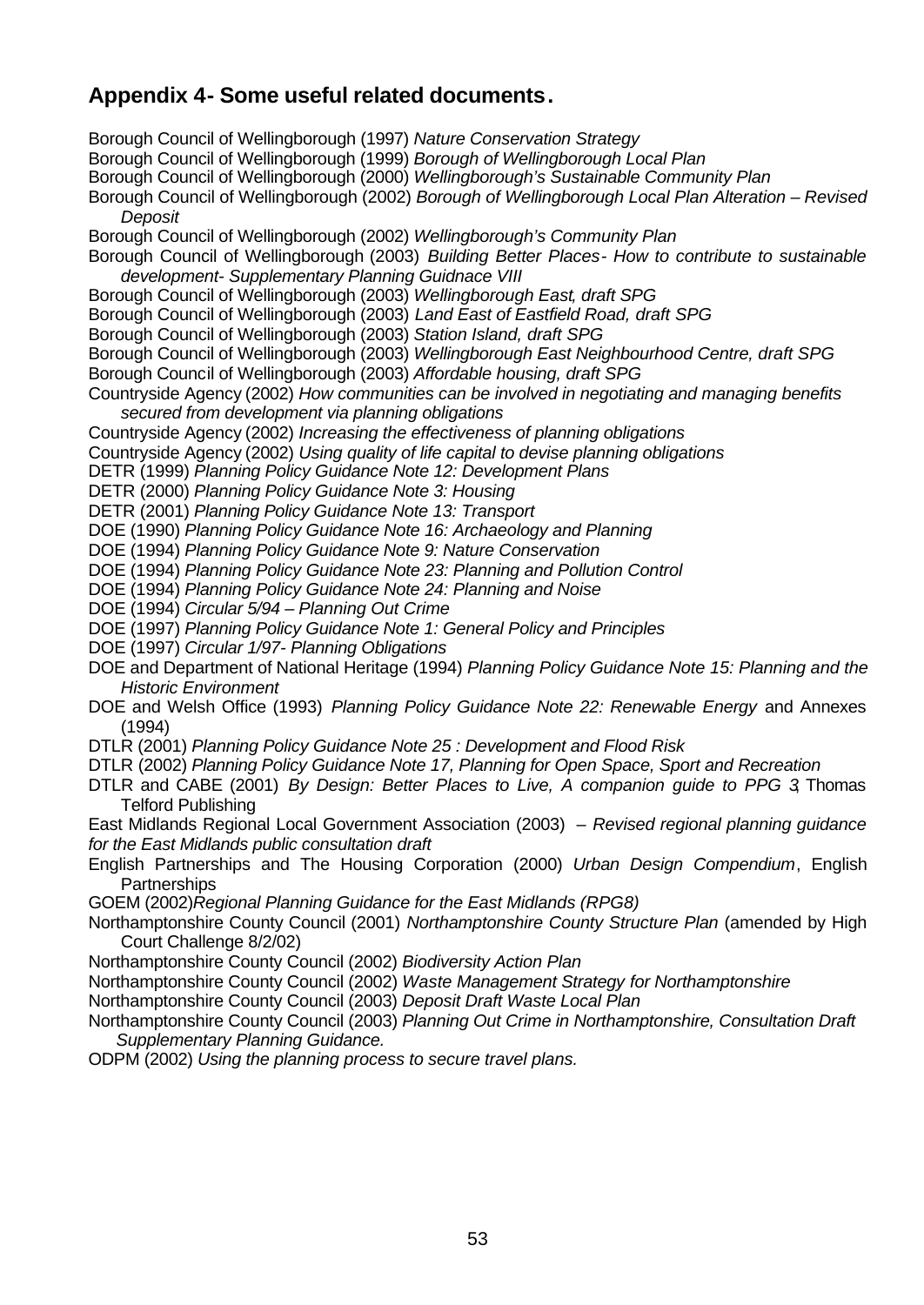## Appendix 4- Some useful related documents.

Borough Council of Wellingborough (1997) *Nature Conservation Strategy*

Borough Council of Wellingborough (1999) *Borough of Wellingborough Local Plan*

Borough Council of Wellingborough (2000) *Wellingborough's Sustainable Community Plan*

Borough Council of Wellingborough (2002) *Borough of Wellingborough Local Plan Alteration – Revised Deposit*

Borough Council of Wellingborough (2002) *Wellingborough's Community Plan*

Borough Council of Wellingborough (2003) *Building Better Places- How to contribute to sustainable development- Supplementary Planning Guidnace VIII*

Borough Council of Wellingborough (2003) *Wellingborough East, draft SPG*

Borough Council of Wellingborough (2003) *Land East of Eastfield Road, draft SPG*

Borough Council of Wellingborough (2003) *Station Island, draft SPG*

Borough Council of Wellingborough (2003) *Wellingborough East Neighbourhood Centre, draft SPG*

Borough Council of Wellingborough (2003) *Affordable housing, draft SPG*

Countryside Agency (2002) *How communities can be involved in negotiating and managing benefits secured from development via planning obligations*

Countryside Agency (2002) *Increasing the effectiveness of planning obligations*

Countryside Agency (2002) *Using quality of life capital to devise planning obligations*

DETR (1999) *Planning Policy Guidance Note 12: Development Plans*

DETR (2000) *Planning Policy Guidance Note 3: Housing*

DETR (2001) *Planning Policy Guidance Note 13: Transport*

DOE (1990) *Planning Policy Guidance Note 16: Archaeology and Planning*

DOE (1994) *Planning Policy Guidance Note 9: Nature Conservation*

DOE (1994) *Planning Policy Guidance Note 23: Planning and Pollution Control*

DOE (1994) *Planning Policy Guidance Note 24: Planning and Noise*

DOE (1994) *Circular 5/94 – Planning Out Crime*

DOE (1997) *Planning Policy Guidance Note 1: General Policy and Principles*

DOE (1997) *Circular 1/97- Planning Obligations*

DOE and Department of National Heritage (1994) *Planning Policy Guidance Note 15: Planning and the Historic Environment*

DOE and Welsh Office (1993) *Planning Policy Guidance Note 22: Renewable Energy* and Annexes (1994)

DTLR (2001) *Planning Policy Guidance Note 25 : Development and Flood Risk*

DTLR (2002) *Planning Policy Guidance Note 17, Planning for Open Space, Sport and Recreation*

DTLR and CABE (2001) *By Design: Better Places to Live, A companion guide to PPG 3*, Thomas Telford Publishing

East Midlands Regional Local Government Association (2003) – *Revised regional planning guidance for the East Midlands public consultation draft*

English Partnerships and The Housing Corporation (2000) *Urban Design Compendium*, English Partnerships

GOEM (2002)*Regional Planning Guidance for the East Midlands (RPG8)*

Northamptonshire County Council (2001) *Northamptonshire County Structure Plan* (amended by High Court Challenge 8/2/02)

Northamptonshire County Council (2002) *Biodiversity Action Plan*

Northamptonshire County Council (2002) *Waste Management Strategy for Northamptonshire*

Northamptonshire County Council (2003) *Deposit Draft Waste Local Plan*

Northamptonshire County Council (2003) *Planning Out Crime in Northamptonshire, Consultation Draft Supplementary Planning Guidance.*

ODPM (2002) *Using the planning process to secure travel plans.*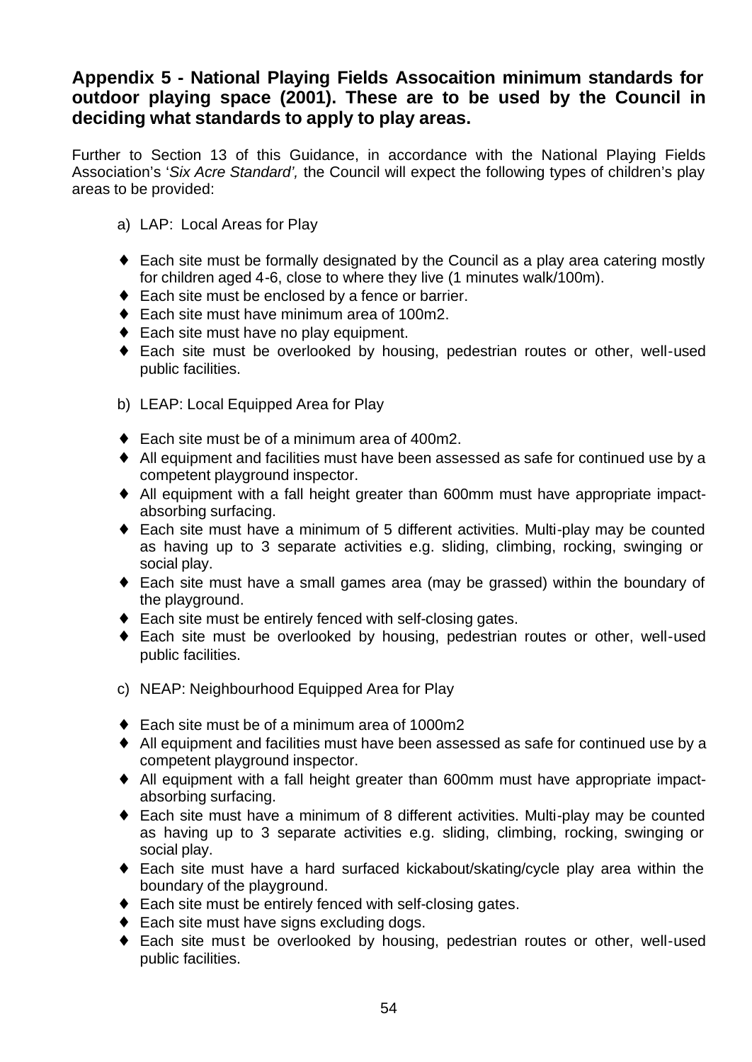## Appendix 5 - National Playing Fields Assocaition minimum standards for outdoor playing space (2001). These are to be used by the Council in deciding what standards to apply to play areas.

Further to Section 13 of this Guidance, in accordance with the National Playing Fields Association's '*Six Acre Standard',* the Council will expect the following types of children's play areas to be provided:

a) LAP: Local Areas for Play

- Each site must be formally designated by the Council as a play area catering mostly for children aged 4-6, close to where they live (1 minutes walk/100m).
- Each site must be enclosed by a fence or barrier.
- Each site must have minimum area of 100m2.
- Each site must have no play equipment.
- Each site must be overlooked by housing, pedestrian routes or other, well-used public facilities.

b) LEAP: Local Equipped Area for Play

- Each site must be of a minimum area of 400m2.
- All equipment and facilities must have been assessed as safe for continued use by a competent playground inspector.
- All equipment with a fall height greater than 600mm must have appropriate impact-absorbing surfacing.
- Each site must have a minimum of 5 different activities. Multi-play may be counted as having up to 3 separate activities e.g. sliding, climbing, rocking, swinging or social play.
- Each site must have a small games area (may be grassed) within the boundary of the playground.
- Each site must be entirely fenced with self-closing gates.
- Each site must be overlooked by housing, pedestrian routes or other, well-used public facilities.

c) NEAP: Neighbourhood Equipped Area for Play

- Each site must be of a minimum area of 1000m2
- All equipment and facilities must have been assessed as safe for continued use by a competent playground inspector.
- All equipment with a fall height greater than 600mm must have appropriate impact-absorbing surfacing.
- Each site must have a minimum of 8 different activities. Multi-play may be counted as having up to 3 separate activities e.g. sliding, climbing, rocking, swinging or social play.
- Each site must have a hard surfaced kickabout/skating/cycle play area within the boundary of the playground.
- Each site must be entirely fenced with self-closing gates.
- Each site must have signs excluding dogs.
- Each site must be overlooked by housing, pedestrian routes or other, well-used public facilities.